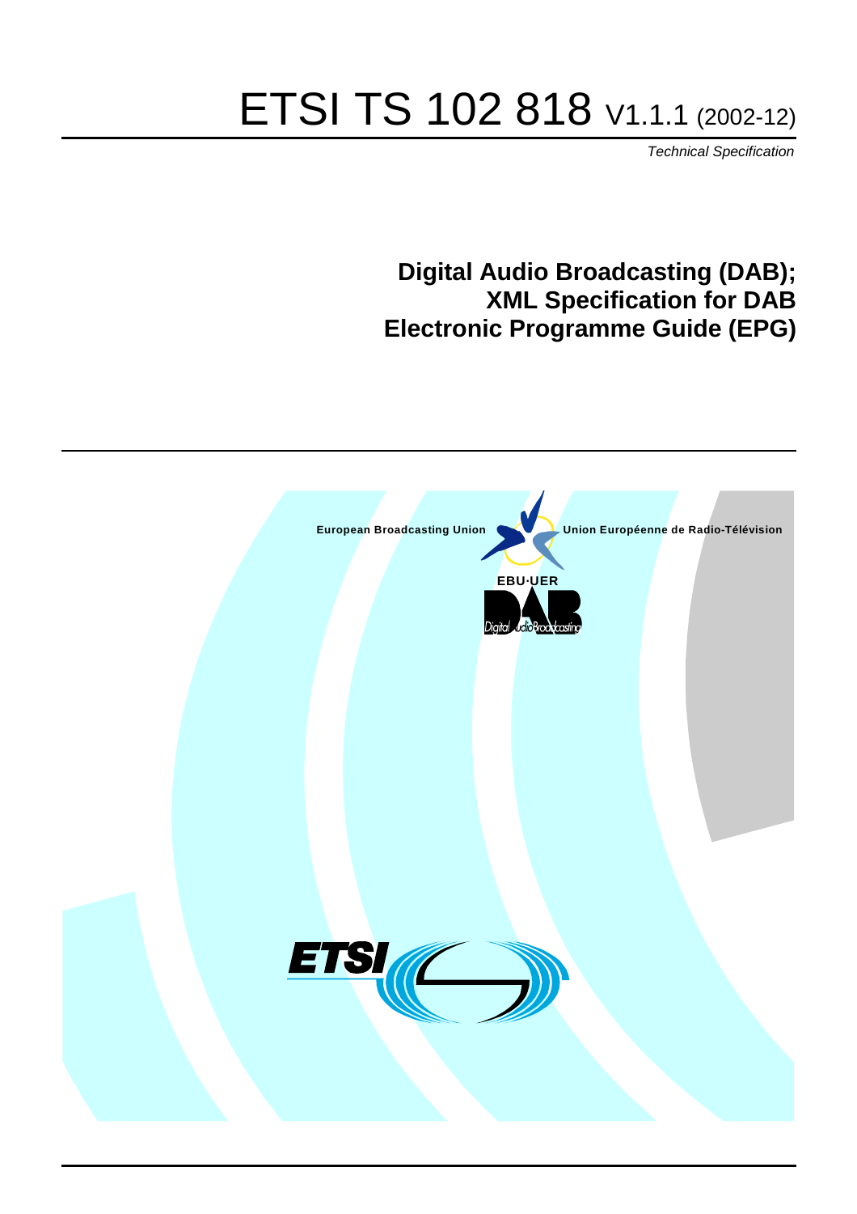# ETSI TS 102 818 V1.1.1 (2002-12)

*Technical Specification*

## Digital Audio Broadcasting (DAB); XML Specification for DAB Electronic Programme Guide (EPG)

European Broadcasting Union

Union Européenne de Radio-Télévision

EBU·UER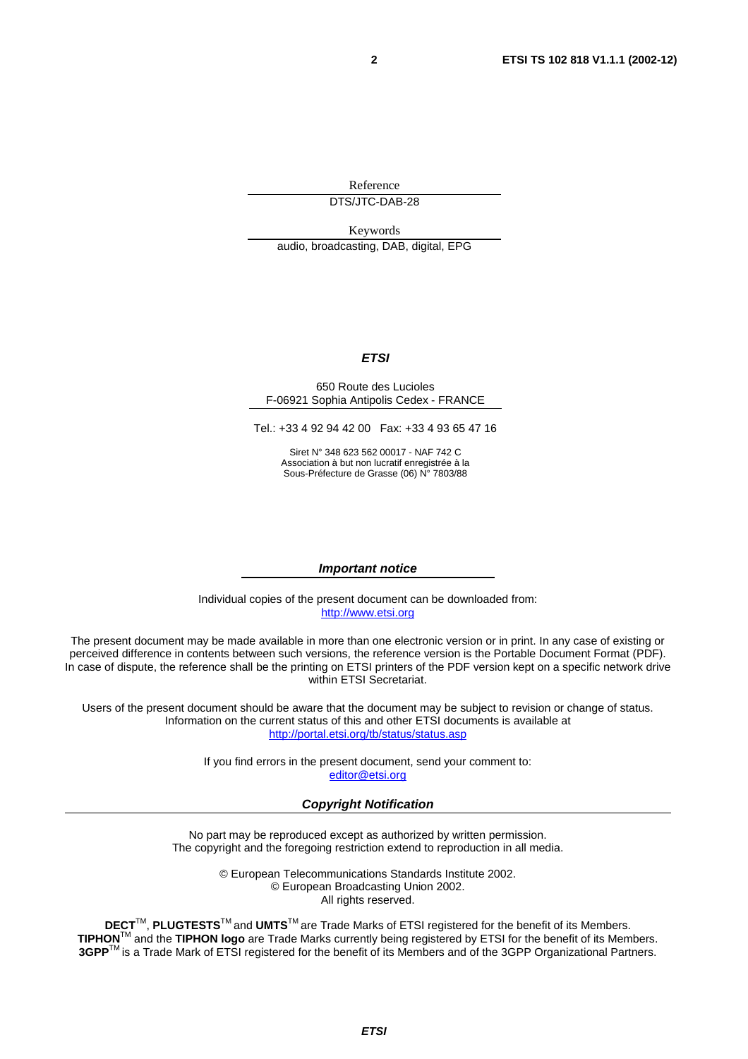Reference

DTS/JTC-DAB-28

Keywords

audio, broadcasting, DAB, digital, EPG

***ETSI***

650 Route des Lucioles
F-06921 Sophia Antipolis Cedex - FRANCE

Tel.: +33 4 92 94 42 00 Fax: +33 4 93 65 47 16

Siret N° 348 623 562 00017 - NAF 742 C
Association à but non lucratif enregistrée à la
Sous-Préfecture de Grasse (06) N° 7803/88

***Important notice***

Individual copies of the present document can be downloaded from:
http://www.etsi.org

The present document may be made available in more than one electronic version or in print. In any case of existing or perceived difference in contents between such versions, the reference version is the Portable Document Format (PDF). In case of dispute, the reference shall be the printing on ETSI printers of the PDF version kept on a specific network drive within ETSI Secretariat.

Users of the present document should be aware that the document may be subject to revision or change of status. Information on the current status of this and other ETSI documents is available at
http://portal.etsi.org/tb/status/status.asp

If you find errors in the present document, send your comment to:
editor@etsi.org

***Copyright Notification***

No part may be reproduced except as authorized by written permission.
The copyright and the foregoing restriction extend to reproduction in all media.

© European Telecommunications Standards Institute 2002.
© European Broadcasting Union 2002.
All rights reserved.

**DECT**™, **PLUGTESTS**™ and **UMTS**™ are Trade Marks of ETSI registered for the benefit of its Members.
**TIPHON**™ and the **TIPHON logo** are Trade Marks currently being registered by ETSI for the benefit of its Members.
**3GPP**™ is a Trade Mark of ETSI registered for the benefit of its Members and of the 3GPP Organizational Partners.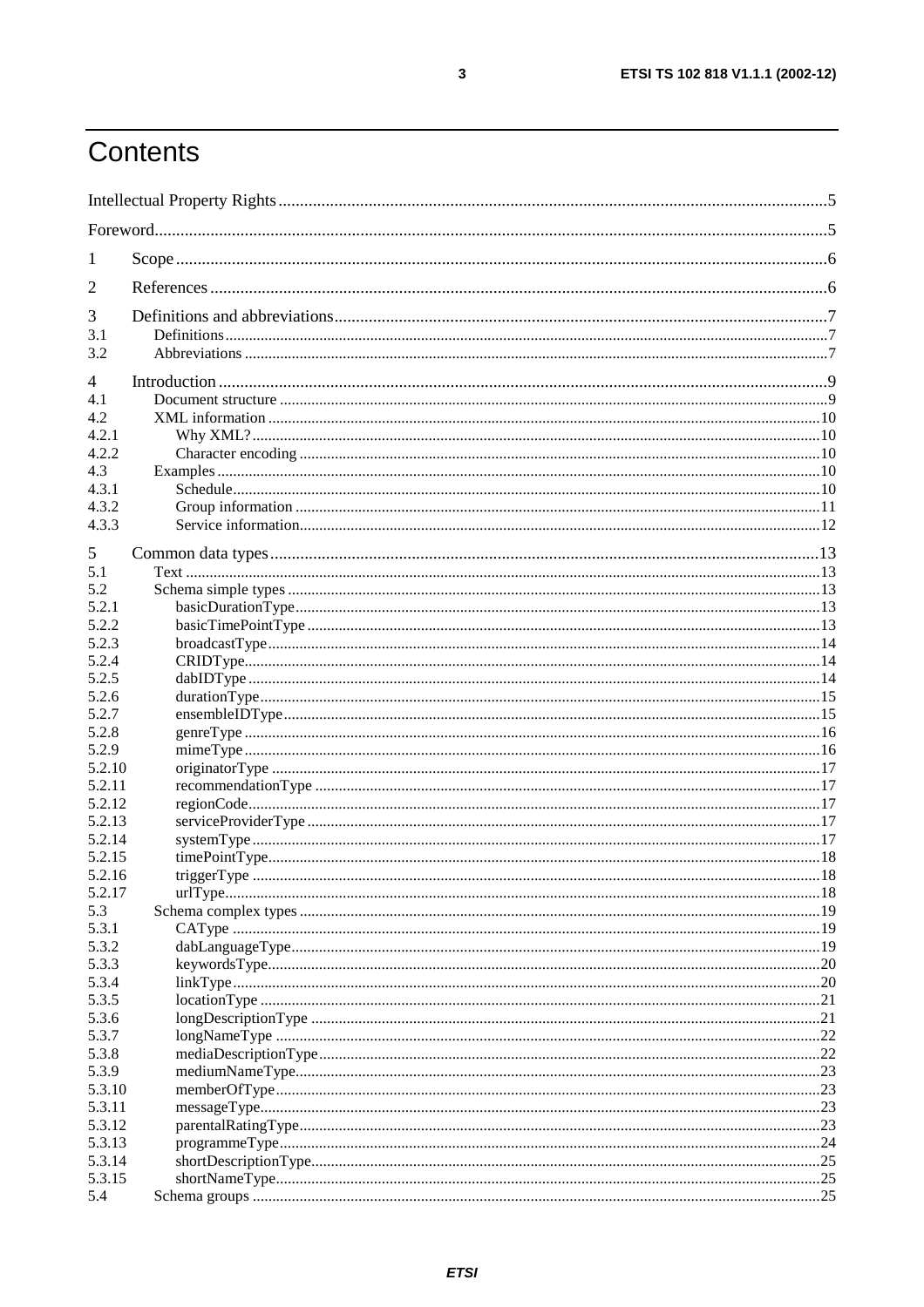# Contents

Intellectual Property Rights ....................................................... 5

Foreword ....................................................... 5

1 Scope ....................................................... 6

2 References ....................................................... 6

3 Definitions and abbreviations ....................................................... 7
- 3.1 Definitions ....................................................... 7
- 3.2 Abbreviations ....................................................... 7

4 Introduction ....................................................... 9
- 4.1 Document structure ....................................................... 9
- 4.2 XML information ....................................................... 10
  - 4.2.1 Why XML? ....................................................... 10
  - 4.2.2 Character encoding ....................................................... 10
- 4.3 Examples ....................................................... 10
  - 4.3.1 Schedule ....................................................... 10
  - 4.3.2 Group information ....................................................... 11
  - 4.3.3 Service information ....................................................... 12

5 Common data types ....................................................... 13
- 5.1 Text ....................................................... 13
- 5.2 Schema simple types ....................................................... 13
  - 5.2.1 basicDurationType ....................................................... 13
  - 5.2.2 basicTimePointType ....................................................... 13
  - 5.2.3 broadcastType ....................................................... 14
  - 5.2.4 CRIDType ....................................................... 14
  - 5.2.5 dabIDType ....................................................... 14
  - 5.2.6 durationType ....................................................... 15
  - 5.2.7 ensembleIDType ....................................................... 15
  - 5.2.8 genreType ....................................................... 16
  - 5.2.9 mimeType ....................................................... 16
  - 5.2.10 originatorType ....................................................... 17
  - 5.2.11 recommendationType ....................................................... 17
  - 5.2.12 regionCode ....................................................... 17
  - 5.2.13 serviceProviderType ....................................................... 17
  - 5.2.14 systemType ....................................................... 17
  - 5.2.15 timePointType ....................................................... 18
  - 5.2.16 triggerType ....................................................... 18
  - 5.2.17 urlType ....................................................... 18
- 5.3 Schema complex types ....................................................... 19
  - 5.3.1 CAType ....................................................... 19
  - 5.3.2 dabLanguageType ....................................................... 19
  - 5.3.3 keywordsType ....................................................... 20
  - 5.3.4 linkType ....................................................... 20
  - 5.3.5 locationType ....................................................... 21
  - 5.3.6 longDescriptionType ....................................................... 21
  - 5.3.7 longNameType ....................................................... 22
  - 5.3.8 mediaDescriptionType ....................................................... 22
  - 5.3.9 mediumNameType ....................................................... 23
  - 5.3.10 memberOfType ....................................................... 23
  - 5.3.11 messageType ....................................................... 23
  - 5.3.12 parentalRatingType ....................................................... 23
  - 5.3.13 programmeType ....................................................... 24
  - 5.3.14 shortDescriptionType ....................................................... 25
  - 5.3.15 shortNameType ....................................................... 25
- 5.4 Schema groups ....................................................... 25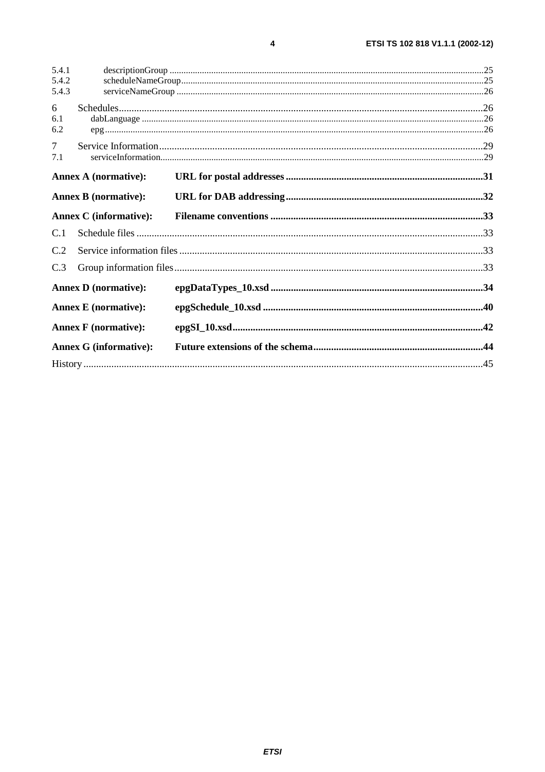5.4.1 descriptionGroup ......................................................................................................................................25
5.4.2 scheduleNameGroup.................................................................................................................................25
5.4.3 serviceNameGroup ...................................................................................................................................26

6 Schedules..............................................................................................................................................26
6.1 dabLanguage ..................................................................................................................................................26
6.2 epg...................................................................................................................................................................26

7 Service Information...............................................................................................................................29
7.1 serviceInformation..........................................................................................................................................29

**Annex A (normative): URL for postal addresses .............................................................................31**

**Annex B (normative): URL for DAB addressing.............................................................................32**

**Annex C (informative): Filename conventions ...................................................................................33**

C.1 Schedule files ........................................................................................................................................33

C.2 Service information files .......................................................................................................................33

C.3 Group information files.........................................................................................................................33

**Annex D (normative): epgDataTypes_10.xsd...................................................................................34**

**Annex E (normative): epgSchedule_10.xsd......................................................................................40**

**Annex F (normative): epgSI_10.xsd..................................................................................................42**

**Annex G (informative): Future extensions of the schema..................................................................44**

History .............................................................................................................................................................45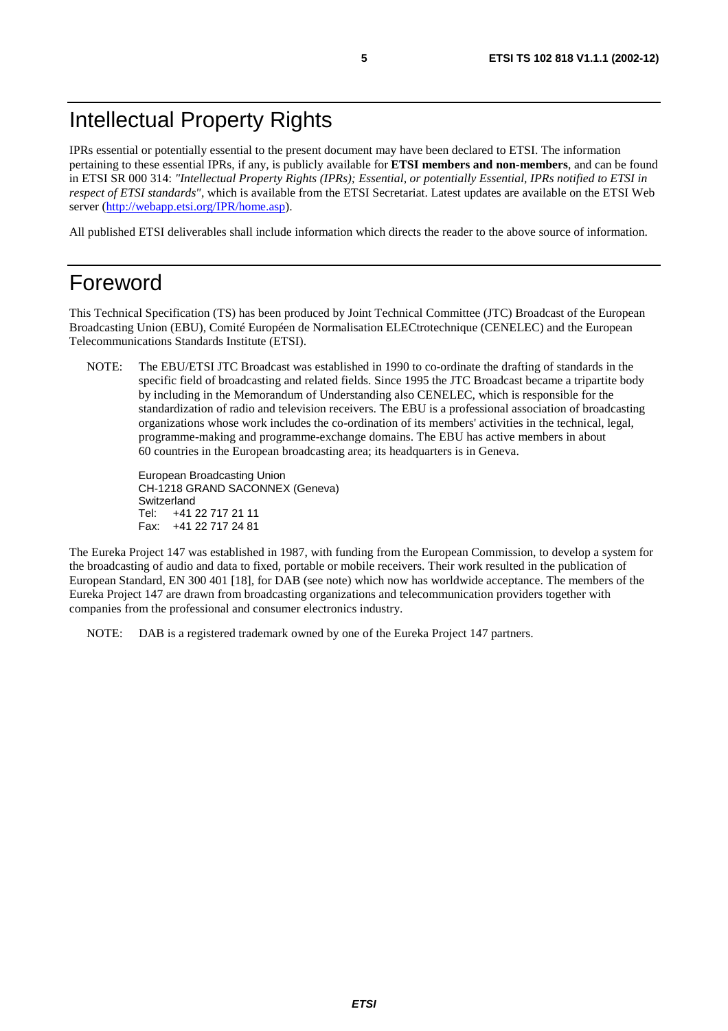# Intellectual Property Rights

IPRs essential or potentially essential to the present document may have been declared to ETSI. The information pertaining to these essential IPRs, if any, is publicly available for **ETSI members and non-members**, and can be found in ETSI SR 000 314: *"Intellectual Property Rights (IPRs); Essential, or potentially Essential, IPRs notified to ETSI in respect of ETSI standards"*, which is available from the ETSI Secretariat. Latest updates are available on the ETSI Web server (http://webapp.etsi.org/IPR/home.asp).

All published ETSI deliverables shall include information which directs the reader to the above source of information.

# Foreword

This Technical Specification (TS) has been produced by Joint Technical Committee (JTC) Broadcast of the European Broadcasting Union (EBU), Comité Européen de Normalisation ELECtrotechnique (CENELEC) and the European Telecommunications Standards Institute (ETSI).

NOTE: The EBU/ETSI JTC Broadcast was established in 1990 to co-ordinate the drafting of standards in the specific field of broadcasting and related fields. Since 1995 the JTC Broadcast became a tripartite body by including in the Memorandum of Understanding also CENELEC, which is responsible for the standardization of radio and television receivers. The EBU is a professional association of broadcasting organizations whose work includes the co-ordination of its members' activities in the technical, legal, programme-making and programme-exchange domains. The EBU has active members in about 60 countries in the European broadcasting area; its headquarters is in Geneva.

European Broadcasting Union
CH-1218 GRAND SACONNEX (Geneva)
Switzerland
Tel: +41 22 717 21 11
Fax: +41 22 717 24 81

The Eureka Project 147 was established in 1987, with funding from the European Commission, to develop a system for the broadcasting of audio and data to fixed, portable or mobile receivers. Their work resulted in the publication of European Standard, EN 300 401 [18], for DAB (see note) which now has worldwide acceptance. The members of the Eureka Project 147 are drawn from broadcasting organizations and telecommunication providers together with companies from the professional and consumer electronics industry.

NOTE: DAB is a registered trademark owned by one of the Eureka Project 147 partners.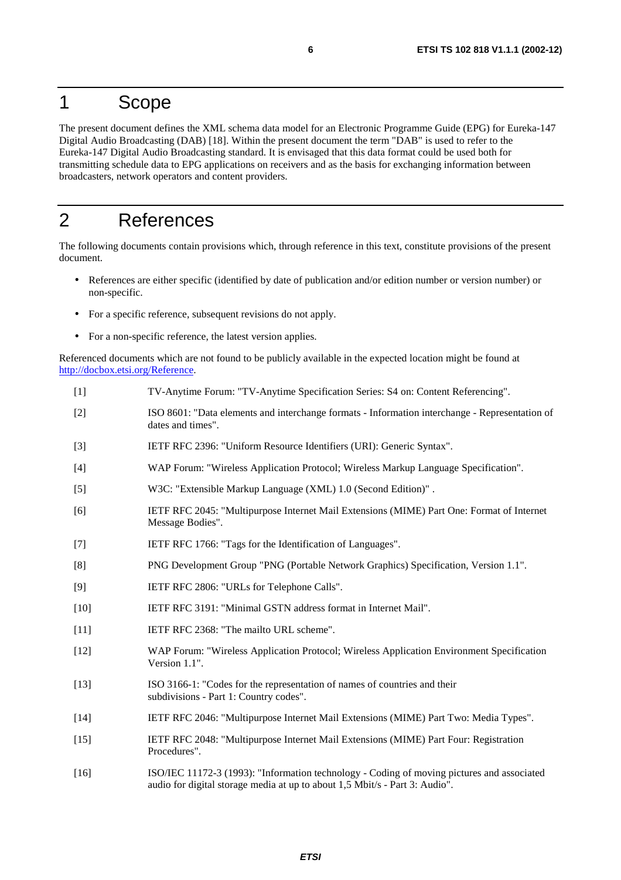# 1 Scope

The present document defines the XML schema data model for an Electronic Programme Guide (EPG) for Eureka-147 Digital Audio Broadcasting (DAB) [18]. Within the present document the term "DAB" is used to refer to the Eureka-147 Digital Audio Broadcasting standard. It is envisaged that this data format could be used both for transmitting schedule data to EPG applications on receivers and as the basis for exchanging information between broadcasters, network operators and content providers.

# 2 References

The following documents contain provisions which, through reference in this text, constitute provisions of the present document.

- References are either specific (identified by date of publication and/or edition number or version number) or non-specific.
- For a specific reference, subsequent revisions do not apply.
- For a non-specific reference, the latest version applies.

Referenced documents which are not found to be publicly available in the expected location might be found at http://docbox.etsi.org/Reference.

[1] TV-Anytime Forum: "TV-Anytime Specification Series: S4 on: Content Referencing".

[2] ISO 8601: "Data elements and interchange formats - Information interchange - Representation of dates and times".

[3] IETF RFC 2396: "Uniform Resource Identifiers (URI): Generic Syntax".

[4] WAP Forum: "Wireless Application Protocol; Wireless Markup Language Specification".

[5] W3C: "Extensible Markup Language (XML) 1.0 (Second Edition)" .

[6] IETF RFC 2045: "Multipurpose Internet Mail Extensions (MIME) Part One: Format of Internet Message Bodies".

[7] IETF RFC 1766: "Tags for the Identification of Languages".

[8] PNG Development Group "PNG (Portable Network Graphics) Specification, Version 1.1".

[9] IETF RFC 2806: "URLs for Telephone Calls".

[10] IETF RFC 3191: "Minimal GSTN address format in Internet Mail".

[11] IETF RFC 2368: "The mailto URL scheme".

[12] WAP Forum: "Wireless Application Protocol; Wireless Application Environment Specification Version 1.1".

[13] ISO 3166-1: "Codes for the representation of names of countries and their subdivisions - Part 1: Country codes".

[14] IETF RFC 2046: "Multipurpose Internet Mail Extensions (MIME) Part Two: Media Types".

[15] IETF RFC 2048: "Multipurpose Internet Mail Extensions (MIME) Part Four: Registration Procedures".

[16] ISO/IEC 11172-3 (1993): "Information technology - Coding of moving pictures and associated audio for digital storage media at up to about 1,5 Mbit/s - Part 3: Audio".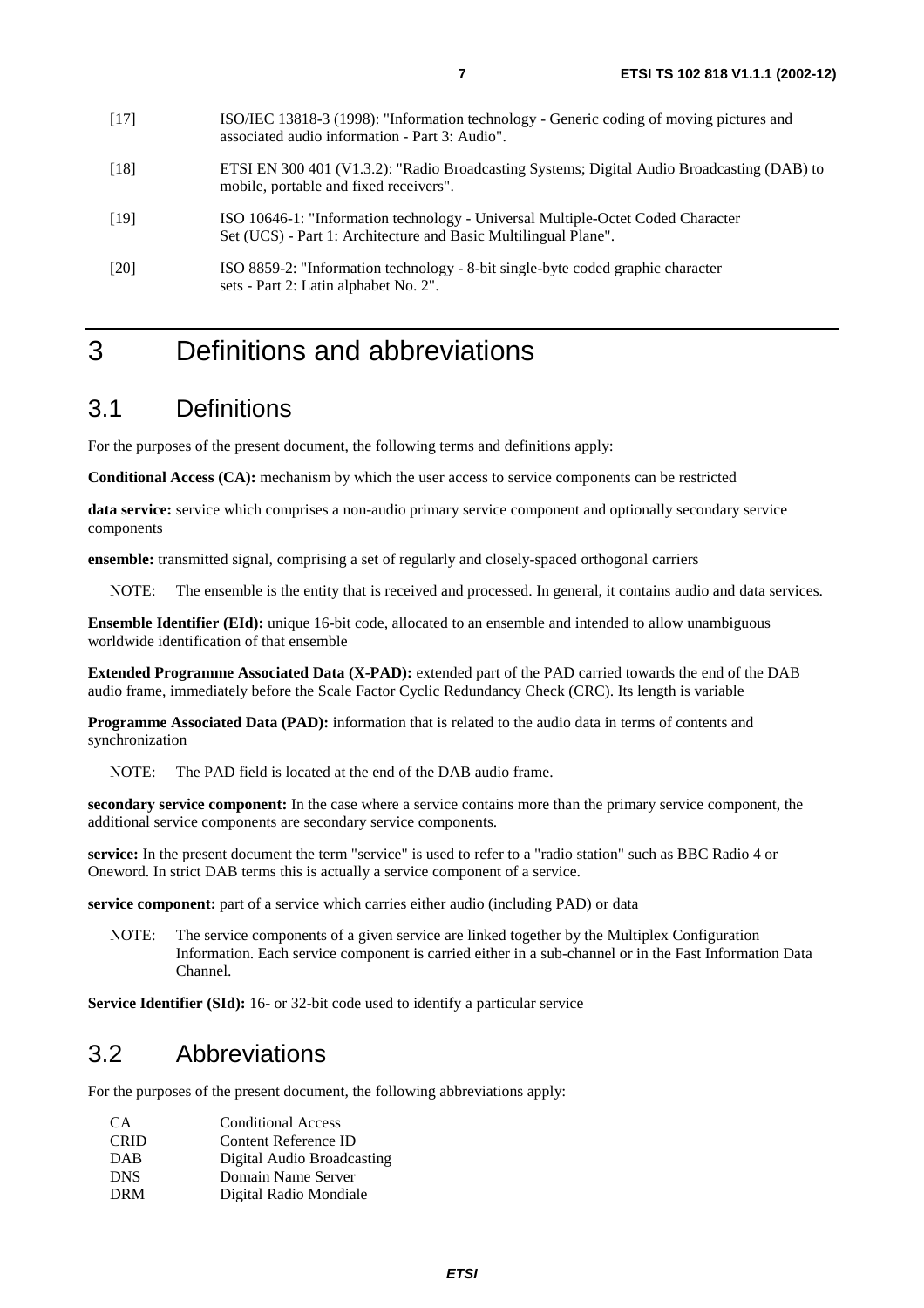[17] ISO/IEC 13818-3 (1998): "Information technology - Generic coding of moving pictures and associated audio information - Part 3: Audio".

[18] ETSI EN 300 401 (V1.3.2): "Radio Broadcasting Systems; Digital Audio Broadcasting (DAB) to mobile, portable and fixed receivers".

[19] ISO 10646-1: "Information technology - Universal Multiple-Octet Coded Character Set (UCS) - Part 1: Architecture and Basic Multilingual Plane".

[20] ISO 8859-2: "Information technology - 8-bit single-byte coded graphic character sets - Part 2: Latin alphabet No. 2".

# 3 Definitions and abbreviations

## 3.1 Definitions

For the purposes of the present document, the following terms and definitions apply:

**Conditional Access (CA):** mechanism by which the user access to service components can be restricted

**data service:** service which comprises a non-audio primary service component and optionally secondary service components

**ensemble:** transmitted signal, comprising a set of regularly and closely-spaced orthogonal carriers

NOTE: The ensemble is the entity that is received and processed. In general, it contains audio and data services.

**Ensemble Identifier (EId):** unique 16-bit code, allocated to an ensemble and intended to allow unambiguous worldwide identification of that ensemble

**Extended Programme Associated Data (X-PAD):** extended part of the PAD carried towards the end of the DAB audio frame, immediately before the Scale Factor Cyclic Redundancy Check (CRC). Its length is variable

**Programme Associated Data (PAD):** information that is related to the audio data in terms of contents and synchronization

NOTE: The PAD field is located at the end of the DAB audio frame.

**secondary service component:** In the case where a service contains more than the primary service component, the additional service components are secondary service components.

**service:** In the present document the term "service" is used to refer to a "radio station" such as BBC Radio 4 or Oneword. In strict DAB terms this is actually a service component of a service.

**service component:** part of a service which carries either audio (including PAD) or data

NOTE: The service components of a given service are linked together by the Multiplex Configuration Information. Each service component is carried either in a sub-channel or in the Fast Information Data Channel.

**Service Identifier (SId):** 16- or 32-bit code used to identify a particular service

## 3.2 Abbreviations

For the purposes of the present document, the following abbreviations apply:

| | |
|---|---|
| CA | Conditional Access |
| CRID | Content Reference ID |
| DAB | Digital Audio Broadcasting |
| DNS | Domain Name Server |
| DRM | Digital Radio Mondiale |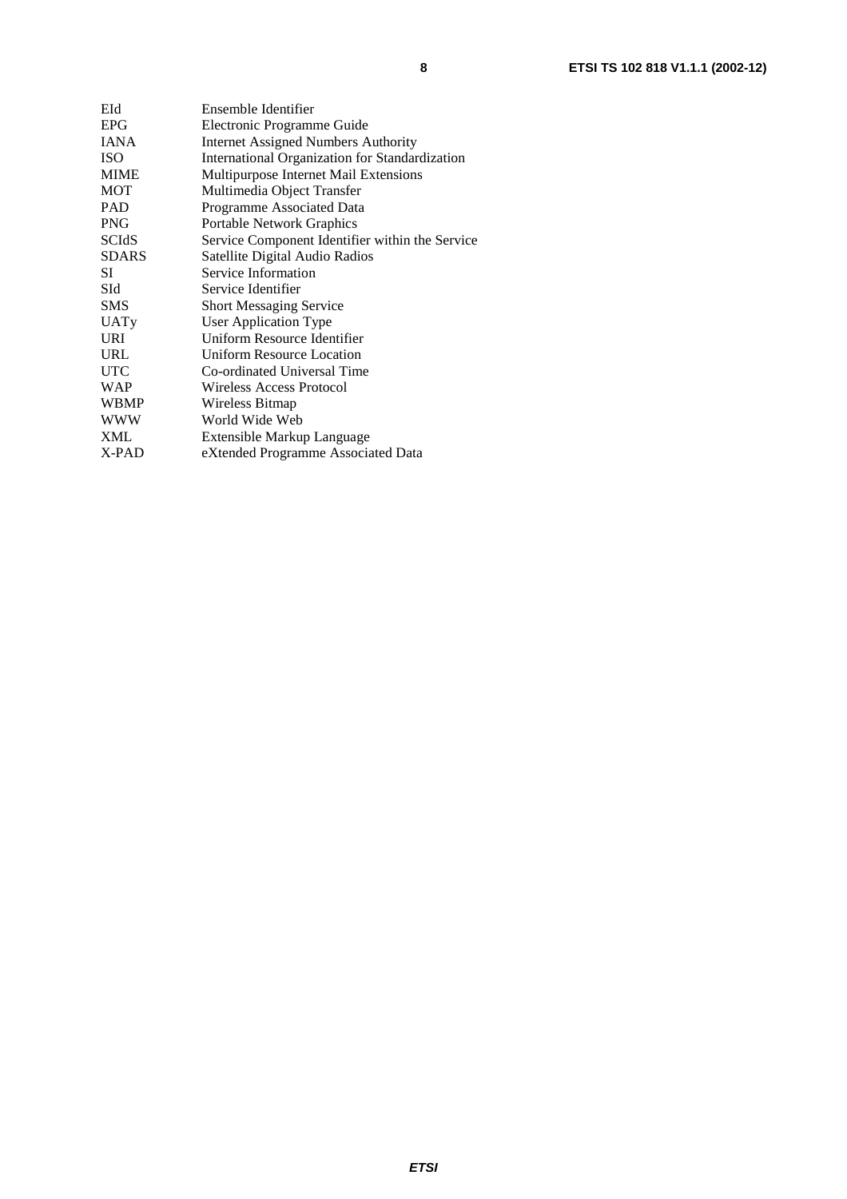EId	Ensemble Identifier
EPG	Electronic Programme Guide
IANA	Internet Assigned Numbers Authority
ISO	International Organization for Standardization
MIME	Multipurpose Internet Mail Extensions
MOT	Multimedia Object Transfer
PAD	Programme Associated Data
PNG	Portable Network Graphics
SCIdS	Service Component Identifier within the Service
SDARS	Satellite Digital Audio Radios
SI	Service Information
SId	Service Identifier
SMS	Short Messaging Service
UATy	User Application Type
URI	Uniform Resource Identifier
URL	Uniform Resource Location
UTC	Co-ordinated Universal Time
WAP	Wireless Access Protocol
WBMP	Wireless Bitmap
WWW	World Wide Web
XML	Extensible Markup Language
X-PAD	eXtended Programme Associated Data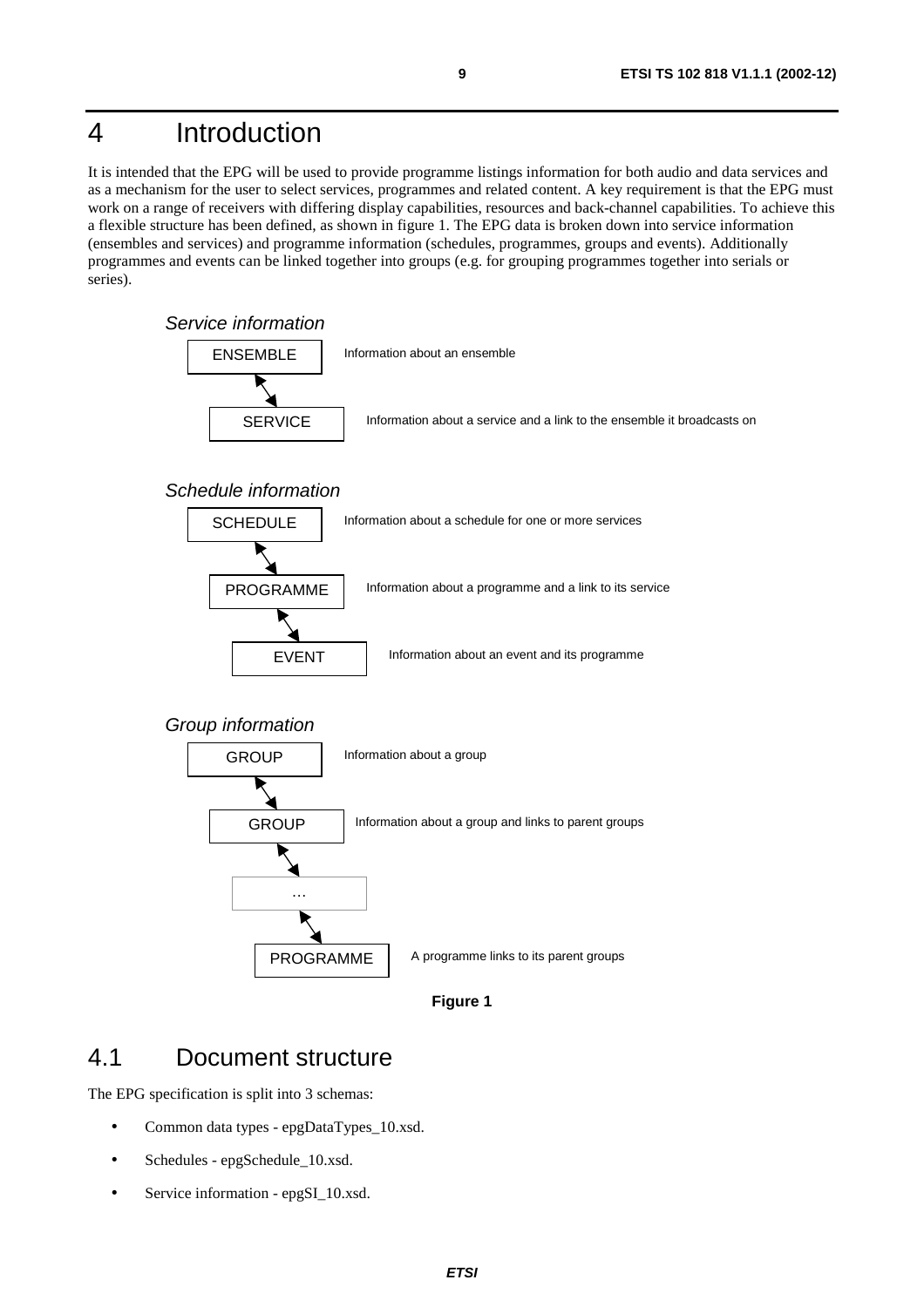# 4 Introduction

It is intended that the EPG will be used to provide programme listings information for both audio and data services and as a mechanism for the user to select services, programmes and related content. A key requirement is that the EPG must work on a range of receivers with differing display capabilities, resources and back-channel capabilities. To achieve this a flexible structure has been defined, as shown in figure 1. The EPG data is broken down into service information (ensembles and services) and programme information (schedules, programmes, groups and events). Additionally programmes and events can be linked together into groups (e.g. for grouping programmes together into serials or series).

*Service information*

ENSEMBLE — Information about an ensemble

SERVICE — Information about a service and a link to the ensemble it broadcasts on

*Schedule information*

SCHEDULE — Information about a schedule for one or more services

PROGRAMME — Information about a programme and a link to its service

EVENT — Information about an event and its programme

*Group information*

GROUP — Information about a group

GROUP — Information about a group and links to parent groups

…

PROGRAMME — A programme links to its parent groups

**Figure 1**

## 4.1 Document structure

The EPG specification is split into 3 schemas:

- Common data types - epgDataTypes_10.xsd.
- Schedules - epgSchedule_10.xsd.
- Service information - epgSI_10.xsd.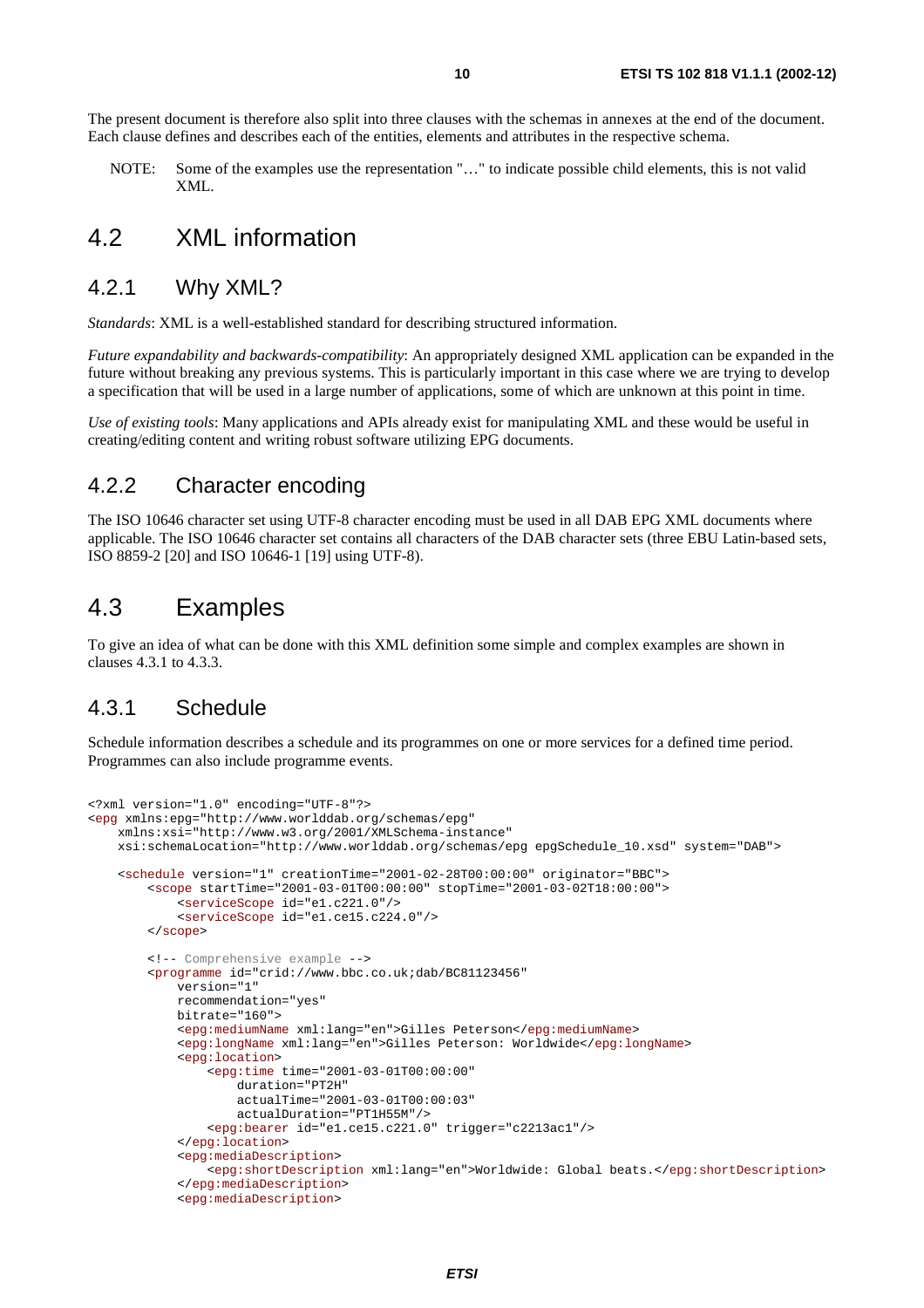The present document is therefore also split into three clauses with the schemas in annexes at the end of the document. Each clause defines and describes each of the entities, elements and attributes in the respective schema.

NOTE: Some of the examples use the representation "…" to indicate possible child elements, this is not valid XML.

## 4.2 XML information

### 4.2.1 Why XML?

*Standards*: XML is a well-established standard for describing structured information.

*Future expandability and backwards-compatibility*: An appropriately designed XML application can be expanded in the future without breaking any previous systems. This is particularly important in this case where we are trying to develop a specification that will be used in a large number of applications, some of which are unknown at this point in time.

*Use of existing tools*: Many applications and APIs already exist for manipulating XML and these would be useful in creating/editing content and writing robust software utilizing EPG documents.

### 4.2.2 Character encoding

The ISO 10646 character set using UTF-8 character encoding must be used in all DAB EPG XML documents where applicable. The ISO 10646 character set contains all characters of the DAB character sets (three EBU Latin-based sets, ISO 8859-2 [20] and ISO 10646-1 [19] using UTF-8).

## 4.3 Examples

To give an idea of what can be done with this XML definition some simple and complex examples are shown in clauses 4.3.1 to 4.3.3.

### 4.3.1 Schedule

Schedule information describes a schedule and its programmes on one or more services for a defined time period. Programmes can also include programme events.

```
<?xml version="1.0" encoding="UTF-8"?>
<epg xmlns:epg="http://www.worlddab.org/schemas/epg"
    xmlns:xsi="http://www.w3.org/2001/XMLSchema-instance"
    xsi:schemaLocation="http://www.worlddab.org/schemas/epg epgSchedule_10.xsd" system="DAB">

    <schedule version="1" creationTime="2001-02-28T00:00:00" originator="BBC">
        <scope startTime="2001-03-01T00:00:00" stopTime="2001-03-02T18:00:00">
            <serviceScope id="e1.c221.0"/>
            <serviceScope id="e1.ce15.c224.0"/>
        </scope>

        <!-- Comprehensive example -->
        <programme id="crid://www.bbc.co.uk;dab/BC81123456"
            version="1"
            recommendation="yes"
            bitrate="160">
            <epg:mediumName xml:lang="en">Gilles Peterson</epg:mediumName>
            <epg:longName xml:lang="en">Gilles Peterson: Worldwide</epg:longName>
            <epg:location>
                <epg:time time="2001-03-01T00:00:00"
                    duration="PT2H"
                    actualTime="2001-03-01T00:00:03"
                    actualDuration="PT1H55M"/>
                <epg:bearer id="e1.ce15.c221.0" trigger="c2213ac1"/>
            </epg:location>
            <epg:mediaDescription>
                <epg:shortDescription xml:lang="en">Worldwide: Global beats.</epg:shortDescription>
            </epg:mediaDescription>
            <epg:mediaDescription>
```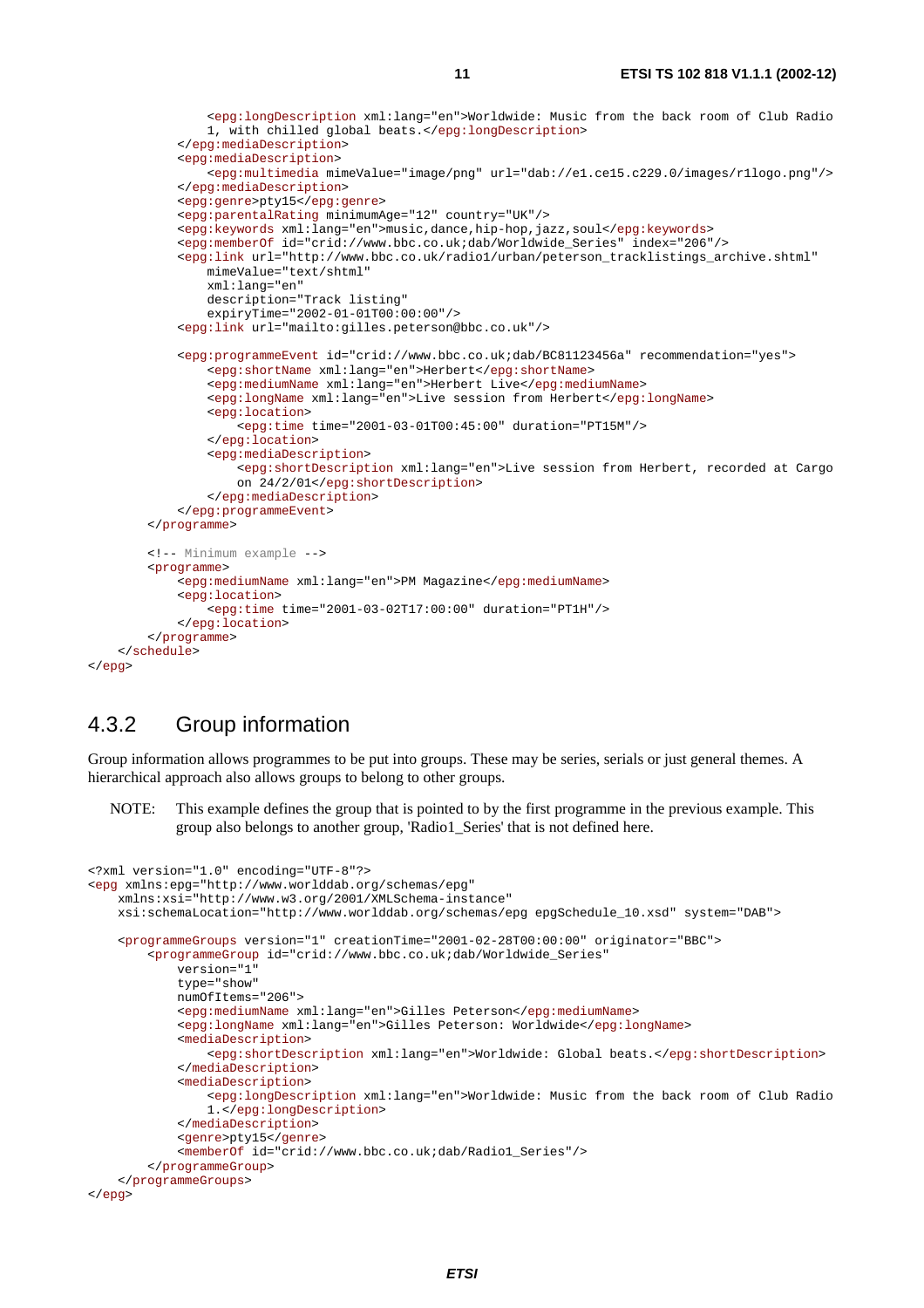```
            <epg:longDescription xml:lang="en">Worldwide: Music from the back room of Club Radio
                1, with chilled global beats.</epg:longDescription>
        </epg:mediaDescription>
        <epg:mediaDescription>
            <epg:multimedia mimeValue="image/png" url="dab://e1.ce15.c229.0/images/r1logo.png"/>
        </epg:mediaDescription>
        <epg:genre>pty15</epg:genre>
        <epg:parentalRating minimumAge="12" country="UK"/>
        <epg:keywords xml:lang="en">music,dance,hip-hop,jazz,soul</epg:keywords>
        <epg:memberOf id="crid://www.bbc.co.uk;dab/Worldwide_Series" index="206"/>
        <epg:link url="http://www.bbc.co.uk/radio1/urban/peterson_tracklistings_archive.shtml"
            mimeValue="text/shtml"
            xml:lang="en"
            description="Track listing"
            expiryTime="2002-01-01T00:00:00"/>
        <epg:link url="mailto:gilles.peterson@bbc.co.uk"/>

        <epg:programmeEvent id="crid://www.bbc.co.uk;dab/BC81123456a" recommendation="yes">
            <epg:shortName xml:lang="en">Herbert</epg:shortName>
            <epg:mediumName xml:lang="en">Herbert Live</epg:mediumName>
            <epg:longName xml:lang="en">Live session from Herbert</epg:longName>
            <epg:location>
                <epg:time time="2001-03-01T00:45:00" duration="PT15M"/>
            </epg:location>
            <epg:mediaDescription>
                <epg:shortDescription xml:lang="en">Live session from Herbert, recorded at Cargo
                on 24/2/01</epg:shortDescription>
            </epg:mediaDescription>
        </epg:programmeEvent>
    </programme>

    <!-- Minimum example -->
    <programme>
        <epg:mediumName xml:lang="en">PM Magazine</epg:mediumName>
        <epg:location>
            <epg:time time="2001-03-02T17:00:00" duration="PT1H"/>
        </epg:location>
    </programme>
  </schedule>
</epg>
```

## 4.3.2 Group information

Group information allows programmes to be put into groups. These may be series, serials or just general themes. A hierarchical approach also allows groups to belong to other groups.

NOTE: This example defines the group that is pointed to by the first programme in the previous example. This group also belongs to another group, 'Radio1_Series' that is not defined here.

```
<?xml version="1.0" encoding="UTF-8"?>
<epg xmlns:epg="http://www.worlddab.org/schemas/epg"
    xmlns:xsi="http://www.w3.org/2001/XMLSchema-instance"
    xsi:schemaLocation="http://www.worlddab.org/schemas/epg epgSchedule_10.xsd" system="DAB">

    <programmeGroups version="1" creationTime="2001-02-28T00:00:00" originator="BBC">
        <programmeGroup id="crid://www.bbc.co.uk;dab/Worldwide_Series"
            version="1"
            type="show"
            numOfItems="206">
            <epg:mediumName xml:lang="en">Gilles Peterson</epg:mediumName>
            <epg:longName xml:lang="en">Gilles Peterson: Worldwide</epg:longName>
            <mediaDescription>
                <epg:shortDescription xml:lang="en">Worldwide: Global beats.</epg:shortDescription>
            </mediaDescription>
            <mediaDescription>
                <epg:longDescription xml:lang="en">Worldwide: Music from the back room of Club Radio
                1.</epg:longDescription>
            </mediaDescription>
            <genre>pty15</genre>
            <memberOf id="crid://www.bbc.co.uk;dab/Radio1_Series"/>
        </programmeGroup>
    </programmeGroups>
</epg>
```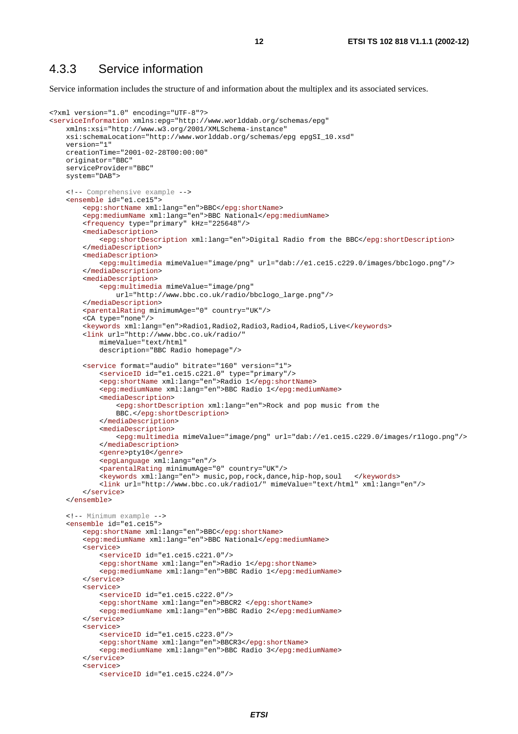### 4.3.3 Service information

Service information includes the structure of and information about the multiplex and its associated services.

```
<?xml version="1.0" encoding="UTF-8"?>
<serviceInformation xmlns:epg="http://www.worlddab.org/schemas/epg"
    xmlns:xsi="http://www.w3.org/2001/XMLSchema-instance"
    xsi:schemaLocation="http://www.worlddab.org/schemas/epg epgSI_10.xsd"
    version="1"
    creationTime="2001-02-28T00:00:00"
    originator="BBC"
    serviceProvider="BBC"
    system="DAB">

    <!-- Comprehensive example -->
    <ensemble id="e1.ce15">
        <epg:shortName xml:lang="en">BBC</epg:shortName>
        <epg:mediumName xml:lang="en">BBC National</epg:mediumName>
        <frequency type="primary" kHz="225648"/>
        <mediaDescription>
            <epg:shortDescription xml:lang="en">Digital Radio from the BBC</epg:shortDescription>
        </mediaDescription>
        <mediaDescription>
            <epg:multimedia mimeValue="image/png" url="dab://e1.ce15.c229.0/images/bbclogo.png"/>
        </mediaDescription>
        <mediaDescription>
            <epg:multimedia mimeValue="image/png"
                url="http://www.bbc.co.uk/radio/bbclogo_large.png"/>
        </mediaDescription>
        <parentalRating minimumAge="0" country="UK"/>
        <CA type="none"/>
        <keywords xml:lang="en">Radio1,Radio2,Radio3,Radio4,Radio5,Live</keywords>
        <link url="http://www.bbc.co.uk/radio/"
            mimeValue="text/html"
            description="BBC Radio homepage"/>

        <service format="audio" bitrate="160" version="1">
            <serviceID id="e1.ce15.c221.0" type="primary"/>
            <epg:shortName xml:lang="en">Radio 1</epg:shortName>
            <epg:mediumName xml:lang="en">BBC Radio 1</epg:mediumName>
            <mediaDescription>
                <epg:shortDescription xml:lang="en">Rock and pop music from the
                BBC.</epg:shortDescription>
            </mediaDescription>
            <mediaDescription>
                <epg:multimedia mimeValue="image/png" url="dab://e1.ce15.c229.0/images/r1logo.png"/>
            </mediaDescription>
            <genre>pty10</genre>
            <epgLanguage xml:lang="en"/>
            <parentalRating minimumAge="0" country="UK"/>
            <keywords xml:lang="en"> music,pop,rock,dance,hip-hop,soul   </keywords>
            <link url="http://www.bbc.co.uk/radio1/" mimeValue="text/html" xml:lang="en"/>
        </service>
    </ensemble>

    <!-- Minimum example -->
    <ensemble id="e1.ce15">
        <epg:shortName xml:lang="en">BBC</epg:shortName>
        <epg:mediumName xml:lang="en">BBC National</epg:mediumName>
        <service>
            <serviceID id="e1.ce15.c221.0"/>
            <epg:shortName xml:lang="en">Radio 1</epg:shortName>
            <epg:mediumName xml:lang="en">BBC Radio 1</epg:mediumName>
        </service>
        <service>
            <serviceID id="e1.ce15.c222.0"/>
            <epg:shortName xml:lang="en">BBCR2 </epg:shortName>
            <epg:mediumName xml:lang="en">BBC Radio 2</epg:mediumName>
        </service>
        <service>
            <serviceID id="e1.ce15.c223.0"/>
            <epg:shortName xml:lang="en">BBCR3</epg:shortName>
            <epg:mediumName xml:lang="en">BBC Radio 3</epg:mediumName>
        </service>
        <service>
            <serviceID id="e1.ce15.c224.0"/>
```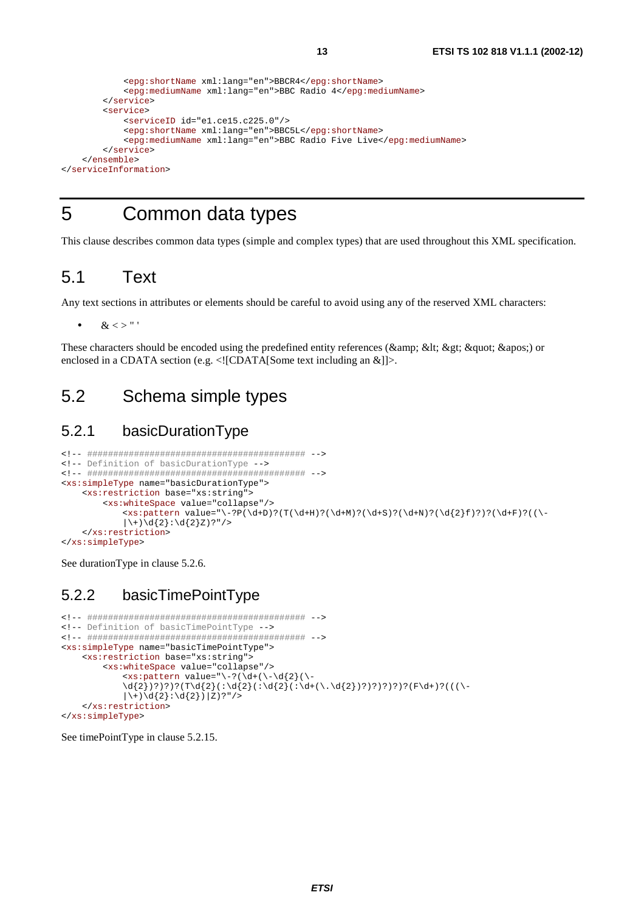```
            <epg:shortName xml:lang="en">BBCR4</epg:shortName>
            <epg:mediumName xml:lang="en">BBC Radio 4</epg:mediumName>
        </service>
        <service>
            <serviceID id="e1.ce15.c225.0"/>
            <epg:shortName xml:lang="en">BBC5L</epg:shortName>
            <epg:mediumName xml:lang="en">BBC Radio Five Live</epg:mediumName>
        </service>
    </ensemble>
</serviceInformation>
```

# 5 Common data types

This clause describes common data types (simple and complex types) that are used throughout this XML specification.

## 5.1 Text

Any text sections in attributes or elements should be careful to avoid using any of the reserved XML characters:

- & < > " '

These characters should be encoded using the predefined entity references (&amp; &lt; &gt; &quot; &apos;) or enclosed in a CDATA section (e.g. <![CDATA[Some text including an &]]>.

## 5.2 Schema simple types

### 5.2.1 basicDurationType

```
<!-- ########################################## -->
<!-- Definition of basicDurationType -->
<!-- ########################################## -->
<xs:simpleType name="basicDurationType">
    <xs:restriction base="xs:string">
        <xs:whiteSpace value="collapse"/>
            <xs:pattern value="\-?P(\d+D)?(T(\d+H)?(\d+M)?(\d+S)?(\d+N)?(\d{2}f)?)?(\d+F)?((\-
            |\+)\d{2}:\d{2}Z)?"/>
    </xs:restriction>
</xs:simpleType>
```

See durationType in clause 5.2.6.

### 5.2.2 basicTimePointType

```
<!-- ########################################## -->
<!-- Definition of basicTimePointType -->
<!-- ########################################## -->
<xs:simpleType name="basicTimePointType">
    <xs:restriction base="xs:string">
        <xs:whiteSpace value="collapse"/>
            <xs:pattern value="\-?(\d+(\-\d{2}(\-
            \d{2})?)?)?(T\d{2}(:\d{2}(:\d{2}(:\d+(\.\d{2})?)?)?)?)?(F\d+)?(((\-
            |\+)\d{2}:\d{2})|Z)?"/>
    </xs:restriction>
</xs:simpleType>
```

See timePointType in clause 5.2.15.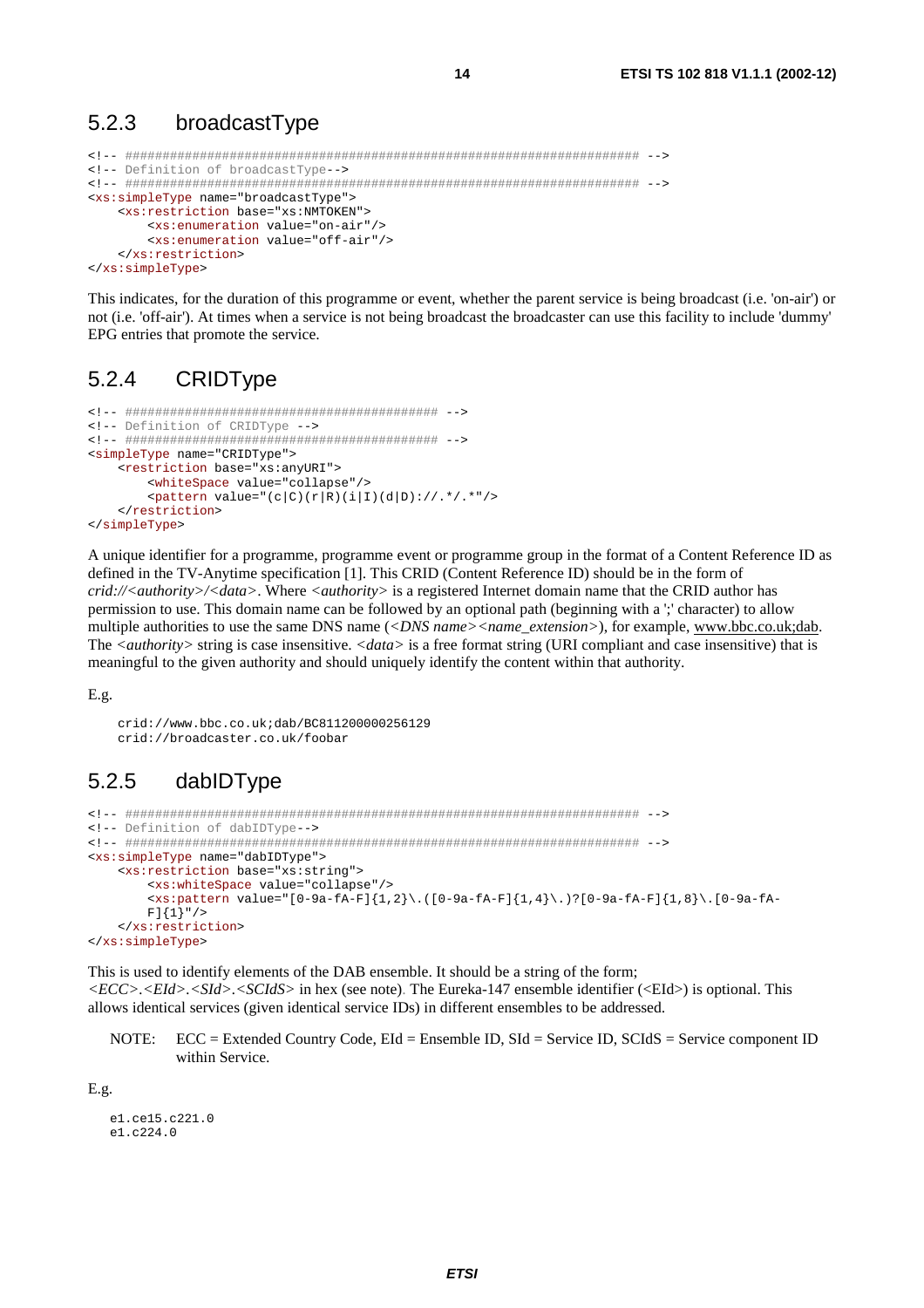### 5.2.3 broadcastType

```
<!-- ##################################################################### -->
<!-- Definition of broadcastType-->
<!-- ##################################################################### -->
<xs:simpleType name="broadcastType">
    <xs:restriction base="xs:NMTOKEN">
        <xs:enumeration value="on-air"/>
        <xs:enumeration value="off-air"/>
    </xs:restriction>
</xs:simpleType>
```

This indicates, for the duration of this programme or event, whether the parent service is being broadcast (i.e. 'on-air') or not (i.e. 'off-air'). At times when a service is not being broadcast the broadcaster can use this facility to include 'dummy' EPG entries that promote the service.

### 5.2.4 CRIDType

```
<!-- ########################################## -->
<!-- Definition of CRIDType -->
<!-- ########################################## -->
<simpleType name="CRIDType">
    <restriction base="xs:anyURI">
        <whiteSpace value="collapse"/>
        <pattern value="(c|C)(r|R)(i|I)(d|D)://.*/.*"/>
    </restriction>
</simpleType>
```

A unique identifier for a programme, programme event or programme group in the format of a Content Reference ID as defined in the TV-Anytime specification [1]. This CRID (Content Reference ID) should be in the form of *crid://<authority>/<data>*. Where *<authority>* is a registered Internet domain name that the CRID author has permission to use. This domain name can be followed by an optional path (beginning with a ';' character) to allow multiple authorities to use the same DNS name (*<DNS name><name_extension>*), for example, www.bbc.co.uk;dab. The *<authority>* string is case insensitive. *<data>* is a free format string (URI compliant and case insensitive) that is meaningful to the given authority and should uniquely identify the content within that authority.

E.g.

```
crid://www.bbc.co.uk;dab/BC811200000256129
crid://broadcaster.co.uk/foobar
```

### 5.2.5 dabIDType

```
<!-- ##################################################################### -->
<!-- Definition of dabIDType-->
<!-- ##################################################################### -->
<xs:simpleType name="dabIDType">
    <xs:restriction base="xs:string">
        <xs:whiteSpace value="collapse"/>
        <xs:pattern value="[0-9a-fA-F]{1,2}\.([0-9a-fA-F]{1,4}\.)?[0-9a-fA-F]{1,8}\.[0-9a-fA-
        F]{1}"/>
    </xs:restriction>
</xs:simpleType>
```

This is used to identify elements of the DAB ensemble. It should be a string of the form; *<ECC>.<EId>.<SId>.<SCIdS>* in hex (see note). The Eureka-147 ensemble identifier (<EId>) is optional. This allows identical services (given identical service IDs) in different ensembles to be addressed.

NOTE: ECC = Extended Country Code, EId = Ensemble ID, SId = Service ID, SCIdS = Service component ID within Service.

E.g.

```
e1.ce15.c221.0
e1.c224.0
```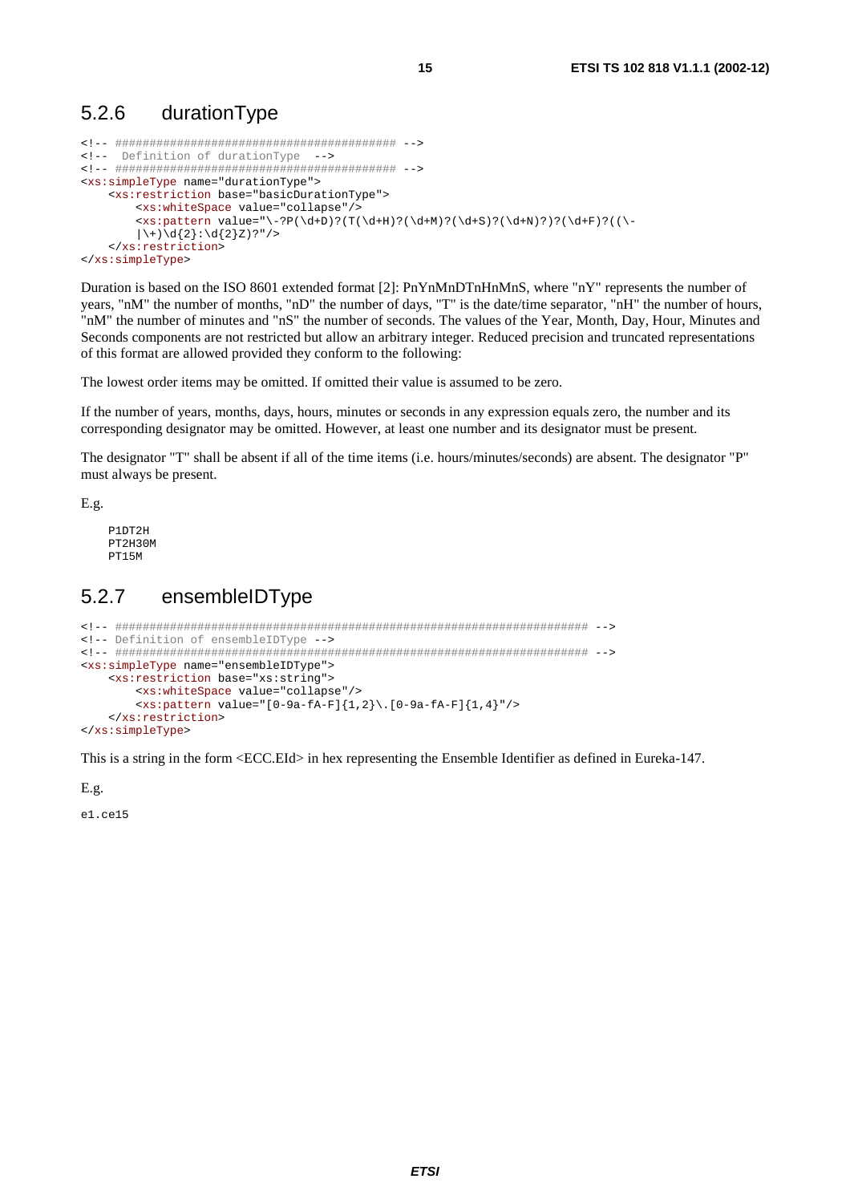### 5.2.6 durationType

```
<!-- ######################################## -->
<!--  Definition of durationType  -->
<!-- ######################################## -->
<xs:simpleType name="durationType">
    <xs:restriction base="basicDurationType">
        <xs:whiteSpace value="collapse"/>
        <xs:pattern value="\-?P(\d+D)?(T(\d+H)?(\d+M)?(\d+S)?(\d+N)?)?(\d+F)?((\-
        |\+)\d{2}:\d{2}Z)?"/>
    </xs:restriction>
</xs:simpleType>
```

Duration is based on the ISO 8601 extended format [2]: PnYnMnDTnHnMnS, where "nY" represents the number of years, "nM" the number of months, "nD" the number of days, "T" is the date/time separator, "nH" the number of hours, "nM" the number of minutes and "nS" the number of seconds. The values of the Year, Month, Day, Hour, Minutes and Seconds components are not restricted but allow an arbitrary integer. Reduced precision and truncated representations of this format are allowed provided they conform to the following:

The lowest order items may be omitted. If omitted their value is assumed to be zero.

If the number of years, months, days, hours, minutes or seconds in any expression equals zero, the number and its corresponding designator may be omitted. However, at least one number and its designator must be present.

The designator "T" shall be absent if all of the time items (i.e. hours/minutes/seconds) are absent. The designator "P" must always be present.

E.g.

```
P1DT2H
PT2H30M
PT15M
```

### 5.2.7 ensembleIDType

```
<!-- ###################################################################### -->
<!-- Definition of ensembleIDType -->
<!-- ###################################################################### -->
<xs:simpleType name="ensembleIDType">
    <xs:restriction base="xs:string">
        <xs:whiteSpace value="collapse"/>
        <xs:pattern value="[0-9a-fA-F]{1,2}\.[0-9a-fA-F]{1,4}"/>
    </xs:restriction>
</xs:simpleType>
```

This is a string in the form <ECC.EId> in hex representing the Ensemble Identifier as defined in Eureka-147.

E.g.

```
e1.ce15
```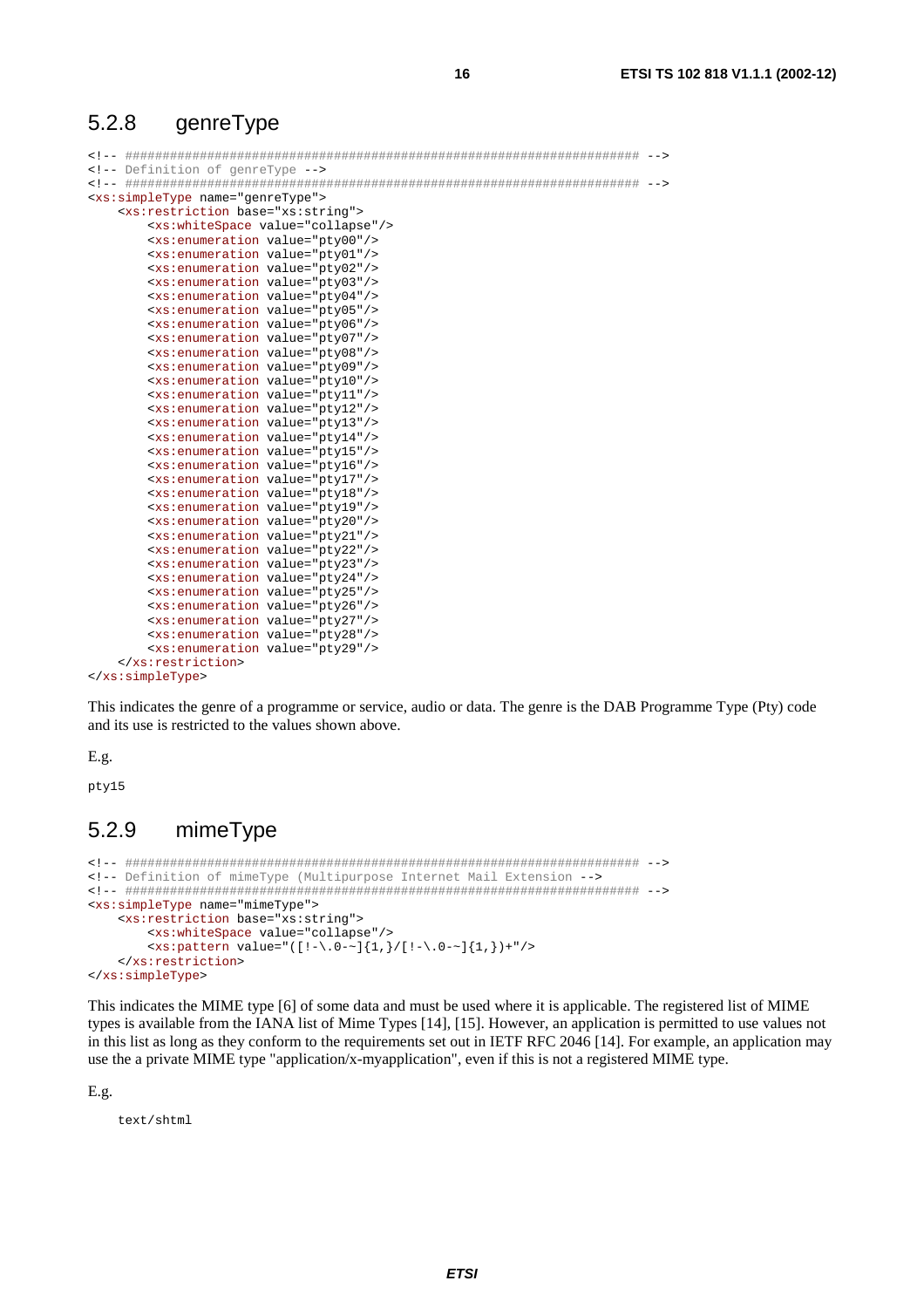## 5.2.8 genreType

```
<!-- ###################################################################### -->
<!-- Definition of genreType -->
<!-- ###################################################################### -->
<xs:simpleType name="genreType">
    <xs:restriction base="xs:string">
        <xs:whiteSpace value="collapse"/>
        <xs:enumeration value="pty00"/>
        <xs:enumeration value="pty01"/>
        <xs:enumeration value="pty02"/>
        <xs:enumeration value="pty03"/>
        <xs:enumeration value="pty04"/>
        <xs:enumeration value="pty05"/>
        <xs:enumeration value="pty06"/>
        <xs:enumeration value="pty07"/>
        <xs:enumeration value="pty08"/>
        <xs:enumeration value="pty09"/>
        <xs:enumeration value="pty10"/>
        <xs:enumeration value="pty11"/>
        <xs:enumeration value="pty12"/>
        <xs:enumeration value="pty13"/>
        <xs:enumeration value="pty14"/>
        <xs:enumeration value="pty15"/>
        <xs:enumeration value="pty16"/>
        <xs:enumeration value="pty17"/>
        <xs:enumeration value="pty18"/>
        <xs:enumeration value="pty19"/>
        <xs:enumeration value="pty20"/>
        <xs:enumeration value="pty21"/>
        <xs:enumeration value="pty22"/>
        <xs:enumeration value="pty23"/>
        <xs:enumeration value="pty24"/>
        <xs:enumeration value="pty25"/>
        <xs:enumeration value="pty26"/>
        <xs:enumeration value="pty27"/>
        <xs:enumeration value="pty28"/>
        <xs:enumeration value="pty29"/>
    </xs:restriction>
</xs:simpleType>
```

This indicates the genre of a programme or service, audio or data. The genre is the DAB Programme Type (Pty) code and its use is restricted to the values shown above.

E.g.

```
pty15
```

## 5.2.9 mimeType

```
<!-- ###################################################################### -->
<!-- Definition of mimeType (Multipurpose Internet Mail Extension -->
<!-- ###################################################################### -->
<xs:simpleType name="mimeType">
    <xs:restriction base="xs:string">
        <xs:whiteSpace value="collapse"/>
        <xs:pattern value="([!-\.0-~]{1,}/[!-\.0-~]{1,})+"/>
    </xs:restriction>
</xs:simpleType>
```

This indicates the MIME type [6] of some data and must be used where it is applicable. The registered list of MIME types is available from the IANA list of Mime Types [14], [15]. However, an application is permitted to use values not in this list as long as they conform to the requirements set out in IETF RFC 2046 [14]. For example, an application may use the private MIME type "application/x-myapplication", even if this is not a registered MIME type.

E.g.

```
text/shtml
```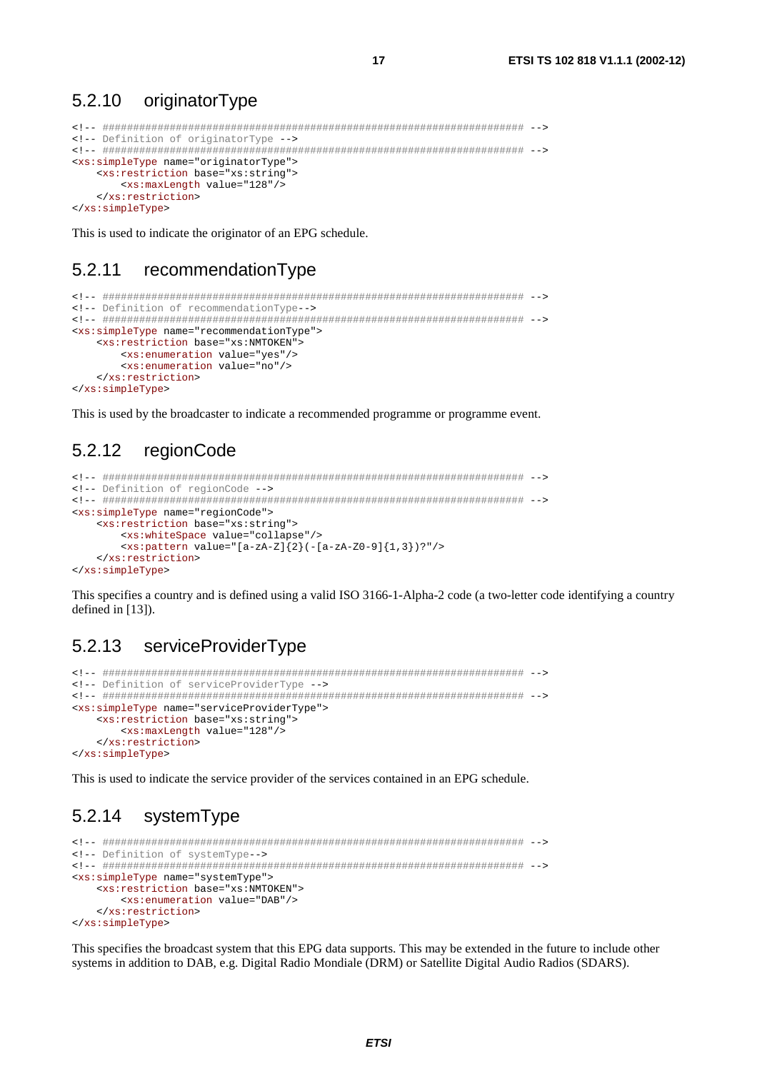### 5.2.10 originatorType

```
<!-- ##################################################################### -->
<!-- Definition of originatorType -->
<!-- ##################################################################### -->
<xs:simpleType name="originatorType">
    <xs:restriction base="xs:string">
        <xs:maxLength value="128"/>
    </xs:restriction>
</xs:simpleType>
```

This is used to indicate the originator of an EPG schedule.

### 5.2.11 recommendationType

```
<!-- ##################################################################### -->
<!-- Definition of recommendationType-->
<!-- ##################################################################### -->
<xs:simpleType name="recommendationType">
    <xs:restriction base="xs:NMTOKEN">
        <xs:enumeration value="yes"/>
        <xs:enumeration value="no"/>
    </xs:restriction>
</xs:simpleType>
```

This is used by the broadcaster to indicate a recommended programme or programme event.

### 5.2.12 regionCode

```
<!-- ##################################################################### -->
<!-- Definition of regionCode -->
<!-- ##################################################################### -->
<xs:simpleType name="regionCode">
    <xs:restriction base="xs:string">
        <xs:whiteSpace value="collapse"/>
        <xs:pattern value="[a-zA-Z]{2}(-[a-zA-Z0-9]{1,3})?"/>
    </xs:restriction>
</xs:simpleType>
```

This specifies a country and is defined using a valid ISO 3166-1-Alpha-2 code (a two-letter code identifying a country defined in [13]).

### 5.2.13 serviceProviderType

```
<!-- ##################################################################### -->
<!-- Definition of serviceProviderType -->
<!-- ##################################################################### -->
<xs:simpleType name="serviceProviderType">
    <xs:restriction base="xs:string">
        <xs:maxLength value="128"/>
    </xs:restriction>
</xs:simpleType>
```

This is used to indicate the service provider of the services contained in an EPG schedule.

### 5.2.14 systemType

```
<!-- ##################################################################### -->
<!-- Definition of systemType-->
<!-- ##################################################################### -->
<xs:simpleType name="systemType">
    <xs:restriction base="xs:NMTOKEN">
        <xs:enumeration value="DAB"/>
    </xs:restriction>
</xs:simpleType>
```

This specifies the broadcast system that this EPG data supports. This may be extended in the future to include other systems in addition to DAB, e.g. Digital Radio Mondiale (DRM) or Satellite Digital Audio Radios (SDARS).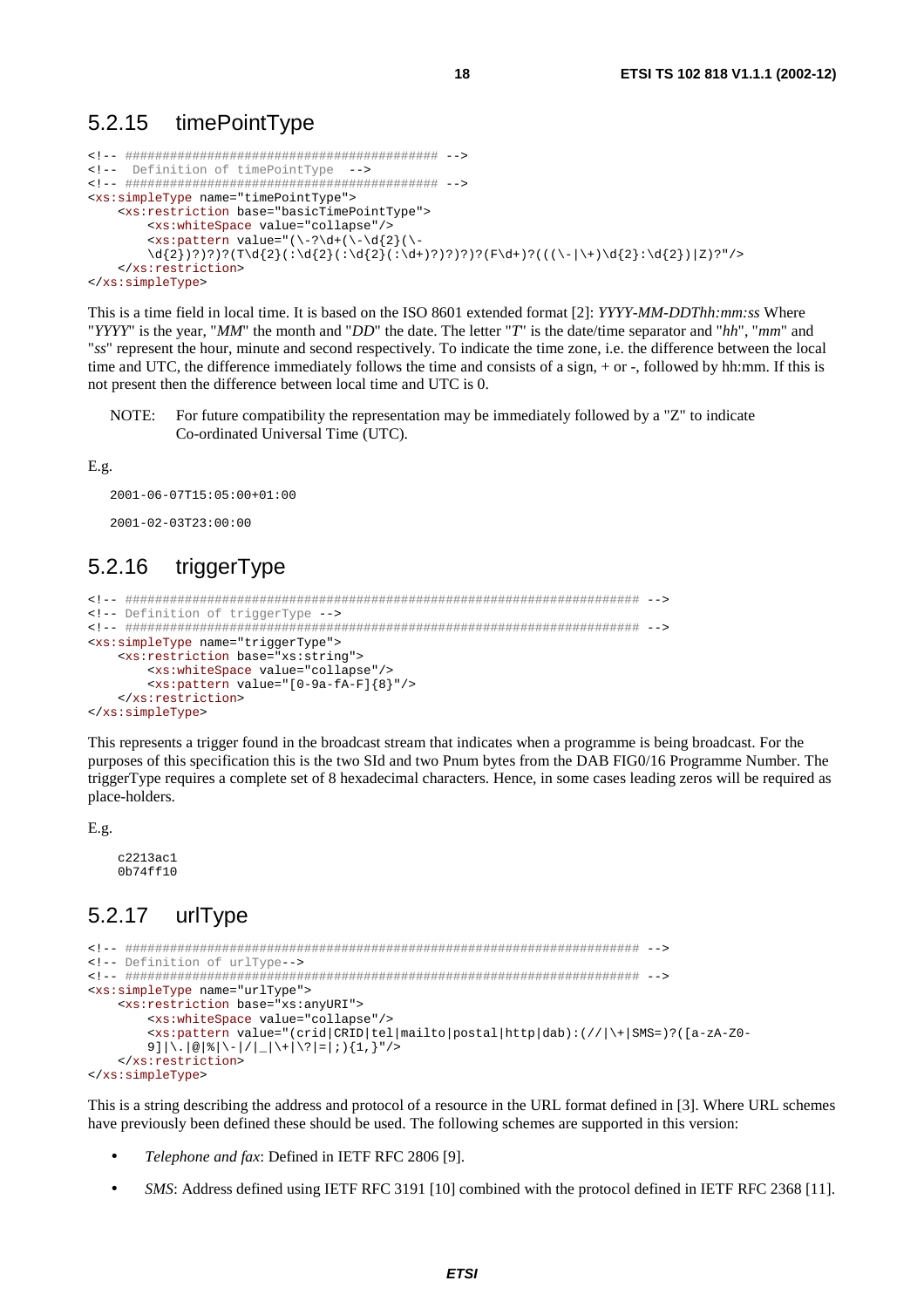## 5.2.15 timePointType

```
<!-- ########################################## -->
<!--  Definition of timePointType  -->
<!-- ########################################## -->
<xs:simpleType name="timePointType">
    <xs:restriction base="basicTimePointType">
        <xs:whiteSpace value="collapse"/>
        <xs:pattern value="(\-?\d+(\-\d{2}(\-
        \d{2})?)?)?(T\d{2}(:\d{2}(:\d{2}(:\d+)?)?)?)?(F\d+)?(((\-|\+)\d{2}:\d{2})|Z)?"/>
    </xs:restriction>
</xs:simpleType>
```

This is a time field in local time. It is based on the ISO 8601 extended format [2]: *YYYY-MM-DDThh:mm:ss* Where "*YYYY*" is the year, "*MM*" the month and "*DD*" the date. The letter "*T*" is the date/time separator and "*hh*", "*mm*" and "*ss*" represent the hour, minute and second respectively. To indicate the time zone, i.e. the difference between the local time and UTC, the difference immediately follows the time and consists of a sign, + or -, followed by hh:mm. If this is not present then the difference between local time and UTC is 0.

NOTE: For future compatibility the representation may be immediately followed by a "Z" to indicate Co-ordinated Universal Time (UTC).

E.g.

```
2001-06-07T15:05:00+01:00

2001-02-03T23:00:00
```

## 5.2.16 triggerType

```
<!-- ##################################################################### -->
<!-- Definition of triggerType -->
<!-- ##################################################################### -->
<xs:simpleType name="triggerType">
    <xs:restriction base="xs:string">
        <xs:whiteSpace value="collapse"/>
        <xs:pattern value="[0-9a-fA-F]{8}"/>
    </xs:restriction>
</xs:simpleType>
```

This represents a trigger found in the broadcast stream that indicates when a programme is being broadcast. For the purposes of this specification this is the two SId and two Pnum bytes from the DAB FIG0/16 Programme Number. The triggerType requires a complete set of 8 hexadecimal characters. Hence, in some cases leading zeros will be required as place-holders.

E.g.

```
c2213ac1
0b74ff10
```

## 5.2.17 urlType

```
<!-- ##################################################################### -->
<!-- Definition of urlType-->
<!-- ##################################################################### -->
<xs:simpleType name="urlType">
    <xs:restriction base="xs:anyURI">
        <xs:whiteSpace value="collapse"/>
        <xs:pattern value="(crid|CRID|tel|mailto|postal|http|dab):(//|\+|SMS=)?([a-zA-Z0-
        9]|\.|@|%|\-|/|_|\+|\?|=|;){1,}"/>
    </xs:restriction>
</xs:simpleType>
```

This is a string describing the address and protocol of a resource in the URL format defined in [3]. Where URL schemes have previously been defined these should be used. The following schemes are supported in this version:

- *Telephone and fax*: Defined in IETF RFC 2806 [9].
- *SMS*: Address defined using IETF RFC 3191 [10] combined with the protocol defined in IETF RFC 2368 [11].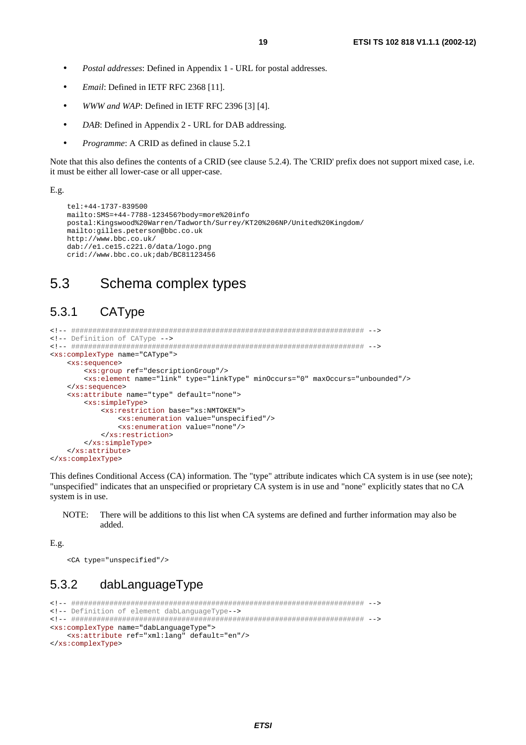- *Postal addresses*: Defined in Appendix 1 - URL for postal addresses.
- *Email*: Defined in IETF RFC 2368 [11].
- *WWW and WAP*: Defined in IETF RFC 2396 [3] [4].
- *DAB*: Defined in Appendix 2 - URL for DAB addressing.
- *Programme*: A CRID as defined in clause 5.2.1

Note that this also defines the contents of a CRID (see clause 5.2.4). The 'CRID' prefix does not support mixed case, i.e. it must be either all lower-case or all upper-case.

E.g.

```
tel:+44-1737-839500
mailto:SMS=+44-7788-123456?body=more%20info
postal:Kingswood%20Warren/Tadworth/Surrey/KT20%206NP/United%20Kingdom/
mailto:gilles.peterson@bbc.co.uk
http://www.bbc.co.uk/
dab://e1.ce15.c221.0/data/logo.png
crid://www.bbc.co.uk;dab/BC81123456
```

## 5.3 Schema complex types

### 5.3.1 CAType

```
<!-- ##################################################################### -->
<!-- Definition of CAType -->
<!-- ##################################################################### -->
<xs:complexType name="CAType">
    <xs:sequence>
        <xs:group ref="descriptionGroup"/>
        <xs:element name="link" type="linkType" minOccurs="0" maxOccurs="unbounded"/>
    </xs:sequence>
    <xs:attribute name="type" default="none">
        <xs:simpleType>
            <xs:restriction base="xs:NMTOKEN">
                <xs:enumeration value="unspecified"/>
                <xs:enumeration value="none"/>
            </xs:restriction>
        </xs:simpleType>
    </xs:attribute>
</xs:complexType>
```

This defines Conditional Access (CA) information. The "type" attribute indicates which CA system is in use (see note); "unspecified" indicates that an unspecified or proprietary CA system is in use and "none" explicitly states that no CA system is in use.

NOTE: There will be additions to this list when CA systems are defined and further information may also be added.

E.g.

```
<CA type="unspecified"/>
```

### 5.3.2 dabLanguageType

```
<!-- ##################################################################### -->
<!-- Definition of element dabLanguageType-->
<!-- ##################################################################### -->
<xs:complexType name="dabLanguageType">
    <xs:attribute ref="xml:lang" default="en"/>
</xs:complexType>
```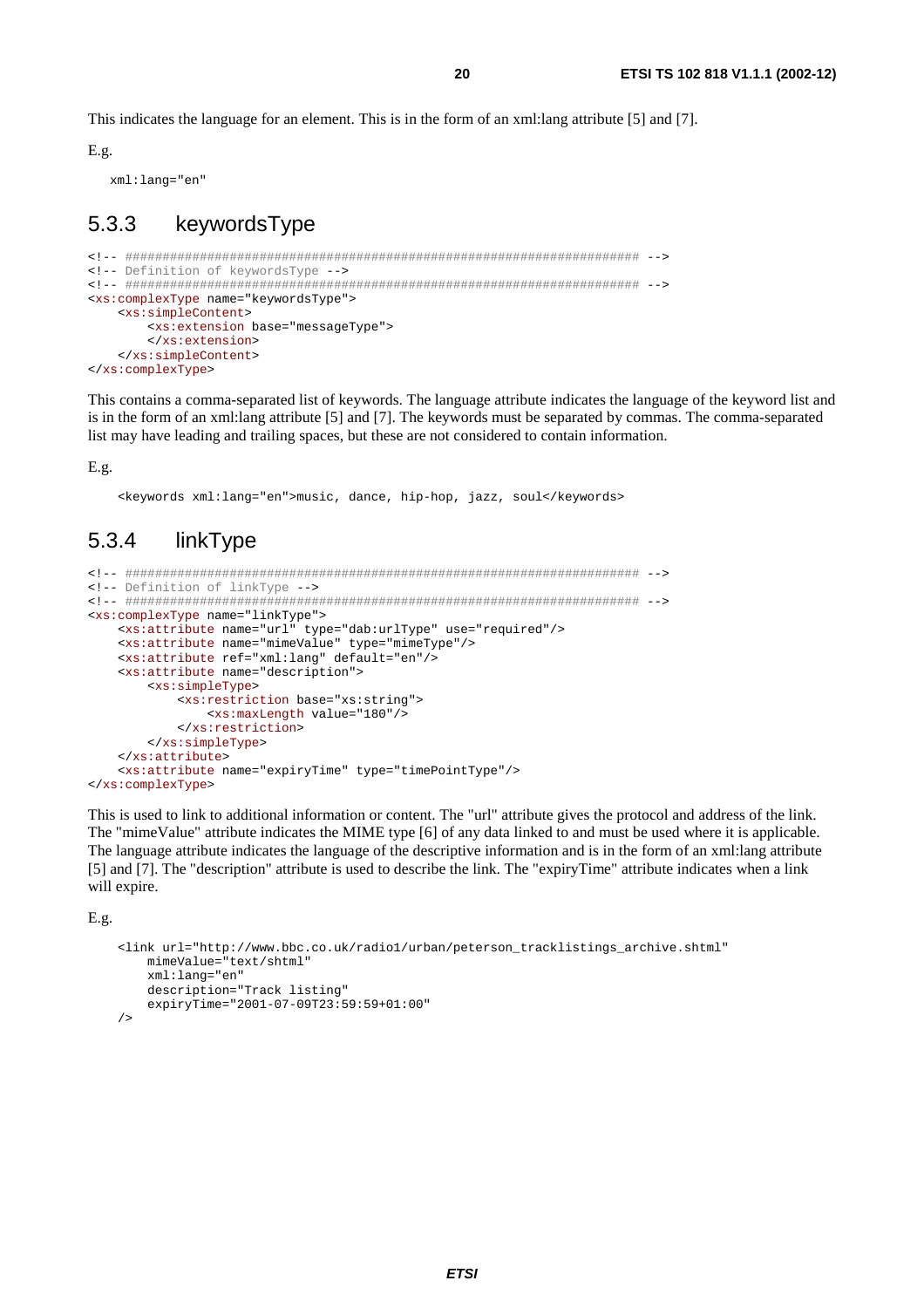This indicates the language for an element. This is in the form of an xml:lang attribute [5] and [7].

E.g.

```
xml:lang="en"
```

### 5.3.3 keywordsType

```
<!-- ##################################################################### -->
<!-- Definition of keywordsType -->
<!-- ##################################################################### -->
<xs:complexType name="keywordsType">
    <xs:simpleContent>
        <xs:extension base="messageType">
        </xs:extension>
    </xs:simpleContent>
</xs:complexType>
```

This contains a comma-separated list of keywords. The language attribute indicates the language of the keyword list and is in the form of an xml:lang attribute [5] and [7]. The keywords must be separated by commas. The comma-separated list may have leading and trailing spaces, but these are not considered to contain information.

E.g.

```
<keywords xml:lang="en">music, dance, hip-hop, jazz, soul</keywords>
```

### 5.3.4 linkType

```
<!-- ##################################################################### -->
<!-- Definition of linkType -->
<!-- ##################################################################### -->
<xs:complexType name="linkType">
    <xs:attribute name="url" type="dab:urlType" use="required"/>
    <xs:attribute name="mimeValue" type="mimeType"/>
    <xs:attribute ref="xml:lang" default="en"/>
    <xs:attribute name="description">
        <xs:simpleType>
            <xs:restriction base="xs:string">
                <xs:maxLength value="180"/>
            </xs:restriction>
        </xs:simpleType>
    </xs:attribute>
    <xs:attribute name="expiryTime" type="timePointType"/>
</xs:complexType>
```

This is used to link to additional information or content. The "url" attribute gives the protocol and address of the link. The "mimeValue" attribute indicates the MIME type [6] of any data linked to and must be used where it is applicable. The language attribute indicates the language of the descriptive information and is in the form of an xml:lang attribute [5] and [7]. The "description" attribute is used to describe the link. The "expiryTime" attribute indicates when a link will expire.

E.g.

```
<link url="http://www.bbc.co.uk/radio1/urban/peterson_tracklistings_archive.shtml"
    mimeValue="text/shtml"
    xml:lang="en"
    description="Track listing"
    expiryTime="2001-07-09T23:59:59+01:00"
/>
```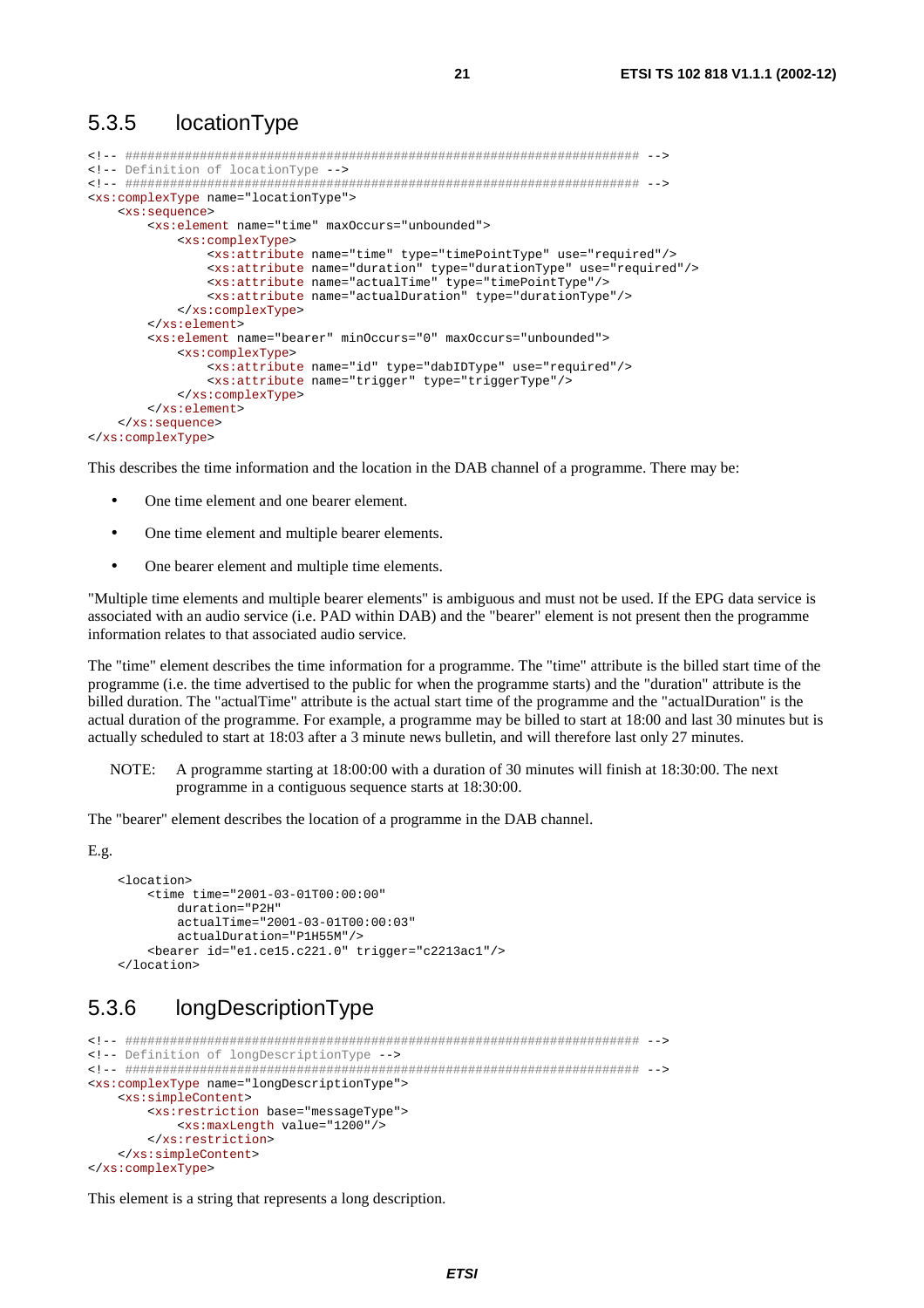### 5.3.5 locationType

```
<!-- ##################################################################### -->
<!-- Definition of locationType -->
<!-- ##################################################################### -->
<xs:complexType name="locationType">
    <xs:sequence>
        <xs:element name="time" maxOccurs="unbounded">
            <xs:complexType>
                <xs:attribute name="time" type="timePointType" use="required"/>
                <xs:attribute name="duration" type="durationType" use="required"/>
                <xs:attribute name="actualTime" type="timePointType"/>
                <xs:attribute name="actualDuration" type="durationType"/>
            </xs:complexType>
        </xs:element>
        <xs:element name="bearer" minOccurs="0" maxOccurs="unbounded">
            <xs:complexType>
                <xs:attribute name="id" type="dabIDType" use="required"/>
                <xs:attribute name="trigger" type="triggerType"/>
            </xs:complexType>
        </xs:element>
    </xs:sequence>
</xs:complexType>
```

This describes the time information and the location in the DAB channel of a programme. There may be:

- One time element and one bearer element.
- One time element and multiple bearer elements.
- One bearer element and multiple time elements.

"Multiple time elements and multiple bearer elements" is ambiguous and must not be used. If the EPG data service is associated with an audio service (i.e. PAD within DAB) and the "bearer" element is not present then the programme information relates to that associated audio service.

The "time" element describes the time information for a programme. The "time" attribute is the billed start time of the programme (i.e. the time advertised to the public for when the programme starts) and the "duration" attribute is the billed duration. The "actualTime" attribute is the actual start time of the programme and the "actualDuration" is the actual duration of the programme. For example, a programme may be billed to start at 18:00 and last 30 minutes but is actually scheduled to start at 18:03 after a 3 minute news bulletin, and will therefore last only 27 minutes.

NOTE: A programme starting at 18:00:00 with a duration of 30 minutes will finish at 18:30:00. The next programme in a contiguous sequence starts at 18:30:00.

The "bearer" element describes the location of a programme in the DAB channel.

E.g.

```
<location>
    <time time="2001-03-01T00:00:00"
        duration="P2H"
        actualTime="2001-03-01T00:00:03"
        actualDuration="P1H55M"/>
    <bearer id="e1.ce15.c221.0" trigger="c2213ac1"/>
</location>
```

### 5.3.6 longDescriptionType

```
<!-- ##################################################################### -->
<!-- Definition of longDescriptionType -->
<!-- ##################################################################### -->
<xs:complexType name="longDescriptionType">
    <xs:simpleContent>
        <xs:restriction base="messageType">
            <xs:maxLength value="1200"/>
        </xs:restriction>
    </xs:simpleContent>
</xs:complexType>
```

This element is a string that represents a long description.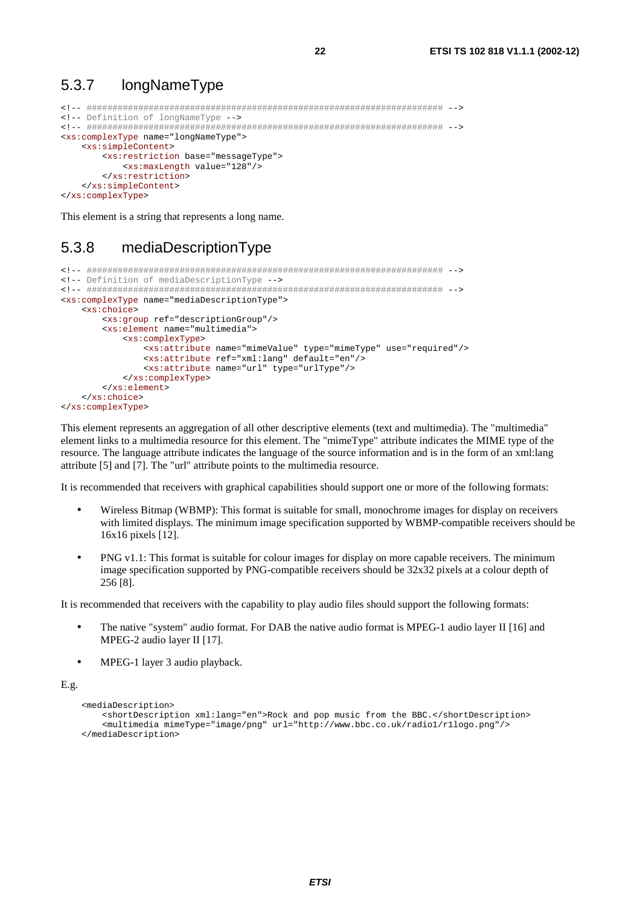### 5.3.7 longNameType

```
<!-- ##################################################################### -->
<!-- Definition of longNameType -->
<!-- ##################################################################### -->
<xs:complexType name="longNameType">
    <xs:simpleContent>
        <xs:restriction base="messageType">
            <xs:maxLength value="128"/>
        </xs:restriction>
    </xs:simpleContent>
</xs:complexType>
```

This element is a string that represents a long name.

### 5.3.8 mediaDescriptionType

```
<!-- ##################################################################### -->
<!-- Definition of mediaDescriptionType -->
<!-- ##################################################################### -->
<xs:complexType name="mediaDescriptionType">
    <xs:choice>
        <xs:group ref="descriptionGroup"/>
        <xs:element name="multimedia">
            <xs:complexType>
                <xs:attribute name="mimeValue" type="mimeType" use="required"/>
                <xs:attribute ref="xml:lang" default="en"/>
                <xs:attribute name="url" type="urlType"/>
            </xs:complexType>
        </xs:element>
    </xs:choice>
</xs:complexType>
```

This element represents an aggregation of all other descriptive elements (text and multimedia). The "multimedia" element links to a multimedia resource for this element. The "mimeType" attribute indicates the MIME type of the resource. The language attribute indicates the language of the source information and is in the form of an xml:lang attribute [5] and [7]. The "url" attribute points to the multimedia resource.

It is recommended that receivers with graphical capabilities should support one or more of the following formats:

- Wireless Bitmap (WBMP): This format is suitable for small, monochrome images for display on receivers with limited displays. The minimum image specification supported by WBMP-compatible receivers should be 16x16 pixels [12].
- PNG v1.1: This format is suitable for colour images for display on more capable receivers. The minimum image specification supported by PNG-compatible receivers should be 32x32 pixels at a colour depth of 256 [8].

It is recommended that receivers with the capability to play audio files should support the following formats:

- The native "system" audio format. For DAB the native audio format is MPEG-1 audio layer II [16] and MPEG-2 audio layer II [17].
- MPEG-1 layer 3 audio playback.

E.g.

```
<mediaDescription>
    <shortDescription xml:lang="en">Rock and pop music from the BBC.</shortDescription>
    <multimedia mimeType="image/png" url="http://www.bbc.co.uk/radio1/r1logo.png"/>
</mediaDescription>
```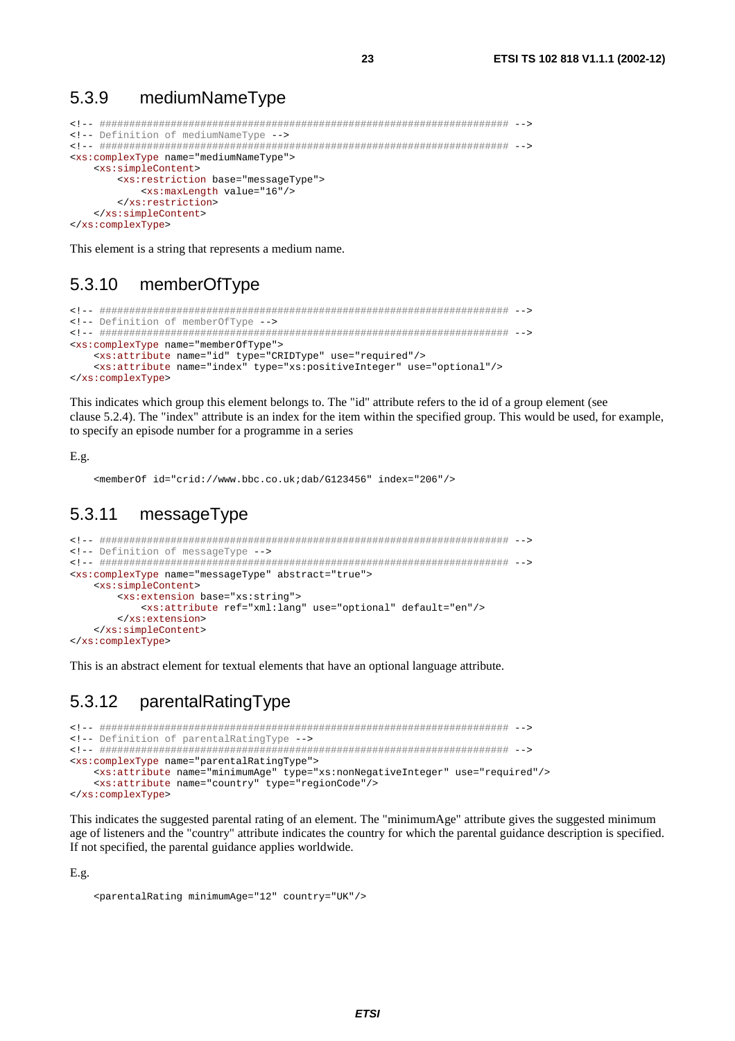### 5.3.9 mediumNameType

```
<!-- ##################################################################### -->
<!-- Definition of mediumNameType -->
<!-- ##################################################################### -->
<xs:complexType name="mediumNameType">
    <xs:simpleContent>
        <xs:restriction base="messageType">
            <xs:maxLength value="16"/>
        </xs:restriction>
    </xs:simpleContent>
</xs:complexType>
```

This element is a string that represents a medium name.

### 5.3.10 memberOfType

```
<!-- ##################################################################### -->
<!-- Definition of memberOfType -->
<!-- ##################################################################### -->
<xs:complexType name="memberOfType">
    <xs:attribute name="id" type="CRIDType" use="required"/>
    <xs:attribute name="index" type="xs:positiveInteger" use="optional"/>
</xs:complexType>
```

This indicates which group this element belongs to. The "id" attribute refers to the id of a group element (see clause 5.2.4). The "index" attribute is an index for the item within the specified group. This would be used, for example, to specify an episode number for a programme in a series

E.g.

```
<memberOf id="crid://www.bbc.co.uk;dab/G123456" index="206"/>
```

### 5.3.11 messageType

```
<!-- ##################################################################### -->
<!-- Definition of messageType -->
<!-- ##################################################################### -->
<xs:complexType name="messageType" abstract="true">
    <xs:simpleContent>
        <xs:extension base="xs:string">
            <xs:attribute ref="xml:lang" use="optional" default="en"/>
        </xs:extension>
    </xs:simpleContent>
</xs:complexType>
```

This is an abstract element for textual elements that have an optional language attribute.

### 5.3.12 parentalRatingType

```
<!-- ##################################################################### -->
<!-- Definition of parentalRatingType -->
<!-- ##################################################################### -->
<xs:complexType name="parentalRatingType">
    <xs:attribute name="minimumAge" type="xs:nonNegativeInteger" use="required"/>
    <xs:attribute name="country" type="regionCode"/>
</xs:complexType>
```

This indicates the suggested parental rating of an element. The "minimumAge" attribute gives the suggested minimum age of listeners and the "country" attribute indicates the country for which the parental guidance description is specified. If not specified, the parental guidance applies worldwide.

E.g.

```
<parentalRating minimumAge="12" country="UK"/>
```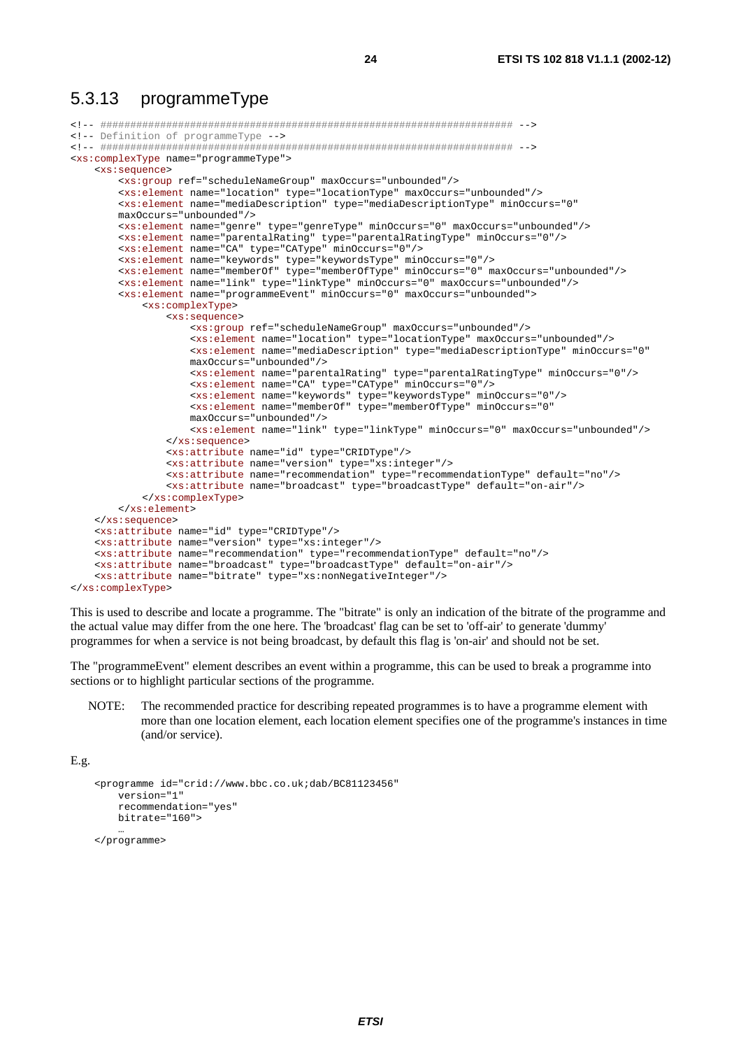### 5.3.13 programmeType

```
<!-- ##################################################################### -->
<!-- Definition of programmeType -->
<!-- ##################################################################### -->
<xs:complexType name="programmeType">
    <xs:sequence>
        <xs:group ref="scheduleNameGroup" maxOccurs="unbounded"/>
        <xs:element name="location" type="locationType" maxOccurs="unbounded"/>
        <xs:element name="mediaDescription" type="mediaDescriptionType" minOccurs="0"
        maxOccurs="unbounded"/>
        <xs:element name="genre" type="genreType" minOccurs="0" maxOccurs="unbounded"/>
        <xs:element name="parentalRating" type="parentalRatingType" minOccurs="0"/>
        <xs:element name="CA" type="CAType" minOccurs="0"/>
        <xs:element name="keywords" type="keywordsType" minOccurs="0"/>
        <xs:element name="memberOf" type="memberOfType" minOccurs="0" maxOccurs="unbounded"/>
        <xs:element name="link" type="linkType" minOccurs="0" maxOccurs="unbounded"/>
        <xs:element name="programmeEvent" minOccurs="0" maxOccurs="unbounded">
            <xs:complexType>
                <xs:sequence>
                    <xs:group ref="scheduleNameGroup" maxOccurs="unbounded"/>
                    <xs:element name="location" type="locationType" maxOccurs="unbounded"/>
                    <xs:element name="mediaDescription" type="mediaDescriptionType" minOccurs="0"
                    maxOccurs="unbounded"/>
                    <xs:element name="parentalRating" type="parentalRatingType" minOccurs="0"/>
                    <xs:element name="CA" type="CAType" minOccurs="0"/>
                    <xs:element name="keywords" type="keywordsType" minOccurs="0"/>
                    <xs:element name="memberOf" type="memberOfType" minOccurs="0"
                    maxOccurs="unbounded"/>
                    <xs:element name="link" type="linkType" minOccurs="0" maxOccurs="unbounded"/>
                </xs:sequence>
                <xs:attribute name="id" type="CRIDType"/>
                <xs:attribute name="version" type="xs:integer"/>
                <xs:attribute name="recommendation" type="recommendationType" default="no"/>
                <xs:attribute name="broadcast" type="broadcastType" default="on-air"/>
            </xs:complexType>
        </xs:element>
    </xs:sequence>
    <xs:attribute name="id" type="CRIDType"/>
    <xs:attribute name="version" type="xs:integer"/>
    <xs:attribute name="recommendation" type="recommendationType" default="no"/>
    <xs:attribute name="broadcast" type="broadcastType" default="on-air"/>
    <xs:attribute name="bitrate" type="xs:nonNegativeInteger"/>
</xs:complexType>
```

This is used to describe and locate a programme. The "bitrate" is only an indication of the bitrate of the programme and the actual value may differ from the one here. The 'broadcast' flag can be set to 'off-air' to generate 'dummy' programmes for when a service is not being broadcast, by default this flag is 'on-air' and should not be set.

The "programmeEvent" element describes an event within a programme, this can be used to break a programme into sections or to highlight particular sections of the programme.

NOTE: The recommended practice for describing repeated programmes is to have a programme element with more than one location element, each location element specifies one of the programme's instances in time (and/or service).

E.g.

```
<programme id="crid://www.bbc.co.uk;dab/BC81123456"
    version="1"
    recommendation="yes"
    bitrate="160">
    …
</programme>
```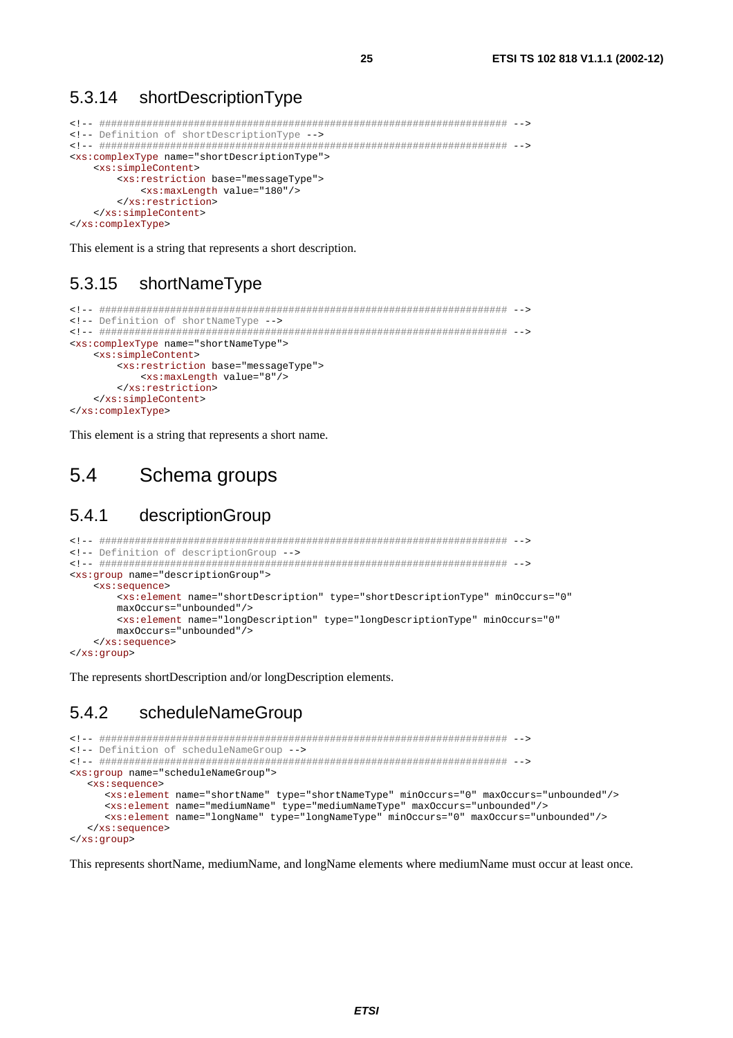### 5.3.14 shortDescriptionType

```
<!-- ##################################################################### -->
<!-- Definition of shortDescriptionType -->
<!-- ##################################################################### -->
<xs:complexType name="shortDescriptionType">
    <xs:simpleContent>
        <xs:restriction base="messageType">
            <xs:maxLength value="180"/>
        </xs:restriction>
    </xs:simpleContent>
</xs:complexType>
```

This element is a string that represents a short description.

### 5.3.15 shortNameType

```
<!-- ##################################################################### -->
<!-- Definition of shortNameType -->
<!-- ##################################################################### -->
<xs:complexType name="shortNameType">
    <xs:simpleContent>
        <xs:restriction base="messageType">
            <xs:maxLength value="8"/>
        </xs:restriction>
    </xs:simpleContent>
</xs:complexType>
```

This element is a string that represents a short name.

## 5.4 Schema groups

### 5.4.1 descriptionGroup

```
<!-- ##################################################################### -->
<!-- Definition of descriptionGroup -->
<!-- ##################################################################### -->
<xs:group name="descriptionGroup">
    <xs:sequence>
        <xs:element name="shortDescription" type="shortDescriptionType" minOccurs="0"
        maxOccurs="unbounded"/>
        <xs:element name="longDescription" type="longDescriptionType" minOccurs="0"
        maxOccurs="unbounded"/>
    </xs:sequence>
</xs:group>
```

The represents shortDescription and/or longDescription elements.

### 5.4.2 scheduleNameGroup

```
<!-- ##################################################################### -->
<!-- Definition of scheduleNameGroup -->
<!-- ##################################################################### -->
<xs:group name="scheduleNameGroup">
   <xs:sequence>
      <xs:element name="shortName" type="shortNameType" minOccurs="0" maxOccurs="unbounded"/>
      <xs:element name="mediumName" type="mediumNameType" maxOccurs="unbounded"/>
      <xs:element name="longName" type="longNameType" minOccurs="0" maxOccurs="unbounded"/>
   </xs:sequence>
</xs:group>
```

This represents shortName, mediumName, and longName elements where mediumName must occur at least once.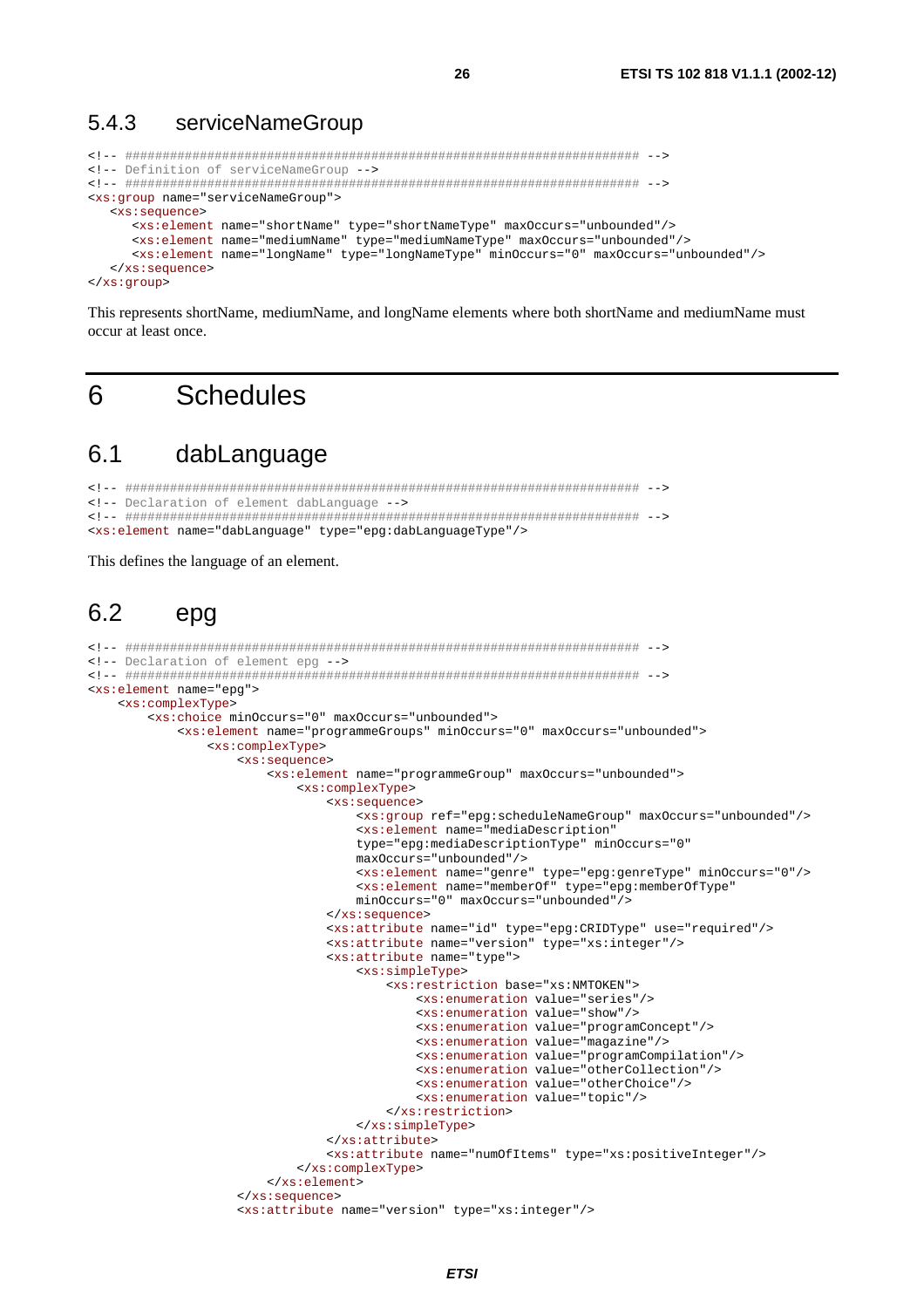### 5.4.3 serviceNameGroup

```
<!-- ##################################################################### -->
<!-- Definition of serviceNameGroup -->
<!-- ##################################################################### -->
<xs:group name="serviceNameGroup">
   <xs:sequence>
      <xs:element name="shortName" type="shortNameType" maxOccurs="unbounded"/>
      <xs:element name="mediumName" type="mediumNameType" maxOccurs="unbounded"/>
      <xs:element name="longName" type="longNameType" minOccurs="0" maxOccurs="unbounded"/>
   </xs:sequence>
</xs:group>
```

This represents shortName, mediumName, and longName elements where both shortName and mediumName must occur at least once.

# 6 Schedules

## 6.1 dabLanguage

```
<!-- ##################################################################### -->
<!-- Declaration of element dabLanguage -->
<!-- ##################################################################### -->
<xs:element name="dabLanguage" type="epg:dabLanguageType"/>
```

This defines the language of an element.

## 6.2 epg

```
<!-- ##################################################################### -->
<!-- Declaration of element epg -->
<!-- ##################################################################### -->
<xs:element name="epg">
    <xs:complexType>
        <xs:choice minOccurs="0" maxOccurs="unbounded">
            <xs:element name="programmeGroups" minOccurs="0" maxOccurs="unbounded">
                <xs:complexType>
                    <xs:sequence>
                        <xs:element name="programmeGroup" maxOccurs="unbounded">
                            <xs:complexType>
                                <xs:sequence>
                                    <xs:group ref="epg:scheduleNameGroup" maxOccurs="unbounded"/>
                                    <xs:element name="mediaDescription"
                                    type="epg:mediaDescriptionType" minOccurs="0"
                                    maxOccurs="unbounded"/>
                                    <xs:element name="genre" type="epg:genreType" minOccurs="0"/>
                                    <xs:element name="memberOf" type="epg:memberOfType"
                                    minOccurs="0" maxOccurs="unbounded"/>
                                </xs:sequence>
                                <xs:attribute name="id" type="epg:CRIDType" use="required"/>
                                <xs:attribute name="version" type="xs:integer"/>
                                <xs:attribute name="type">
                                    <xs:simpleType>
                                        <xs:restriction base="xs:NMTOKEN">
                                            <xs:enumeration value="series"/>
                                            <xs:enumeration value="show"/>
                                            <xs:enumeration value="programConcept"/>
                                            <xs:enumeration value="magazine"/>
                                            <xs:enumeration value="programCompilation"/>
                                            <xs:enumeration value="otherCollection"/>
                                            <xs:enumeration value="otherChoice"/>
                                            <xs:enumeration value="topic"/>
                                        </xs:restriction>
                                    </xs:simpleType>
                                </xs:attribute>
                                <xs:attribute name="numOfItems" type="xs:positiveInteger"/>
                            </xs:complexType>
                        </xs:element>
                    </xs:sequence>
                    <xs:attribute name="version" type="xs:integer"/>
```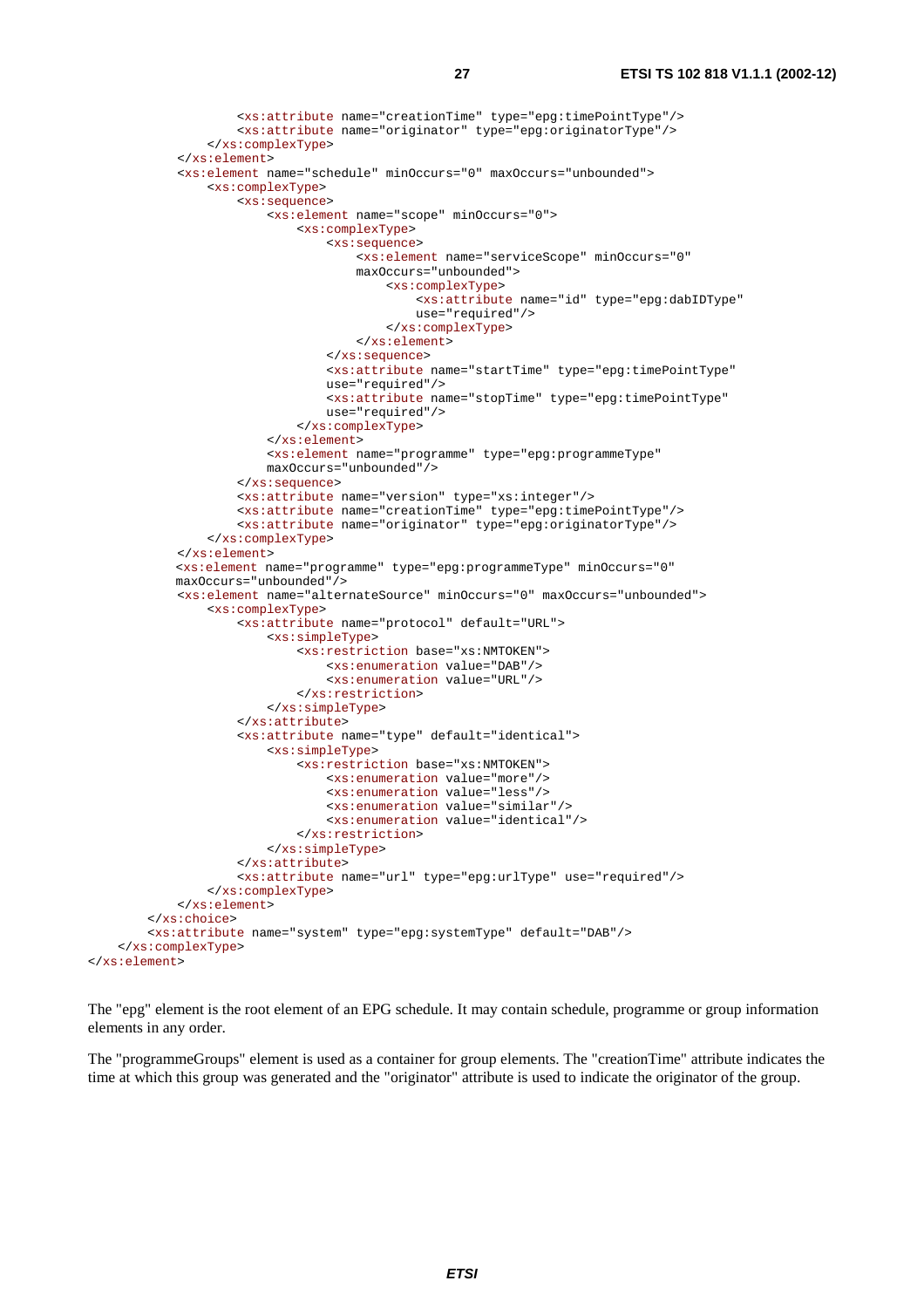```
                <xs:attribute name="creationTime" type="epg:timePointType"/>
                <xs:attribute name="originator" type="epg:originatorType"/>
            </xs:complexType>
        </xs:element>
        <xs:element name="schedule" minOccurs="0" maxOccurs="unbounded">
            <xs:complexType>
                <xs:sequence>
                    <xs:element name="scope" minOccurs="0">
                        <xs:complexType>
                            <xs:sequence>
                                <xs:element name="serviceScope" minOccurs="0"
                                maxOccurs="unbounded">
                                    <xs:complexType>
                                        <xs:attribute name="id" type="epg:dabIDType"
                                        use="required"/>
                                    </xs:complexType>
                                </xs:element>
                            </xs:sequence>
                            <xs:attribute name="startTime" type="epg:timePointType"
                            use="required"/>
                            <xs:attribute name="stopTime" type="epg:timePointType"
                            use="required"/>
                        </xs:complexType>
                    </xs:element>
                    <xs:element name="programme" type="epg:programmeType"
                    maxOccurs="unbounded"/>
                </xs:sequence>
                <xs:attribute name="version" type="xs:integer"/>
                <xs:attribute name="creationTime" type="epg:timePointType"/>
                <xs:attribute name="originator" type="epg:originatorType"/>
            </xs:complexType>
        </xs:element>
        <xs:element name="programme" type="epg:programmeType" minOccurs="0"
        maxOccurs="unbounded"/>
        <xs:element name="alternateSource" minOccurs="0" maxOccurs="unbounded">
            <xs:complexType>
                <xs:attribute name="protocol" default="URL">
                    <xs:simpleType>
                        <xs:restriction base="xs:NMTOKEN">
                            <xs:enumeration value="DAB"/>
                            <xs:enumeration value="URL"/>
                        </xs:restriction>
                    </xs:simpleType>
                </xs:attribute>
                <xs:attribute name="type" default="identical">
                    <xs:simpleType>
                        <xs:restriction base="xs:NMTOKEN">
                            <xs:enumeration value="more"/>
                            <xs:enumeration value="less"/>
                            <xs:enumeration value="similar"/>
                            <xs:enumeration value="identical"/>
                        </xs:restriction>
                    </xs:simpleType>
                </xs:attribute>
                <xs:attribute name="url" type="epg:urlType" use="required"/>
            </xs:complexType>
        </xs:element>
    </xs:choice>
    <xs:attribute name="system" type="epg:systemType" default="DAB"/>
  </xs:complexType>
</xs:element>
```

The "epg" element is the root element of an EPG schedule. It may contain schedule, programme or group information elements in any order.

The "programmeGroups" element is used as a container for group elements. The "creationTime" attribute indicates the time at which this group was generated and the "originator" attribute is used to indicate the originator of the group.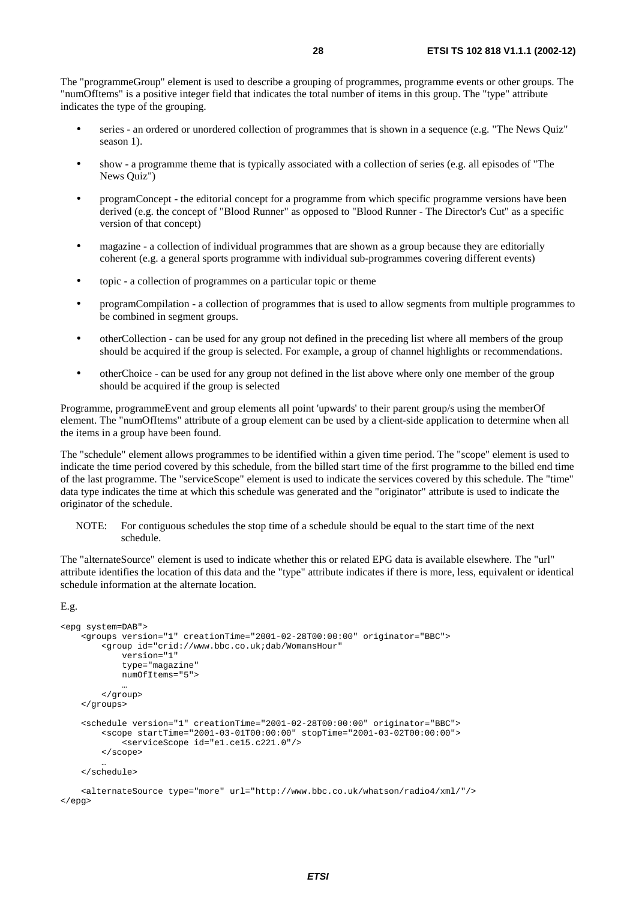The "programmeGroup" element is used to describe a grouping of programmes, programme events or other groups. The "numOfItems" is a positive integer field that indicates the total number of items in this group. The "type" attribute indicates the type of the grouping.

- series - an ordered or unordered collection of programmes that is shown in a sequence (e.g. "The News Quiz" season 1).
- show - a programme theme that is typically associated with a collection of series (e.g. all episodes of "The News Quiz")
- programConcept - the editorial concept for a programme from which specific programme versions have been derived (e.g. the concept of "Blood Runner" as opposed to "Blood Runner - The Director's Cut" as a specific version of that concept)
- magazine - a collection of individual programmes that are shown as a group because they are editorially coherent (e.g. a general sports programme with individual sub-programmes covering different events)
- topic - a collection of programmes on a particular topic or theme
- programCompilation - a collection of programmes that is used to allow segments from multiple programmes to be combined in segment groups.
- otherCollection - can be used for any group not defined in the preceding list where all members of the group should be acquired if the group is selected. For example, a group of channel highlights or recommendations.
- otherChoice - can be used for any group not defined in the list above where only one member of the group should be acquired if the group is selected

Programme, programmeEvent and group elements all point 'upwards' to their parent group/s using the memberOf element. The "numOfItems" attribute of a group element can be used by a client-side application to determine when all the items in a group have been found.

The "schedule" element allows programmes to be identified within a given time period. The "scope" element is used to indicate the time period covered by this schedule, from the billed start time of the first programme to the billed end time of the last programme. The "serviceScope" element is used to indicate the services covered by this schedule. The "time" data type indicates the time at which this schedule was generated and the "originator" attribute is used to indicate the originator of the schedule.

NOTE: For contiguous schedules the stop time of a schedule should be equal to the start time of the next schedule.

The "alternateSource" element is used to indicate whether this or related EPG data is available elsewhere. The "url" attribute identifies the location of this data and the "type" attribute indicates if there is more, less, equivalent or identical schedule information at the alternate location.

E.g.

```
<epg system=DAB">
    <groups version="1" creationTime="2001-02-28T00:00:00" originator="BBC">
        <group id="crid://www.bbc.co.uk;dab/WomansHour"
            version="1"
            type="magazine"
            numOfItems="5">
            …
        </group>
    </groups>

    <schedule version="1" creationTime="2001-02-28T00:00:00" originator="BBC">
        <scope startTime="2001-03-01T00:00:00" stopTime="2001-03-02T00:00:00">
            <serviceScope id="e1.ce15.c221.0"/>
        </scope>
        …
    </schedule>

    <alternateSource type="more" url="http://www.bbc.co.uk/whatson/radio4/xml/"/>
</epg>
```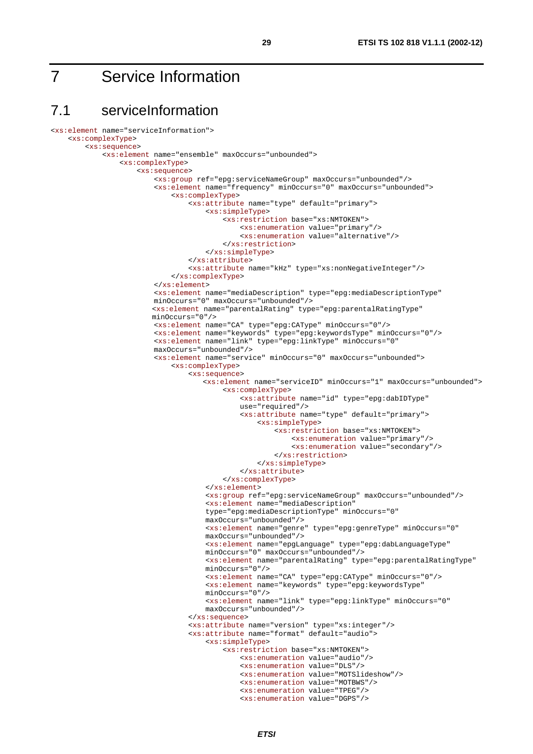# 7 Service Information

## 7.1 serviceInformation

```
<xs:element name="serviceInformation">
    <xs:complexType>
        <xs:sequence>
            <xs:element name="ensemble" maxOccurs="unbounded">
                <xs:complexType>
                    <xs:sequence>
                        <xs:group ref="epg:serviceNameGroup" maxOccurs="unbounded"/>
                        <xs:element name="frequency" minOccurs="0" maxOccurs="unbounded">
                            <xs:complexType>
                                <xs:attribute name="type" default="primary">
                                    <xs:simpleType>
                                        <xs:restriction base="xs:NMTOKEN">
                                            <xs:enumeration value="primary"/>
                                            <xs:enumeration value="alternative"/>
                                        </xs:restriction>
                                    </xs:simpleType>
                                </xs:attribute>
                                <xs:attribute name="kHz" type="xs:nonNegativeInteger"/>
                            </xs:complexType>
                        </xs:element>
                        <xs:element name="mediaDescription" type="epg:mediaDescriptionType"
                        minOccurs="0" maxOccurs="unbounded"/>
                        <xs:element name="parentalRating" type="epg:parentalRatingType"
                        minOccurs="0"/>
                        <xs:element name="CA" type="epg:CAType" minOccurs="0"/>
                        <xs:element name="keywords" type="epg:keywordsType" minOccurs="0"/>
                        <xs:element name="link" type="epg:linkType" minOccurs="0"
                        maxOccurs="unbounded"/>
                        <xs:element name="service" minOccurs="0" maxOccurs="unbounded">
                            <xs:complexType>
                                <xs:sequence>
                                    <xs:element name="serviceID" minOccurs="1" maxOccurs="unbounded">
                                        <xs:complexType>
                                            <xs:attribute name="id" type="epg:dabIDType"
                                            use="required"/>
                                            <xs:attribute name="type" default="primary">
                                                <xs:simpleType>
                                                    <xs:restriction base="xs:NMTOKEN">
                                                        <xs:enumeration value="primary"/>
                                                        <xs:enumeration value="secondary"/>
                                                    </xs:restriction>
                                                </xs:simpleType>
                                            </xs:attribute>
                                        </xs:complexType>
                                    </xs:element>
                                    <xs:group ref="epg:serviceNameGroup" maxOccurs="unbounded"/>
                                    <xs:element name="mediaDescription"
                                    type="epg:mediaDescriptionType" minOccurs="0"
                                    maxOccurs="unbounded"/>
                                    <xs:element name="genre" type="epg:genreType" minOccurs="0"
                                    maxOccurs="unbounded"/>
                                    <xs:element name="epgLanguage" type="epg:dabLanguageType"
                                    minOccurs="0" maxOccurs="unbounded"/>
                                    <xs:element name="parentalRating" type="epg:parentalRatingType"
                                    minOccurs="0"/>
                                    <xs:element name="CA" type="epg:CAType" minOccurs="0"/>
                                    <xs:element name="keywords" type="epg:keywordsType"
                                    minOccurs="0"/>
                                    <xs:element name="link" type="epg:linkType" minOccurs="0"
                                    maxOccurs="unbounded"/>
                                </xs:sequence>
                                <xs:attribute name="version" type="xs:integer"/>
                                <xs:attribute name="format" default="audio">
                                    <xs:simpleType>
                                        <xs:restriction base="xs:NMTOKEN">
                                            <xs:enumeration value="audio"/>
                                            <xs:enumeration value="DLS"/>
                                            <xs:enumeration value="MOTSlideshow"/>
                                            <xs:enumeration value="MOTBWS"/>
                                            <xs:enumeration value="TPEG"/>
                                            <xs:enumeration value="DGPS"/>
```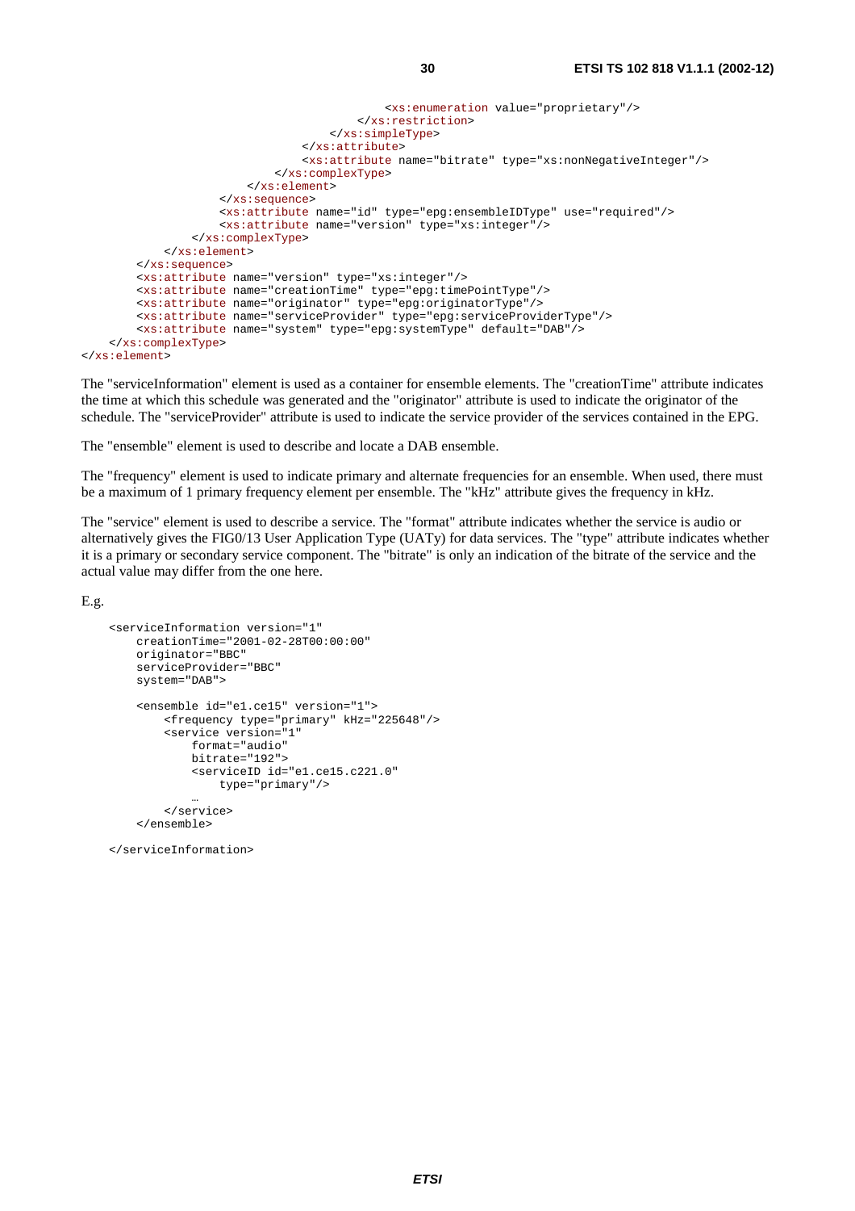```
                                        <xs:enumeration value="proprietary"/>
                                    </xs:restriction>
                                </xs:simpleType>
                            </xs:attribute>
                            <xs:attribute name="bitrate" type="xs:nonNegativeInteger"/>
                        </xs:complexType>
                    </xs:element>
                </xs:sequence>
                <xs:attribute name="id" type="epg:ensembleIDType" use="required"/>
                <xs:attribute name="version" type="xs:integer"/>
            </xs:complexType>
        </xs:element>
    </xs:sequence>
    <xs:attribute name="version" type="xs:integer"/>
    <xs:attribute name="creationTime" type="epg:timePointType"/>
    <xs:attribute name="originator" type="epg:originatorType"/>
    <xs:attribute name="serviceProvider" type="epg:serviceProviderType"/>
    <xs:attribute name="system" type="epg:systemType" default="DAB"/>
  </xs:complexType>
</xs:element>
```

The "serviceInformation" element is used as a container for ensemble elements. The "creationTime" attribute indicates the time at which this schedule was generated and the "originator" attribute is used to indicate the originator of the schedule. The "serviceProvider" attribute is used to indicate the service provider of the services contained in the EPG.

The "ensemble" element is used to describe and locate a DAB ensemble.

The "frequency" element is used to indicate primary and alternate frequencies for an ensemble. When used, there must be a maximum of 1 primary frequency element per ensemble. The "kHz" attribute gives the frequency in kHz.

The "service" element is used to describe a service. The "format" attribute indicates whether the service is audio or alternatively gives the FIG0/13 User Application Type (UATy) for data services. The "type" attribute indicates whether it is a primary or secondary service component. The "bitrate" is only an indication of the bitrate of the service and the actual value may differ from the one here.

E.g.

```
<serviceInformation version="1"
    creationTime="2001-02-28T00:00:00"
    originator="BBC"
    serviceProvider="BBC"
    system="DAB">

    <ensemble id="e1.ce15" version="1">
        <frequency type="primary" kHz="225648"/>
        <service version="1"
            format="audio"
            bitrate="192">
            <serviceID id="e1.ce15.c221.0"
                type="primary"/>
            …
        </service>
    </ensemble>

</serviceInformation>
```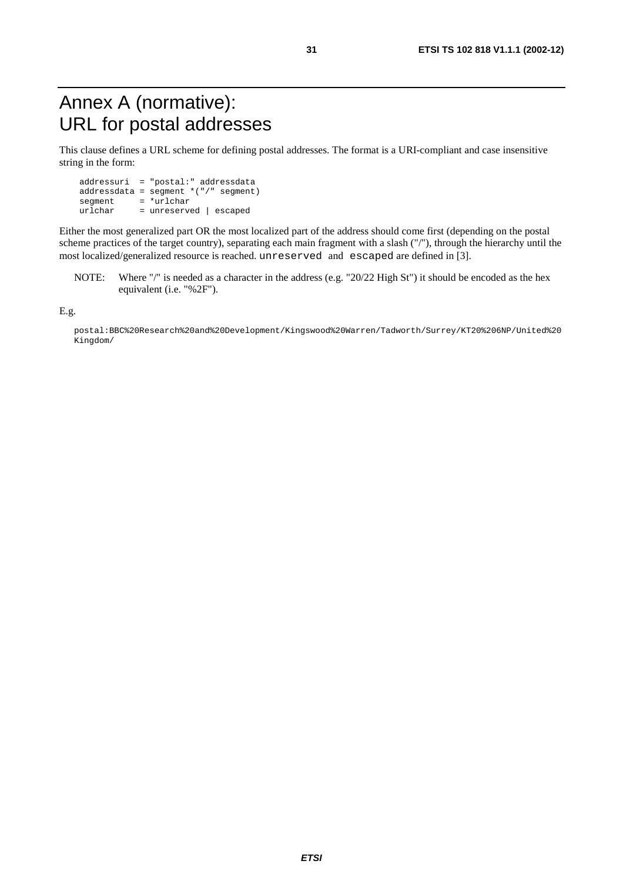# Annex A (normative): URL for postal addresses

This clause defines a URL scheme for defining postal addresses. The format is a URI-compliant and case insensitive string in the form:

```
addressuri  = "postal:" addressdata
addressdata = segment *("/" segment)
segment     = *urlchar
urlchar     = unreserved | escaped
```

Either the most generalized part OR the most localized part of the address should come first (depending on the postal scheme practices of the target country), separating each main fragment with a slash ("/"), through the hierarchy until the most localized/generalized resource is reached. `unreserved` and `escaped` are defined in [3].

NOTE: Where "/" is needed as a character in the address (e.g. "20/22 High St") it should be encoded as the hex equivalent (i.e. "%2F").

E.g.

```
postal:BBC%20Research%20and%20Development/Kingswood%20Warren/Tadworth/Surrey/KT20%206NP/United%20
Kingdom/
```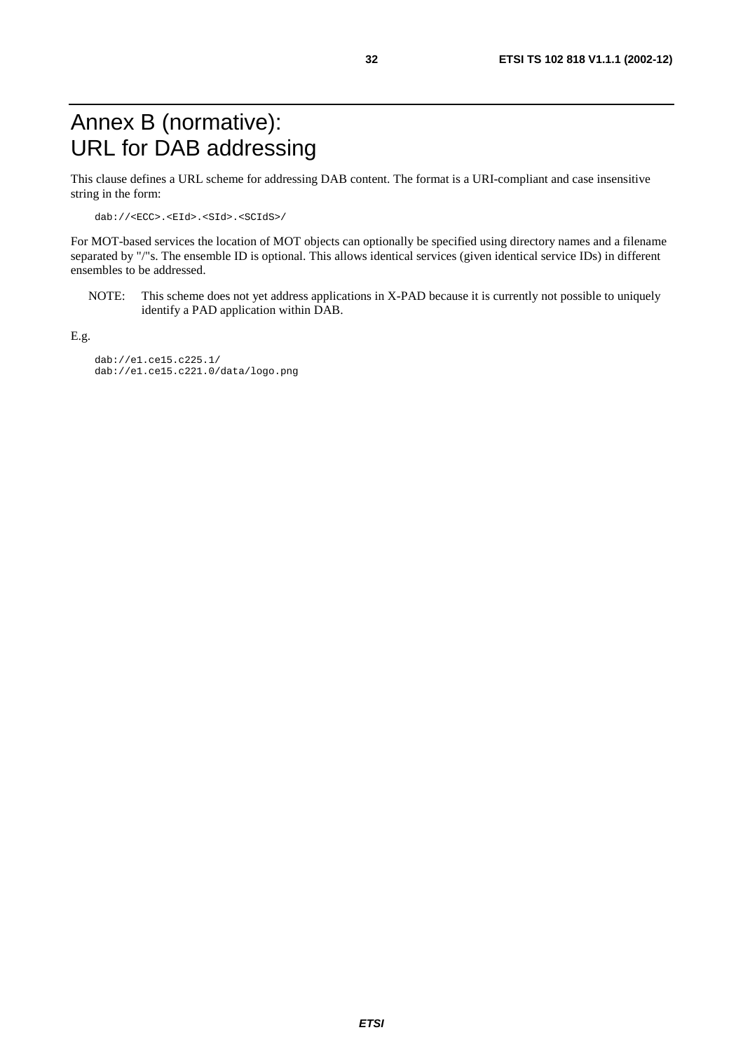# Annex B (normative): URL for DAB addressing

This clause defines a URL scheme for addressing DAB content. The format is a URI-compliant and case insensitive string in the form:

```
dab://<ECC>.<EId>.<SId>.<SCIdS>/
```

For MOT-based services the location of MOT objects can optionally be specified using directory names and a filename separated by "/"s. The ensemble ID is optional. This allows identical services (given identical service IDs) in different ensembles to be addressed.

NOTE: This scheme does not yet address applications in X-PAD because it is currently not possible to uniquely identify a PAD application within DAB.

E.g.

```
dab://e1.ce15.c225.1/
dab://e1.ce15.c221.0/data/logo.png
```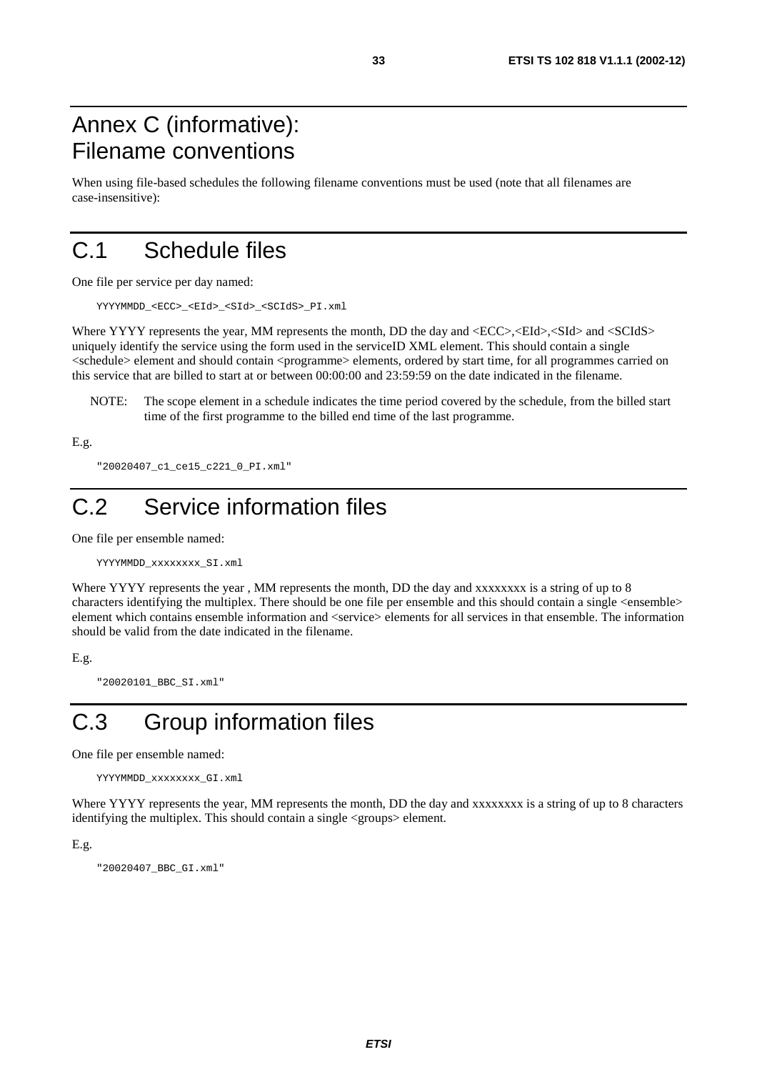# Annex C (informative): Filename conventions

When using file-based schedules the following filename conventions must be used (note that all filenames are case-insensitive):

## C.1 Schedule files

One file per service per day named:

```
YYYYMMDD_<ECC>_<EId>_<SId>_<SCIdS>_PI.xml
```

Where YYYY represents the year, MM represents the month, DD the day and <ECC>,<EId>,<SId> and <SCIdS> uniquely identify the service using the form used in the serviceID XML element. This should contain a single <schedule> element and should contain <programme> elements, ordered by start time, for all programmes carried on this service that are billed to start at or between 00:00:00 and 23:59:59 on the date indicated in the filename.

NOTE: The scope element in a schedule indicates the time period covered by the schedule, from the billed start time of the first programme to the billed end time of the last programme.

E.g.

```
"20020407_c1_ce15_c221_0_PI.xml"
```

## C.2 Service information files

One file per ensemble named:

```
YYYYMMDD_xxxxxxxx_SI.xml
```

Where YYYY represents the year , MM represents the month, DD the day and xxxxxxxx is a string of up to 8 characters identifying the multiplex. There should be one file per ensemble and this should contain a single <ensemble> element which contains ensemble information and <service> elements for all services in that ensemble. The information should be valid from the date indicated in the filename.

E.g.

```
"20020101_BBC_SI.xml"
```

## C.3 Group information files

One file per ensemble named:

```
YYYYMMDD_xxxxxxxx_GI.xml
```

Where YYYY represents the year, MM represents the month, DD the day and xxxxxxxx is a string of up to 8 characters identifying the multiplex. This should contain a single <groups> element.

E.g.

```
"20020407_BBC_GI.xml"
```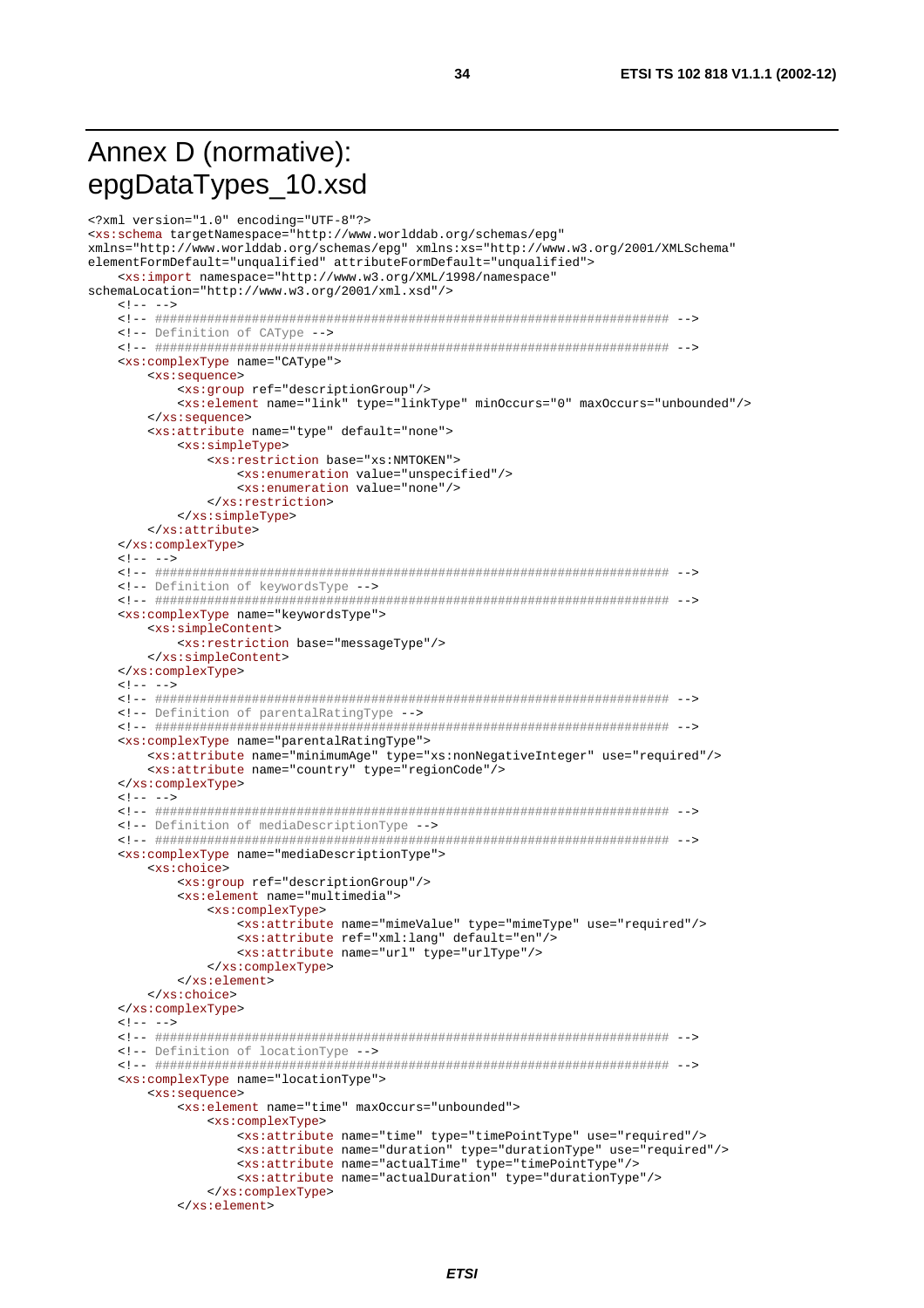# Annex D (normative): epgDataTypes_10.xsd

```
<?xml version="1.0" encoding="UTF-8"?>
<xs:schema targetNamespace="http://www.worlddab.org/schemas/epg"
xmlns="http://www.worlddab.org/schemas/epg" xmlns:xs="http://www.w3.org/2001/XMLSchema"
elementFormDefault="unqualified" attributeFormDefault="unqualified">
    <xs:import namespace="http://www.w3.org/XML/1998/namespace"
schemaLocation="http://www.w3.org/2001/xml.xsd"/>
    <!-- -->
    <!-- ##################################################################### -->
    <!-- Definition of CAType -->
    <!-- ##################################################################### -->
    <xs:complexType name="CAType">
        <xs:sequence>
            <xs:group ref="descriptionGroup"/>
            <xs:element name="link" type="linkType" minOccurs="0" maxOccurs="unbounded"/>
        </xs:sequence>
        <xs:attribute name="type" default="none">
            <xs:simpleType>
                <xs:restriction base="xs:NMTOKEN">
                    <xs:enumeration value="unspecified"/>
                    <xs:enumeration value="none"/>
                </xs:restriction>
            </xs:simpleType>
        </xs:attribute>
    </xs:complexType>
    <!-- -->
    <!-- ##################################################################### -->
    <!-- Definition of keywordsType -->
    <!-- ##################################################################### -->
    <xs:complexType name="keywordsType">
        <xs:simpleContent>
            <xs:restriction base="messageType"/>
        </xs:simpleContent>
    </xs:complexType>
    <!-- -->
    <!-- ##################################################################### -->
    <!-- Definition of parentalRatingType -->
    <!-- ##################################################################### -->
    <xs:complexType name="parentalRatingType">
        <xs:attribute name="minimumAge" type="xs:nonNegativeInteger" use="required"/>
        <xs:attribute name="country" type="regionCode"/>
    </xs:complexType>
    <!-- -->
    <!-- ##################################################################### -->
    <!-- Definition of mediaDescriptionType -->
    <!-- ##################################################################### -->
    <xs:complexType name="mediaDescriptionType">
        <xs:choice>
            <xs:group ref="descriptionGroup"/>
            <xs:element name="multimedia">
                <xs:complexType>
                    <xs:attribute name="mimeValue" type="mimeType" use="required"/>
                    <xs:attribute ref="xml:lang" default="en"/>
                    <xs:attribute name="url" type="urlType"/>
                </xs:complexType>
            </xs:element>
        </xs:choice>
    </xs:complexType>
    <!-- -->
    <!-- ##################################################################### -->
    <!-- Definition of locationType -->
    <!-- ##################################################################### -->
    <xs:complexType name="locationType">
        <xs:sequence>
            <xs:element name="time" maxOccurs="unbounded">
                <xs:complexType>
                    <xs:attribute name="time" type="timePointType" use="required"/>
                    <xs:attribute name="duration" type="durationType" use="required"/>
                    <xs:attribute name="actualTime" type="timePointType"/>
                    <xs:attribute name="actualDuration" type="durationType"/>
                </xs:complexType>
            </xs:element>
```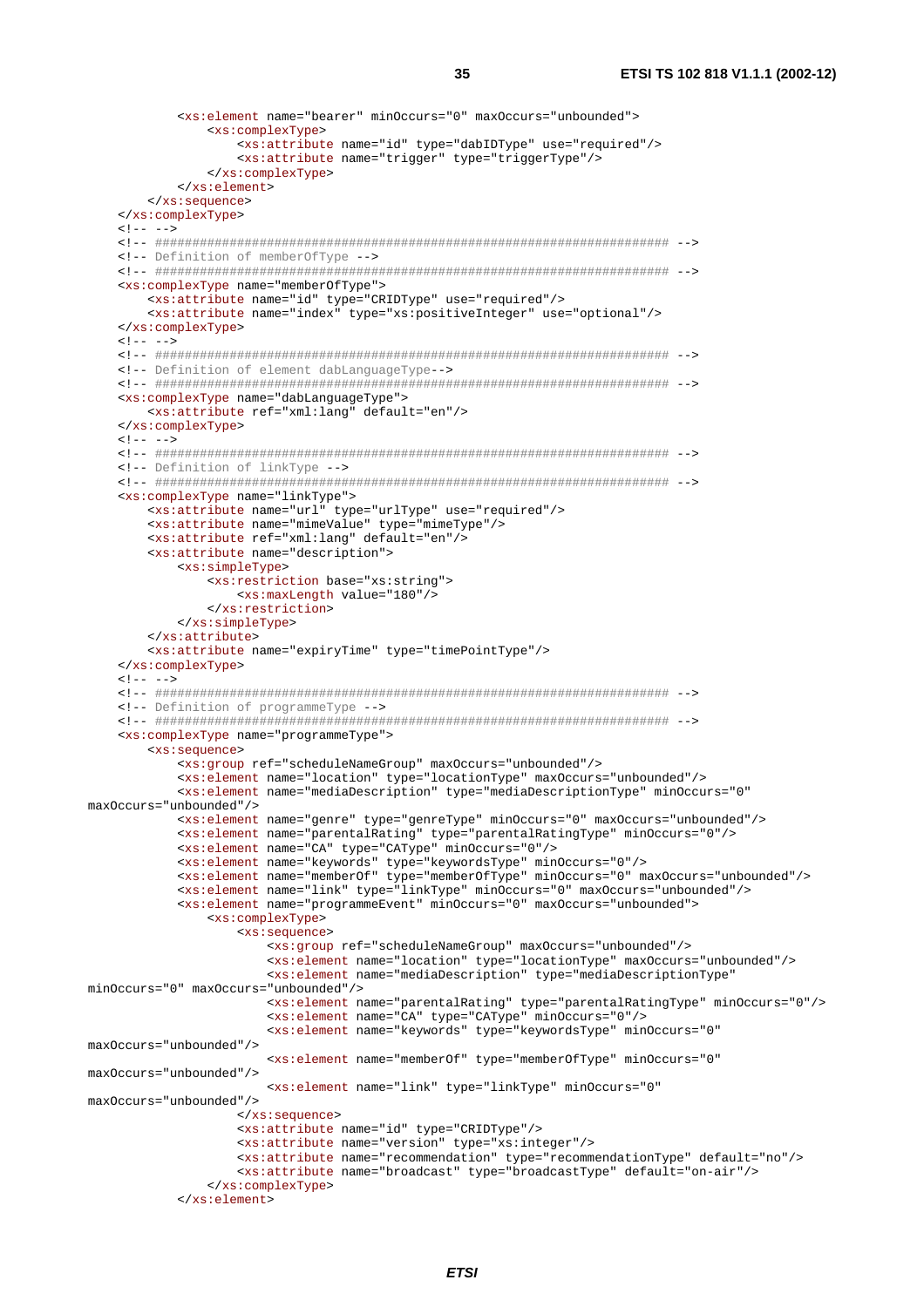```
            <xs:element name="bearer" minOccurs="0" maxOccurs="unbounded">
                <xs:complexType>
                    <xs:attribute name="id" type="dabIDType" use="required"/>
                    <xs:attribute name="trigger" type="triggerType"/>
                </xs:complexType>
            </xs:element>
        </xs:sequence>
    </xs:complexType>
    <!-- -->
    <!-- ##################################################################### -->
    <!-- Definition of memberOfType -->
    <!-- ##################################################################### -->
    <xs:complexType name="memberOfType">
        <xs:attribute name="id" type="CRIDType" use="required"/>
        <xs:attribute name="index" type="xs:positiveInteger" use="optional"/>
    </xs:complexType>
    <!-- -->
    <!-- ##################################################################### -->
    <!-- Definition of element dabLanguageType-->
    <!-- ##################################################################### -->
    <xs:complexType name="dabLanguageType">
        <xs:attribute ref="xml:lang" default="en"/>
    </xs:complexType>
    <!-- -->
    <!-- ##################################################################### -->
    <!-- Definition of linkType -->
    <!-- ##################################################################### -->
    <xs:complexType name="linkType">
        <xs:attribute name="url" type="urlType" use="required"/>
        <xs:attribute name="mimeValue" type="mimeType"/>
        <xs:attribute ref="xml:lang" default="en"/>
        <xs:attribute name="description">
            <xs:simpleType>
                <xs:restriction base="xs:string">
                    <xs:maxLength value="180"/>
                </xs:restriction>
            </xs:simpleType>
        </xs:attribute>
        <xs:attribute name="expiryTime" type="timePointType"/>
    </xs:complexType>
    <!-- -->
    <!-- ##################################################################### -->
    <!-- Definition of programmeType -->
    <!-- ##################################################################### -->
    <xs:complexType name="programmeType">
        <xs:sequence>
            <xs:group ref="scheduleNameGroup" maxOccurs="unbounded"/>
            <xs:element name="location" type="locationType" maxOccurs="unbounded"/>
            <xs:element name="mediaDescription" type="mediaDescriptionType" minOccurs="0"
maxOccurs="unbounded"/>
            <xs:element name="genre" type="genreType" minOccurs="0" maxOccurs="unbounded"/>
            <xs:element name="parentalRating" type="parentalRatingType" minOccurs="0"/>
            <xs:element name="CA" type="CAType" minOccurs="0"/>
            <xs:element name="keywords" type="keywordsType" minOccurs="0"/>
            <xs:element name="memberOf" type="memberOfType" minOccurs="0" maxOccurs="unbounded"/>
            <xs:element name="link" type="linkType" minOccurs="0" maxOccurs="unbounded"/>
            <xs:element name="programmeEvent" minOccurs="0" maxOccurs="unbounded">
                <xs:complexType>
                    <xs:sequence>
                        <xs:group ref="scheduleNameGroup" maxOccurs="unbounded"/>
                        <xs:element name="location" type="locationType" maxOccurs="unbounded"/>
                        <xs:element name="mediaDescription" type="mediaDescriptionType"
minOccurs="0" maxOccurs="unbounded"/>
                        <xs:element name="parentalRating" type="parentalRatingType" minOccurs="0"/>
                        <xs:element name="CA" type="CAType" minOccurs="0"/>
                        <xs:element name="keywords" type="keywordsType" minOccurs="0"
maxOccurs="unbounded"/>
                        <xs:element name="memberOf" type="memberOfType" minOccurs="0"
maxOccurs="unbounded"/>
                        <xs:element name="link" type="linkType" minOccurs="0"
maxOccurs="unbounded"/>
                    </xs:sequence>
                    <xs:attribute name="id" type="CRIDType"/>
                    <xs:attribute name="version" type="xs:integer"/>
                    <xs:attribute name="recommendation" type="recommendationType" default="no"/>
                    <xs:attribute name="broadcast" type="broadcastType" default="on-air"/>
                </xs:complexType>
            </xs:element>
```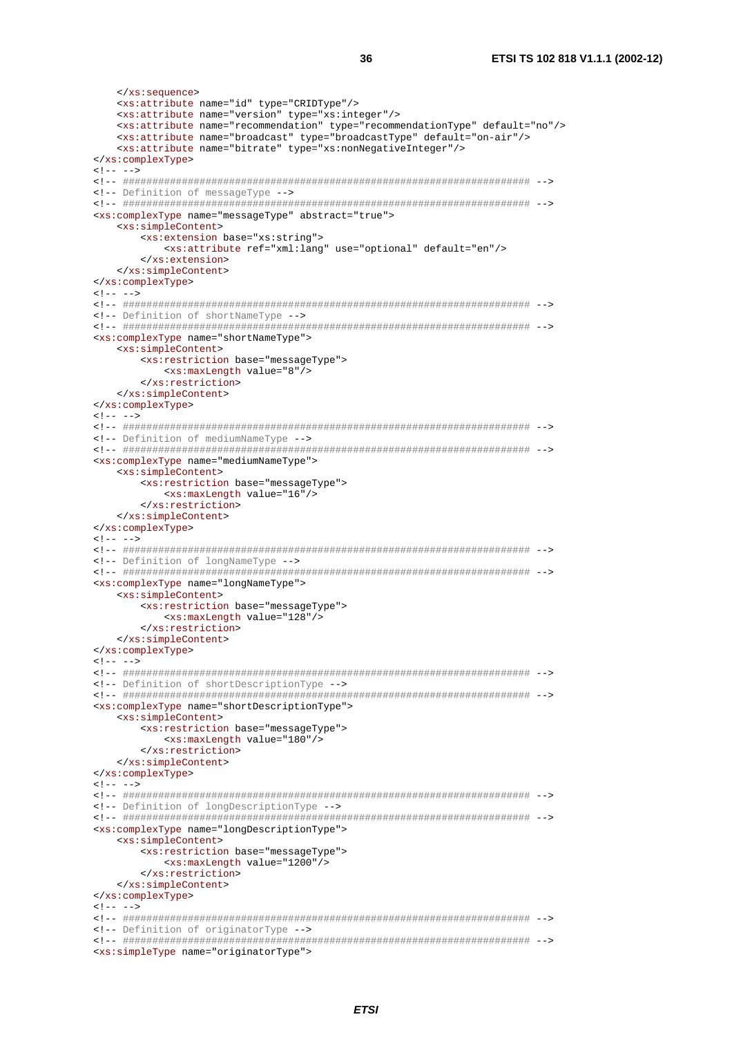```
    </xs:sequence>
    <xs:attribute name="id" type="CRIDType"/>
    <xs:attribute name="version" type="xs:integer"/>
    <xs:attribute name="recommendation" type="recommendationType" default="no"/>
    <xs:attribute name="broadcast" type="broadcastType" default="on-air"/>
    <xs:attribute name="bitrate" type="xs:nonNegativeInteger"/>
</xs:complexType>
<!-- -->
<!-- ##################################################################### -->
<!-- Definition of messageType -->
<!-- ##################################################################### -->
<xs:complexType name="messageType" abstract="true">
    <xs:simpleContent>
        <xs:extension base="xs:string">
            <xs:attribute ref="xml:lang" use="optional" default="en"/>
        </xs:extension>
    </xs:simpleContent>
</xs:complexType>
<!-- -->
<!-- ##################################################################### -->
<!-- Definition of shortNameType -->
<!-- ##################################################################### -->
<xs:complexType name="shortNameType">
    <xs:simpleContent>
        <xs:restriction base="messageType">
            <xs:maxLength value="8"/>
        </xs:restriction>
    </xs:simpleContent>
</xs:complexType>
<!-- -->
<!-- ##################################################################### -->
<!-- Definition of mediumNameType -->
<!-- ##################################################################### -->
<xs:complexType name="mediumNameType">
    <xs:simpleContent>
        <xs:restriction base="messageType">
            <xs:maxLength value="16"/>
        </xs:restriction>
    </xs:simpleContent>
</xs:complexType>
<!-- -->
<!-- ##################################################################### -->
<!-- Definition of longNameType -->
<!-- ##################################################################### -->
<xs:complexType name="longNameType">
    <xs:simpleContent>
        <xs:restriction base="messageType">
            <xs:maxLength value="128"/>
        </xs:restriction>
    </xs:simpleContent>
</xs:complexType>
<!-- -->
<!-- ##################################################################### -->
<!-- Definition of shortDescriptionType -->
<!-- ##################################################################### -->
<xs:complexType name="shortDescriptionType">
    <xs:simpleContent>
        <xs:restriction base="messageType">
            <xs:maxLength value="180"/>
        </xs:restriction>
    </xs:simpleContent>
</xs:complexType>
<!-- -->
<!-- ##################################################################### -->
<!-- Definition of longDescriptionType -->
<!-- ##################################################################### -->
<xs:complexType name="longDescriptionType">
    <xs:simpleContent>
        <xs:restriction base="messageType">
            <xs:maxLength value="1200"/>
        </xs:restriction>
    </xs:simpleContent>
</xs:complexType>
<!-- -->
<!-- ##################################################################### -->
<!-- Definition of originatorType -->
<!-- ##################################################################### -->
<xs:simpleType name="originatorType">
```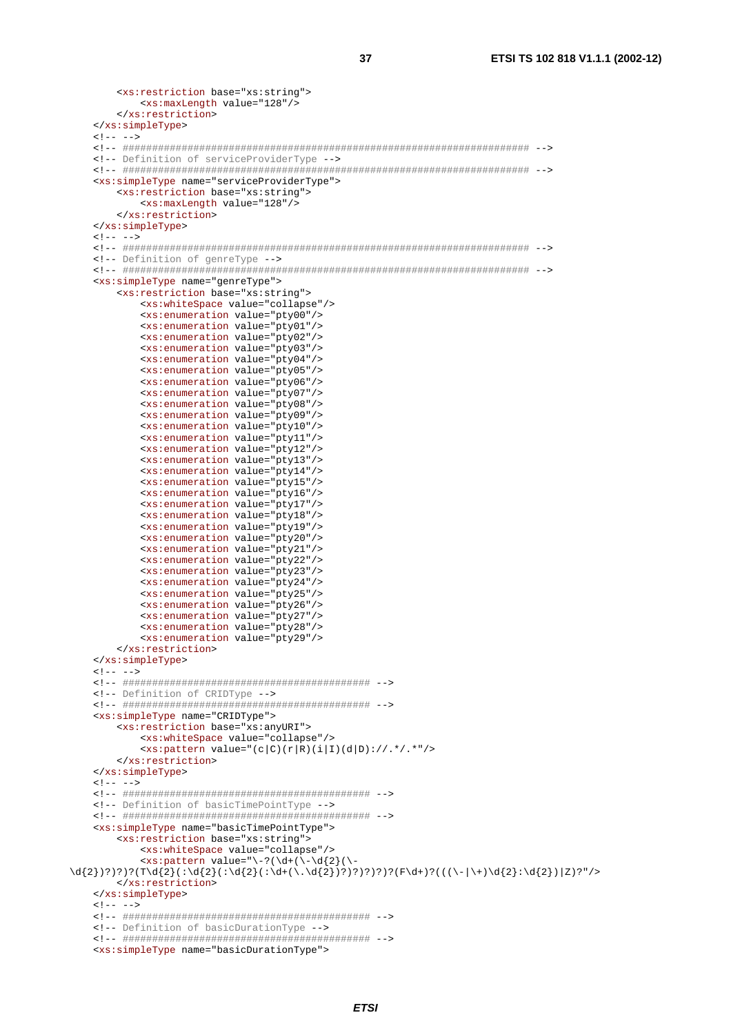```
        <xs:restriction base="xs:string">
            <xs:maxLength value="128"/>
        </xs:restriction>
    </xs:simpleType>
    <!-- -->
    <!-- ##################################################################### -->
    <!-- Definition of serviceProviderType -->
    <!-- ##################################################################### -->
    <xs:simpleType name="serviceProviderType">
        <xs:restriction base="xs:string">
            <xs:maxLength value="128"/>
        </xs:restriction>
    </xs:simpleType>
    <!-- -->
    <!-- ##################################################################### -->
    <!-- Definition of genreType -->
    <!-- ##################################################################### -->
    <xs:simpleType name="genreType">
        <xs:restriction base="xs:string">
            <xs:whiteSpace value="collapse"/>
            <xs:enumeration value="pty00"/>
            <xs:enumeration value="pty01"/>
            <xs:enumeration value="pty02"/>
            <xs:enumeration value="pty03"/>
            <xs:enumeration value="pty04"/>
            <xs:enumeration value="pty05"/>
            <xs:enumeration value="pty06"/>
            <xs:enumeration value="pty07"/>
            <xs:enumeration value="pty08"/>
            <xs:enumeration value="pty09"/>
            <xs:enumeration value="pty10"/>
            <xs:enumeration value="pty11"/>
            <xs:enumeration value="pty12"/>
            <xs:enumeration value="pty13"/>
            <xs:enumeration value="pty14"/>
            <xs:enumeration value="pty15"/>
            <xs:enumeration value="pty16"/>
            <xs:enumeration value="pty17"/>
            <xs:enumeration value="pty18"/>
            <xs:enumeration value="pty19"/>
            <xs:enumeration value="pty20"/>
            <xs:enumeration value="pty21"/>
            <xs:enumeration value="pty22"/>
            <xs:enumeration value="pty23"/>
            <xs:enumeration value="pty24"/>
            <xs:enumeration value="pty25"/>
            <xs:enumeration value="pty26"/>
            <xs:enumeration value="pty27"/>
            <xs:enumeration value="pty28"/>
            <xs:enumeration value="pty29"/>
        </xs:restriction>
    </xs:simpleType>
    <!-- -->
    <!-- ########################################### -->
    <!-- Definition of CRIDType -->
    <!-- ########################################### -->
    <xs:simpleType name="CRIDType">
        <xs:restriction base="xs:anyURI">
            <xs:whiteSpace value="collapse"/>
            <xs:pattern value="(c|C)(r|R)(i|I)(d|D)://.*/.*"/>
        </xs:restriction>
    </xs:simpleType>
    <!-- -->
    <!-- ########################################### -->
    <!-- Definition of basicTimePointType -->
    <!-- ########################################### -->
    <xs:simpleType name="basicTimePointType">
        <xs:restriction base="xs:string">
            <xs:whiteSpace value="collapse"/>
            <xs:pattern value="\-?(\d+(\-\d{2}(\-
\d{2})?)?)?(T\d{2}(:\d{2}(:\d{2}(:\d+(\.\d{2})?)?)?)?)?(F\d+)?(((\-|\+)\d{2}:\d{2})|Z)?"/>
        </xs:restriction>
    </xs:simpleType>
    <!-- -->
    <!-- ########################################### -->
    <!-- Definition of basicDurationType -->
    <!-- ########################################### -->
    <xs:simpleType name="basicDurationType">
```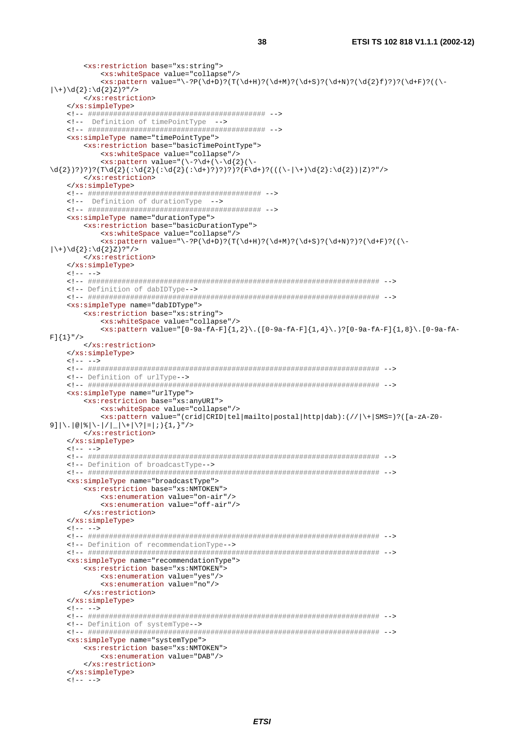```
        <xs:restriction base="xs:string">
            <xs:whiteSpace value="collapse"/>
            <xs:pattern value="\-?P(\d+D)?(T(\d+H)?(\d+M)?(\d+S)?(\d+N)?(\d{2}f)?)?(\d+F)?((\-
|\+)\d{2}:\d{2}Z)?"/>
        </xs:restriction>
    </xs:simpleType>
    <!-- ########################################### -->
    <!--  Definition of timePointType  -->
    <!-- ########################################### -->
    <xs:simpleType name="timePointType">
        <xs:restriction base="basicTimePointType">
            <xs:whiteSpace value="collapse"/>
            <xs:pattern value="(\-?\d+(\-\d{2}(\-
\d{2})?)?)?(T\d{2}(:\d{2}(:\d{2}(:\d+)?)?)?)?(F\d+)?(((\-|\+)\d{2}:\d{2})|Z)?"/>
        </xs:restriction>
    </xs:simpleType>
    <!-- ########################################## -->
    <!--  Definition of durationType  -->
    <!-- ########################################## -->
    <xs:simpleType name="durationType">
        <xs:restriction base="basicDurationType">
            <xs:whiteSpace value="collapse"/>
            <xs:pattern value="\-?P(\d+D)?(T(\d+H)?(\d+M)?(\d+S)?(\d+N)?)?(\d+F)?((\-
|\+)\d{2}:\d{2}Z)?"/>
        </xs:restriction>
    </xs:simpleType>
    <!-- -->
    <!-- ##################################################################### -->
    <!-- Definition of dabIDType-->
    <!-- ##################################################################### -->
    <xs:simpleType name="dabIDType">
        <xs:restriction base="xs:string">
            <xs:whiteSpace value="collapse"/>
            <xs:pattern value="[0-9a-fA-F]{1,2}\.([0-9a-fA-F]{1,4}\.)?[0-9a-fA-F]{1,8}\.[0-9a-fA-
F]{1}"/>
        </xs:restriction>
    </xs:simpleType>
    <!-- -->
    <!-- ##################################################################### -->
    <!-- Definition of urlType-->
    <!-- ##################################################################### -->
    <xs:simpleType name="urlType">
        <xs:restriction base="xs:anyURI">
            <xs:whiteSpace value="collapse"/>
            <xs:pattern value="(crid|CRID|tel|mailto|postal|http|dab):(//|\+|SMS=)?([a-zA-Z0-
9]|\.|@|%|\-|/|_|\+|\?|=|;){1,}"/>
        </xs:restriction>
    </xs:simpleType>
    <!-- -->
    <!-- ##################################################################### -->
    <!-- Definition of broadcastType-->
    <!-- ##################################################################### -->
    <xs:simpleType name="broadcastType">
        <xs:restriction base="xs:NMTOKEN">
            <xs:enumeration value="on-air"/>
            <xs:enumeration value="off-air"/>
        </xs:restriction>
    </xs:simpleType>
    <!-- -->
    <!-- ##################################################################### -->
    <!-- Definition of recommendationType-->
    <!-- ##################################################################### -->
    <xs:simpleType name="recommendationType">
        <xs:restriction base="xs:NMTOKEN">
            <xs:enumeration value="yes"/>
            <xs:enumeration value="no"/>
        </xs:restriction>
    </xs:simpleType>
    <!-- -->
    <!-- ##################################################################### -->
    <!-- Definition of systemType-->
    <!-- ##################################################################### -->
    <xs:simpleType name="systemType">
        <xs:restriction base="xs:NMTOKEN">
            <xs:enumeration value="DAB"/>
        </xs:restriction>
    </xs:simpleType>
    <!-- -->
```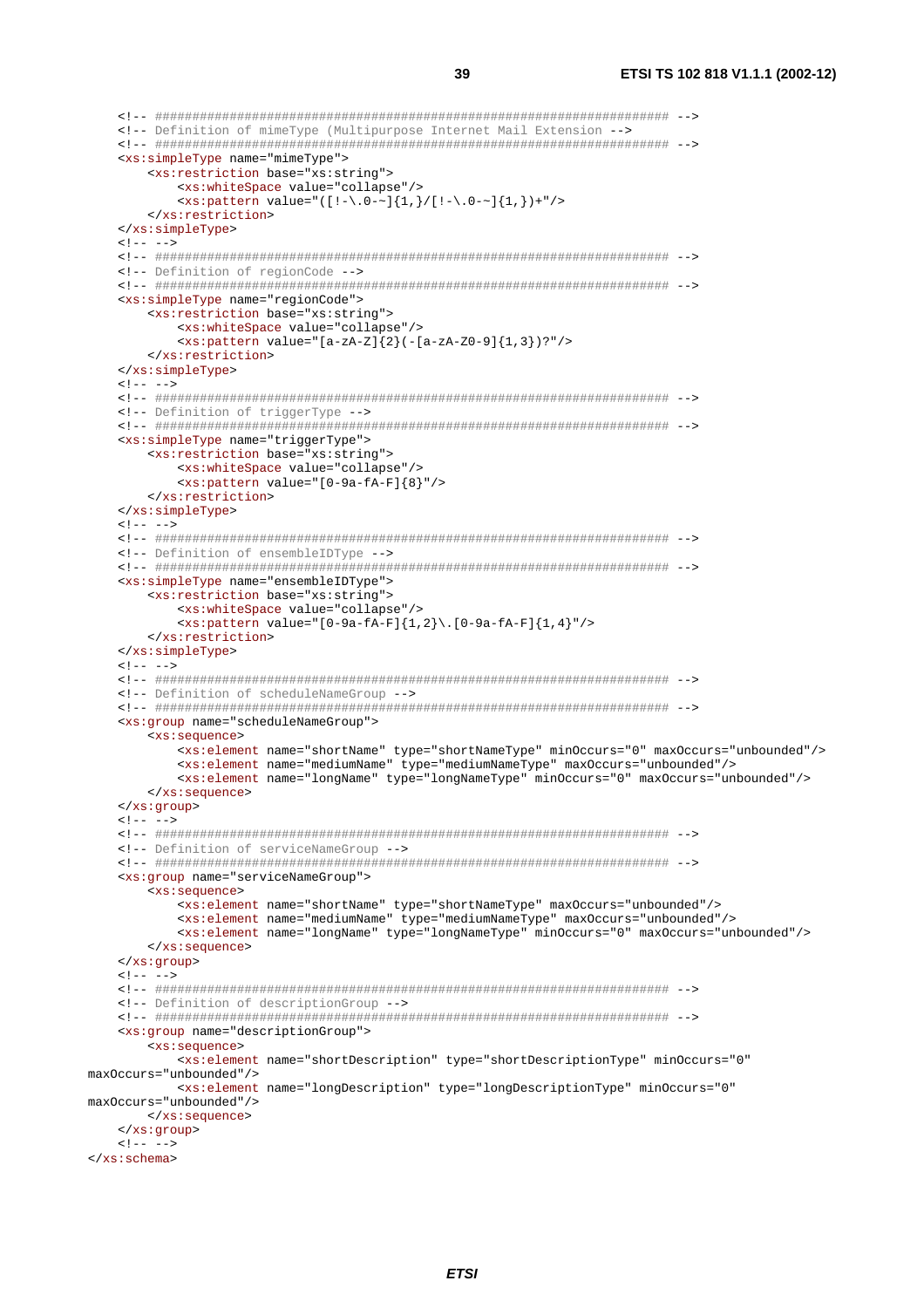```xml
    <!-- ##################################################################### -->
    <!-- Definition of mimeType (Multipurpose Internet Mail Extension -->
    <!-- ##################################################################### -->
    <xs:simpleType name="mimeType">
        <xs:restriction base="xs:string">
            <xs:whiteSpace value="collapse"/>
            <xs:pattern value="([!-\.0-~]{1,}/[!-\.0-~]{1,})+"/>
        </xs:restriction>
    </xs:simpleType>
    <!-- -->
    <!-- ##################################################################### -->
    <!-- Definition of regionCode -->
    <!-- ##################################################################### -->
    <xs:simpleType name="regionCode">
        <xs:restriction base="xs:string">
            <xs:whiteSpace value="collapse"/>
            <xs:pattern value="[a-zA-Z]{2}(-[a-zA-Z0-9]{1,3})?"/>
        </xs:restriction>
    </xs:simpleType>
    <!-- -->
    <!-- ##################################################################### -->
    <!-- Definition of triggerType -->
    <!-- ##################################################################### -->
    <xs:simpleType name="triggerType">
        <xs:restriction base="xs:string">
            <xs:whiteSpace value="collapse"/>
            <xs:pattern value="[0-9a-fA-F]{8}"/>
        </xs:restriction>
    </xs:simpleType>
    <!-- -->
    <!-- ##################################################################### -->
    <!-- Definition of ensembleIDType -->
    <!-- ##################################################################### -->
    <xs:simpleType name="ensembleIDType">
        <xs:restriction base="xs:string">
            <xs:whiteSpace value="collapse"/>
            <xs:pattern value="[0-9a-fA-F]{1,2}\.[0-9a-fA-F]{1,4}"/>
        </xs:restriction>
    </xs:simpleType>
    <!-- -->
    <!-- ##################################################################### -->
    <!-- Definition of scheduleNameGroup -->
    <!-- ##################################################################### -->
    <xs:group name="scheduleNameGroup">
        <xs:sequence>
            <xs:element name="shortName" type="shortNameType" minOccurs="0" maxOccurs="unbounded"/>
            <xs:element name="mediumName" type="mediumNameType" maxOccurs="unbounded"/>
            <xs:element name="longName" type="longNameType" minOccurs="0" maxOccurs="unbounded"/>
        </xs:sequence>
    </xs:group>
    <!-- -->
    <!-- ##################################################################### -->
    <!-- Definition of serviceNameGroup -->
    <!-- ##################################################################### -->
    <xs:group name="serviceNameGroup">
        <xs:sequence>
            <xs:element name="shortName" type="shortNameType" maxOccurs="unbounded"/>
            <xs:element name="mediumName" type="mediumNameType" maxOccurs="unbounded"/>
            <xs:element name="longName" type="longNameType" minOccurs="0" maxOccurs="unbounded"/>
        </xs:sequence>
    </xs:group>
    <!-- -->
    <!-- ##################################################################### -->
    <!-- Definition of descriptionGroup -->
    <!-- ##################################################################### -->
    <xs:group name="descriptionGroup">
        <xs:sequence>
            <xs:element name="shortDescription" type="shortDescriptionType" minOccurs="0"
maxOccurs="unbounded"/>
            <xs:element name="longDescription" type="longDescriptionType" minOccurs="0"
maxOccurs="unbounded"/>
        </xs:sequence>
    </xs:group>
    <!-- -->
</xs:schema>
```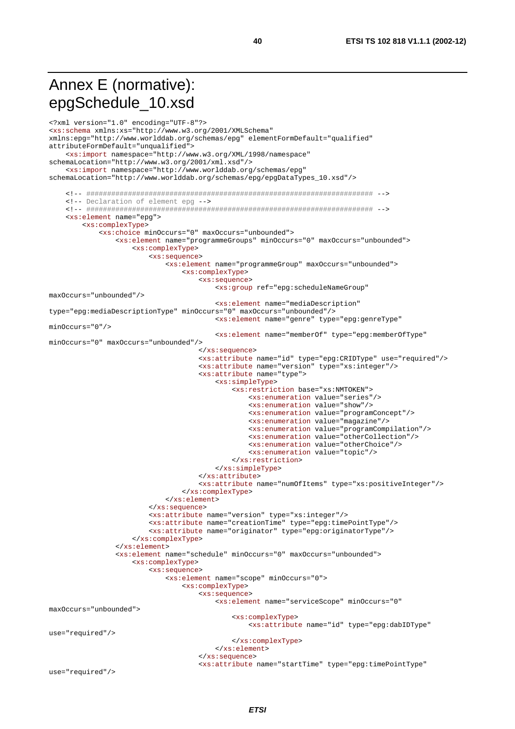# Annex E (normative): epgSchedule_10.xsd

```
<?xml version="1.0" encoding="UTF-8"?>
<xs:schema xmlns:xs="http://www.w3.org/2001/XMLSchema"
xmlns:epg="http://www.worlddab.org/schemas/epg" elementFormDefault="qualified"
attributeFormDefault="unqualified">
    <xs:import namespace="http://www.w3.org/XML/1998/namespace"
schemaLocation="http://www.w3.org/2001/xml.xsd"/>
    <xs:import namespace="http://www.worlddab.org/schemas/epg"
schemaLocation="http://www.worlddab.org/schemas/epg/epgDataTypes_10.xsd"/>

    <!-- ##################################################################### -->
    <!-- Declaration of element epg -->
    <!-- ##################################################################### -->
    <xs:element name="epg">
        <xs:complexType>
            <xs:choice minOccurs="0" maxOccurs="unbounded">
                <xs:element name="programmeGroups" minOccurs="0" maxOccurs="unbounded">
                    <xs:complexType>
                        <xs:sequence>
                            <xs:element name="programmeGroup" maxOccurs="unbounded">
                                <xs:complexType>
                                    <xs:sequence>
                                        <xs:group ref="epg:scheduleNameGroup"
maxOccurs="unbounded"/>
                                        <xs:element name="mediaDescription"
type="epg:mediaDescriptionType" minOccurs="0" maxOccurs="unbounded"/>
                                        <xs:element name="genre" type="epg:genreType"
minOccurs="0"/>
                                        <xs:element name="memberOf" type="epg:memberOfType"
minOccurs="0" maxOccurs="unbounded"/>
                                    </xs:sequence>
                                    <xs:attribute name="id" type="epg:CRIDType" use="required"/>
                                    <xs:attribute name="version" type="xs:integer"/>
                                    <xs:attribute name="type">
                                        <xs:simpleType>
                                            <xs:restriction base="xs:NMTOKEN">
                                                <xs:enumeration value="series"/>
                                                <xs:enumeration value="show"/>
                                                <xs:enumeration value="programConcept"/>
                                                <xs:enumeration value="magazine"/>
                                                <xs:enumeration value="programCompilation"/>
                                                <xs:enumeration value="otherCollection"/>
                                                <xs:enumeration value="otherChoice"/>
                                                <xs:enumeration value="topic"/>
                                            </xs:restriction>
                                        </xs:simpleType>
                                    </xs:attribute>
                                    <xs:attribute name="numOfItems" type="xs:positiveInteger"/>
                                </xs:complexType>
                            </xs:element>
                        </xs:sequence>
                        <xs:attribute name="version" type="xs:integer"/>
                        <xs:attribute name="creationTime" type="epg:timePointType"/>
                        <xs:attribute name="originator" type="epg:originatorType"/>
                    </xs:complexType>
                </xs:element>
                <xs:element name="schedule" minOccurs="0" maxOccurs="unbounded">
                    <xs:complexType>
                        <xs:sequence>
                            <xs:element name="scope" minOccurs="0">
                                <xs:complexType>
                                    <xs:sequence>
                                        <xs:element name="serviceScope" minOccurs="0"
maxOccurs="unbounded">
                                            <xs:complexType>
                                                <xs:attribute name="id" type="epg:dabIDType"
use="required"/>
                                            </xs:complexType>
                                        </xs:element>
                                    </xs:sequence>
                                    <xs:attribute name="startTime" type="epg:timePointType"
use="required"/>
```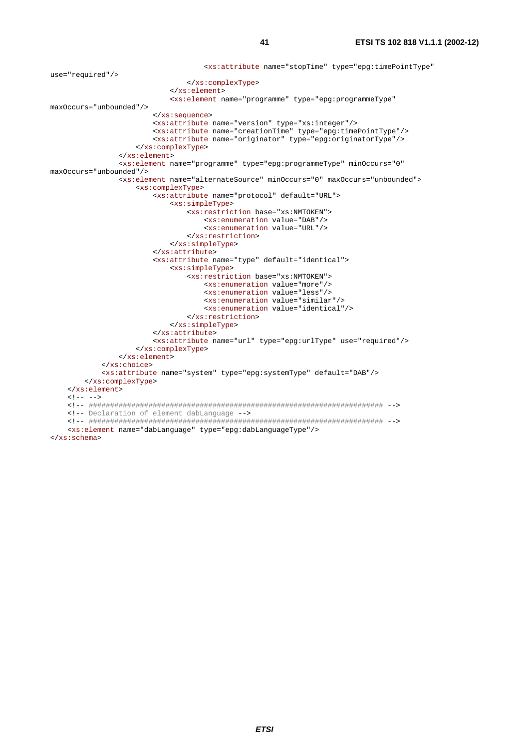```
                                    <xs:attribute name="stopTime" type="epg:timePointType"
use="required"/>
                                </xs:complexType>
                            </xs:element>
                            <xs:element name="programme" type="epg:programmeType"
maxOccurs="unbounded"/>
                        </xs:sequence>
                        <xs:attribute name="version" type="xs:integer"/>
                        <xs:attribute name="creationTime" type="epg:timePointType"/>
                        <xs:attribute name="originator" type="epg:originatorType"/>
                    </xs:complexType>
                </xs:element>
                <xs:element name="programme" type="epg:programmeType" minOccurs="0"
maxOccurs="unbounded"/>
                <xs:element name="alternateSource" minOccurs="0" maxOccurs="unbounded">
                    <xs:complexType>
                        <xs:attribute name="protocol" default="URL">
                            <xs:simpleType>
                                <xs:restriction base="xs:NMTOKEN">
                                    <xs:enumeration value="DAB"/>
                                    <xs:enumeration value="URL"/>
                                </xs:restriction>
                            </xs:simpleType>
                        </xs:attribute>
                        <xs:attribute name="type" default="identical">
                            <xs:simpleType>
                                <xs:restriction base="xs:NMTOKEN">
                                    <xs:enumeration value="more"/>
                                    <xs:enumeration value="less"/>
                                    <xs:enumeration value="similar"/>
                                    <xs:enumeration value="identical"/>
                                </xs:restriction>
                            </xs:simpleType>
                        </xs:attribute>
                        <xs:attribute name="url" type="epg:urlType" use="required"/>
                    </xs:complexType>
                </xs:element>
            </xs:choice>
            <xs:attribute name="system" type="epg:systemType" default="DAB"/>
        </xs:complexType>
    </xs:element>
    <!-- -->
    <!-- ##################################################################### -->
    <!-- Declaration of element dabLanguage -->
    <!-- ##################################################################### -->
    <xs:element name="dabLanguage" type="epg:dabLanguageType"/>
</xs:schema>
```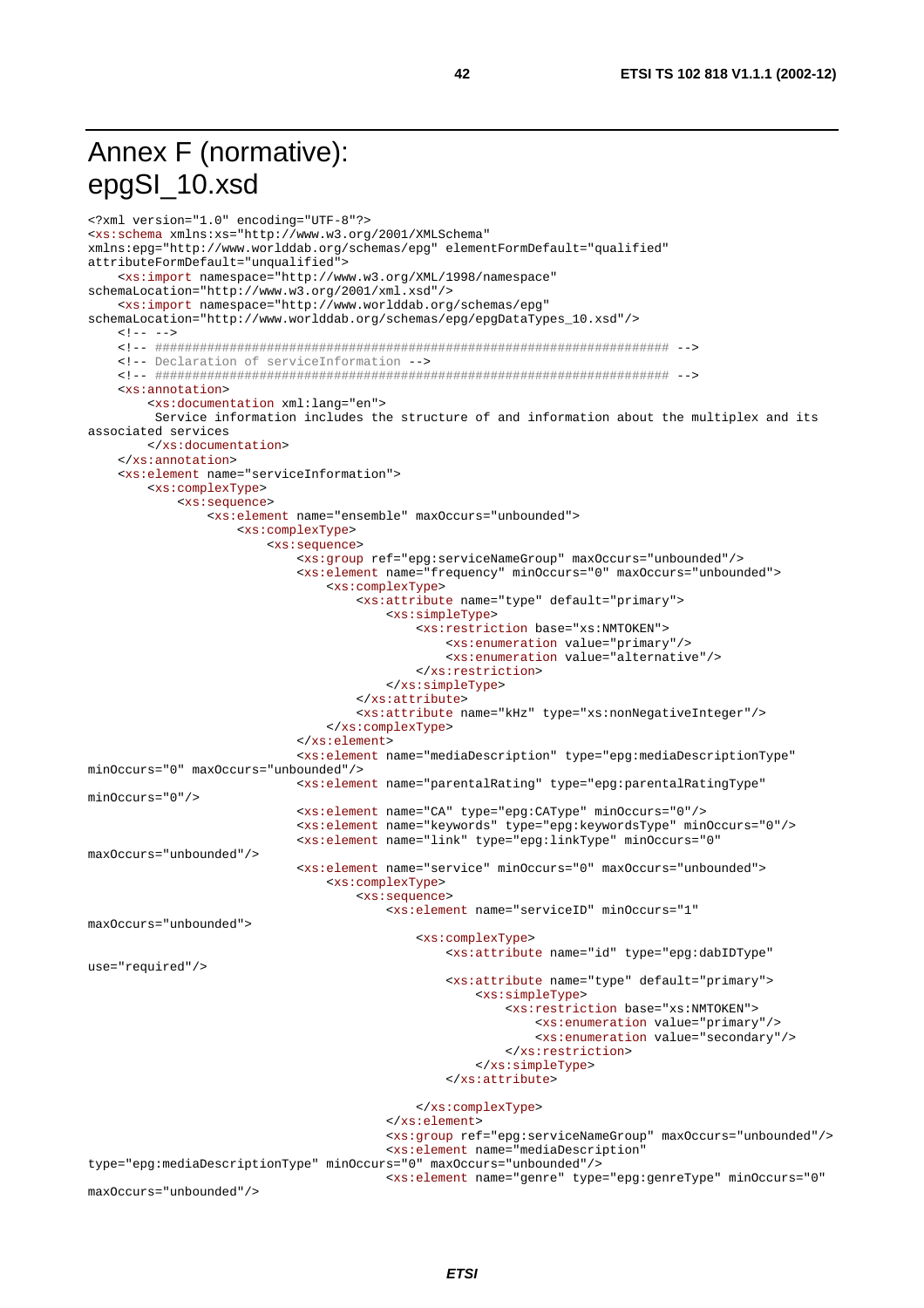# Annex F (normative): epgSI_10.xsd

```
<?xml version="1.0" encoding="UTF-8"?>
<xs:schema xmlns:xs="http://www.w3.org/2001/XMLSchema"
xmlns:epg="http://www.worlddab.org/schemas/epg" elementFormDefault="qualified"
attributeFormDefault="unqualified">
    <xs:import namespace="http://www.w3.org/XML/1998/namespace"
schemaLocation="http://www.w3.org/2001/xml.xsd"/>
    <xs:import namespace="http://www.worlddab.org/schemas/epg"
schemaLocation="http://www.worlddab.org/schemas/epg/epgDataTypes_10.xsd"/>
    <!-- -->
    <!-- ##################################################################### -->
    <!-- Declaration of serviceInformation -->
    <!-- ##################################################################### -->
    <xs:annotation>
        <xs:documentation xml:lang="en">
         Service information includes the structure of and information about the multiplex and its
associated services
        </xs:documentation>
    </xs:annotation>
    <xs:element name="serviceInformation">
        <xs:complexType>
            <xs:sequence>
                <xs:element name="ensemble" maxOccurs="unbounded">
                    <xs:complexType>
                        <xs:sequence>
                            <xs:group ref="epg:serviceNameGroup" maxOccurs="unbounded"/>
                            <xs:element name="frequency" minOccurs="0" maxOccurs="unbounded">
                                <xs:complexType>
                                    <xs:attribute name="type" default="primary">
                                        <xs:simpleType>
                                            <xs:restriction base="xs:NMTOKEN">
                                                <xs:enumeration value="primary"/>
                                                <xs:enumeration value="alternative"/>
                                            </xs:restriction>
                                        </xs:simpleType>
                                    </xs:attribute>
                                    <xs:attribute name="kHz" type="xs:nonNegativeInteger"/>
                                </xs:complexType>
                            </xs:element>
                            <xs:element name="mediaDescription" type="epg:mediaDescriptionType"
minOccurs="0" maxOccurs="unbounded"/>
                            <xs:element name="parentalRating" type="epg:parentalRatingType"
minOccurs="0"/>
                            <xs:element name="CA" type="epg:CAType" minOccurs="0"/>
                            <xs:element name="keywords" type="epg:keywordsType" minOccurs="0"/>
                            <xs:element name="link" type="epg:linkType" minOccurs="0"
maxOccurs="unbounded"/>
                            <xs:element name="service" minOccurs="0" maxOccurs="unbounded">
                                <xs:complexType>
                                    <xs:sequence>
                                        <xs:element name="serviceID" minOccurs="1"
maxOccurs="unbounded">
                                            <xs:complexType>
                                                <xs:attribute name="id" type="epg:dabIDType"
use="required"/>
                                                <xs:attribute name="type" default="primary">
                                                    <xs:simpleType>
                                                        <xs:restriction base="xs:NMTOKEN">
                                                            <xs:enumeration value="primary"/>
                                                            <xs:enumeration value="secondary"/>
                                                        </xs:restriction>
                                                    </xs:simpleType>
                                                </xs:attribute>

                                            </xs:complexType>
                                        </xs:element>
                                        <xs:group ref="epg:serviceNameGroup" maxOccurs="unbounded"/>
                                        <xs:element name="mediaDescription"
type="epg:mediaDescriptionType" minOccurs="0" maxOccurs="unbounded"/>
                                        <xs:element name="genre" type="epg:genreType" minOccurs="0"
maxOccurs="unbounded"/>
```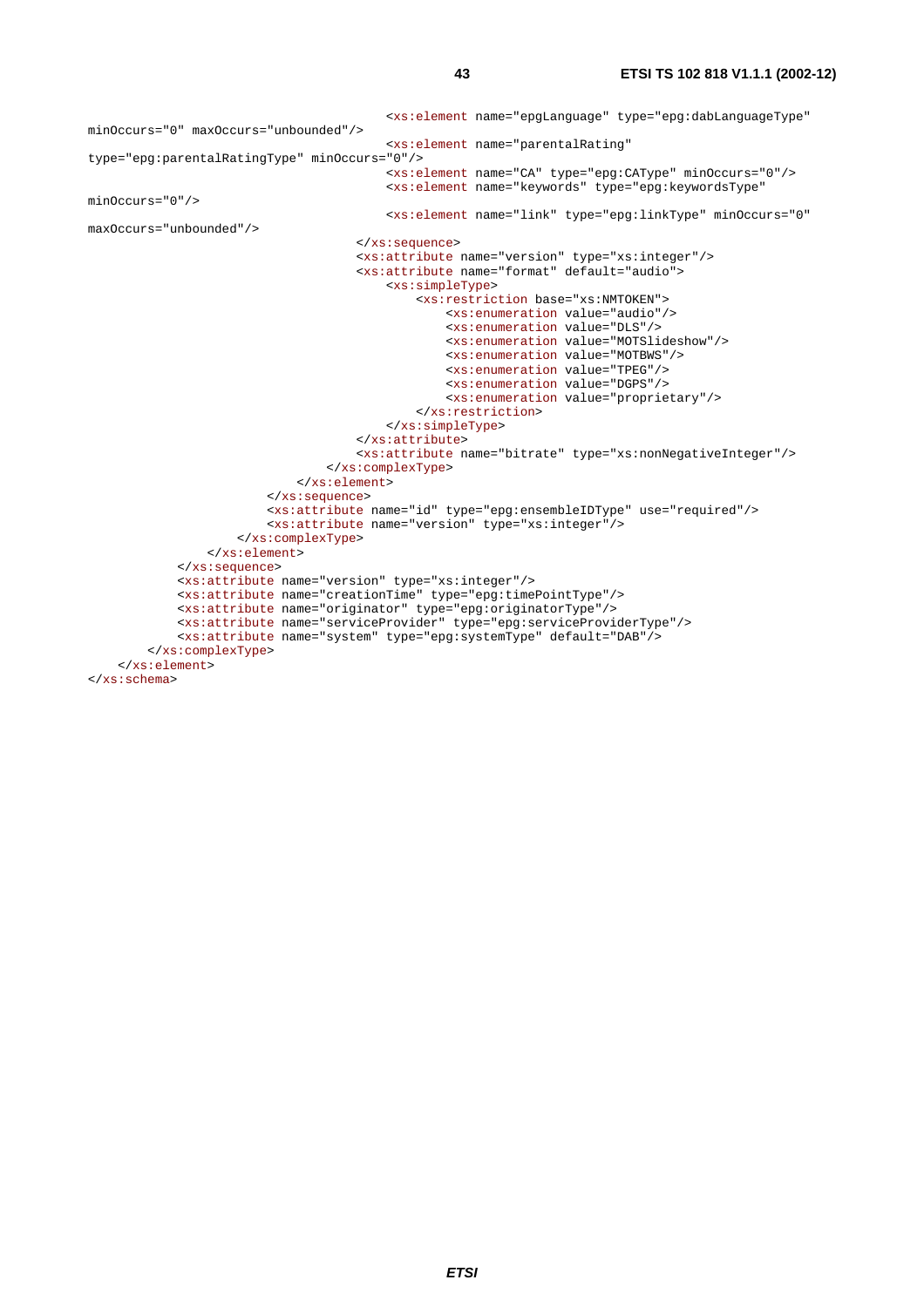```
                                        <xs:element name="epgLanguage" type="epg:dabLanguageType"
minOccurs="0" maxOccurs="unbounded"/>
                                        <xs:element name="parentalRating"
type="epg:parentalRatingType" minOccurs="0"/>
                                        <xs:element name="CA" type="epg:CAType" minOccurs="0"/>
                                        <xs:element name="keywords" type="epg:keywordsType"
minOccurs="0"/>
                                        <xs:element name="link" type="epg:linkType" minOccurs="0"
maxOccurs="unbounded"/>
                                    </xs:sequence>
                                    <xs:attribute name="version" type="xs:integer"/>
                                    <xs:attribute name="format" default="audio">
                                        <xs:simpleType>
                                            <xs:restriction base="xs:NMTOKEN">
                                                <xs:enumeration value="audio"/>
                                                <xs:enumeration value="DLS"/>
                                                <xs:enumeration value="MOTSlideshow"/>
                                                <xs:enumeration value="MOTBWS"/>
                                                <xs:enumeration value="TPEG"/>
                                                <xs:enumeration value="DGPS"/>
                                                <xs:enumeration value="proprietary"/>
                                            </xs:restriction>
                                        </xs:simpleType>
                                    </xs:attribute>
                                    <xs:attribute name="bitrate" type="xs:nonNegativeInteger"/>
                                </xs:complexType>
                            </xs:element>
                        </xs:sequence>
                        <xs:attribute name="id" type="epg:ensembleIDType" use="required"/>
                        <xs:attribute name="version" type="xs:integer"/>
                    </xs:complexType>
                </xs:element>
            </xs:sequence>
            <xs:attribute name="version" type="xs:integer"/>
            <xs:attribute name="creationTime" type="epg:timePointType"/>
            <xs:attribute name="originator" type="epg:originatorType"/>
            <xs:attribute name="serviceProvider" type="epg:serviceProviderType"/>
            <xs:attribute name="system" type="epg:systemType" default="DAB"/>
        </xs:complexType>
    </xs:element>
</xs:schema>
```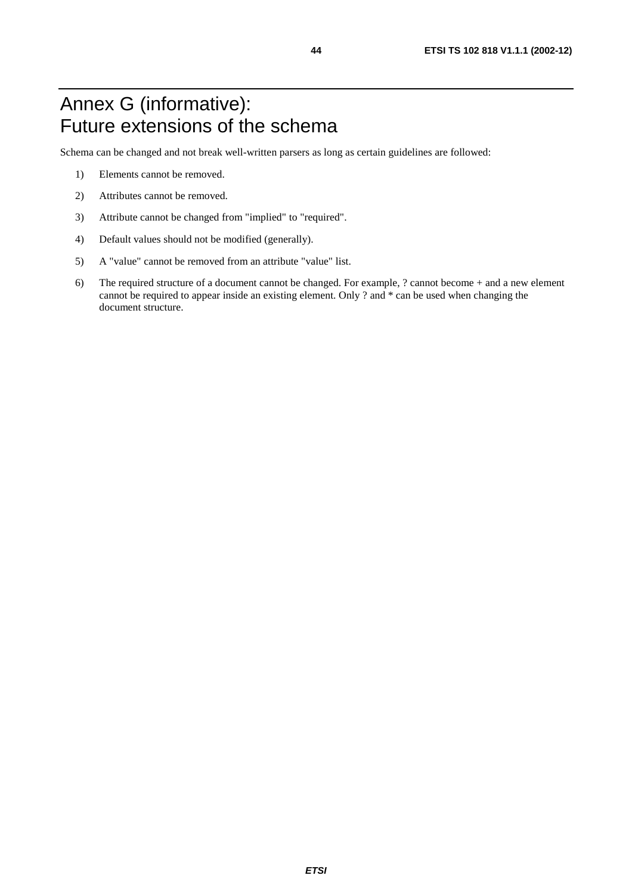# Annex G (informative): Future extensions of the schema

Schema can be changed and not break well-written parsers as long as certain guidelines are followed:

1) Elements cannot be removed.

2) Attributes cannot be removed.

3) Attribute cannot be changed from "implied" to "required".

4) Default values should not be modified (generally).

5) A "value" cannot be removed from an attribute "value" list.

6) The required structure of a document cannot be changed. For example, ? cannot become + and a new element cannot be required to appear inside an existing element. Only ? and * can be used when changing the document structure.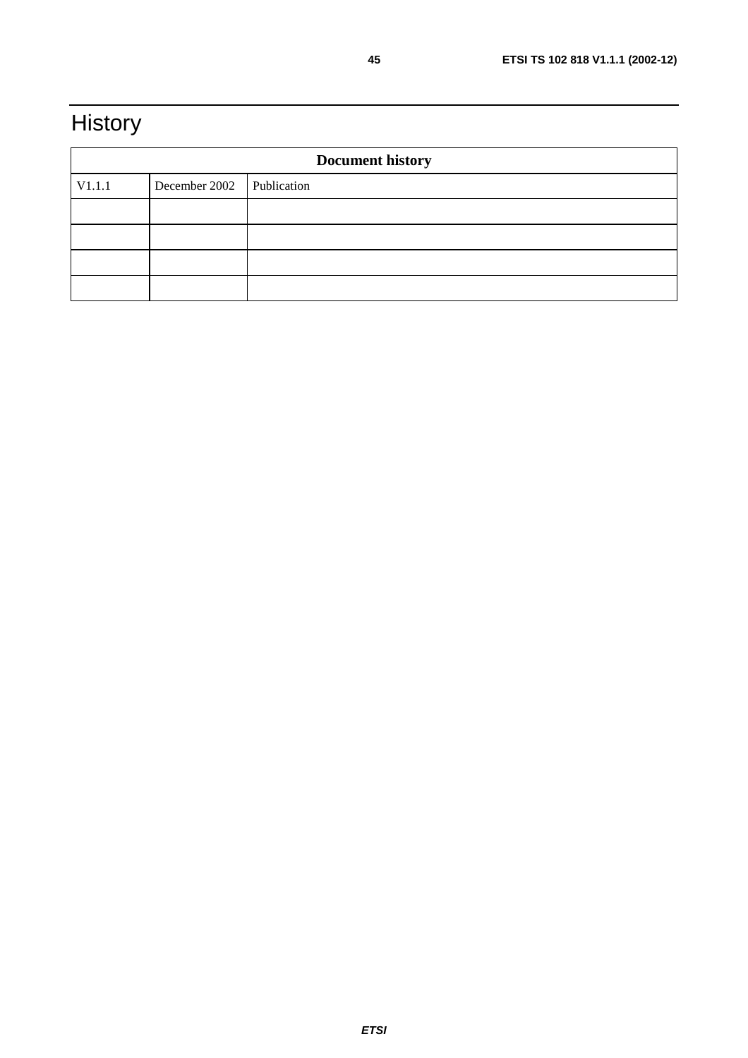# History

| Document history | | |
|---|---|---|
| V1.1.1 | December 2002 | Publication |
| | | |
| | | |
| | | |
| | | |